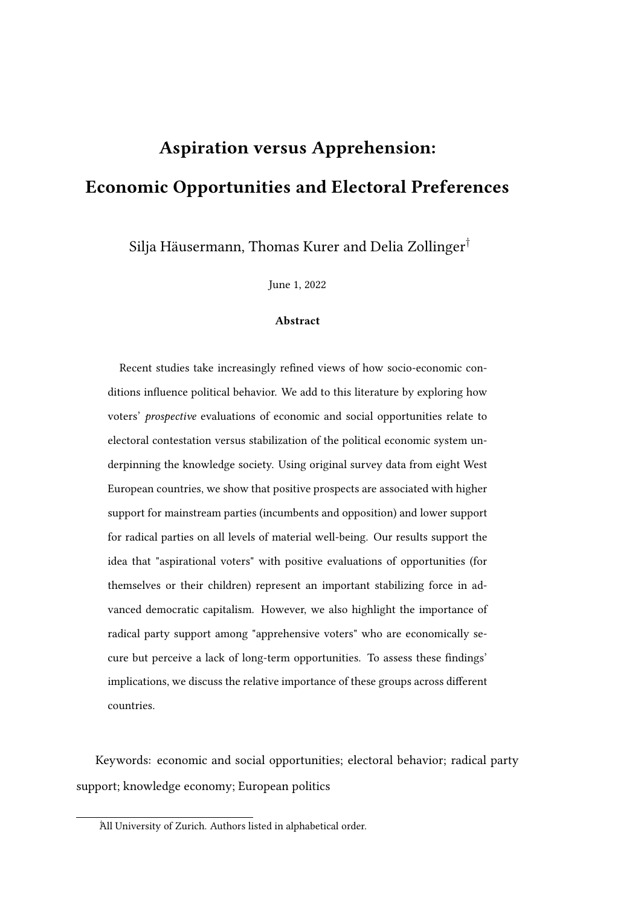# Aspiration versus Apprehension:

# Economic Opportunities and Electoral Preferences

Silja Häusermann, Thomas Kurer and Delia Zollinger[†]

June 1, 2022

**Abstract**

Recent studies take increasingly refined views of how socio-economic conditions influence political behavior. We add to this literature by exploring how voters' *prospective* evaluations of economic and social opportunities relate to electoral contestation versus stabilization of the political economic system underpinning the knowledge society. Using original survey data from eight West European countries, we show that positive prospects are associated with higher support for mainstream parties (incumbents and opposition) and lower support for radical parties on all levels of material well-being. Our results support the idea that "aspirational voters" with positive evaluations of opportunities (for themselves or their children) represent an important stabilizing force in advanced democratic capitalism. However, we also highlight the importance of radical party support among "apprehensive voters" who are economically secure but perceive a lack of long-term opportunities. To assess these findings' implications, we discuss the relative importance of these groups across different countries.

Keywords: economic and social opportunities; electoral behavior; radical party support; knowledge economy; European politics

[†] All University of Zurich. Authors listed in alphabetical order.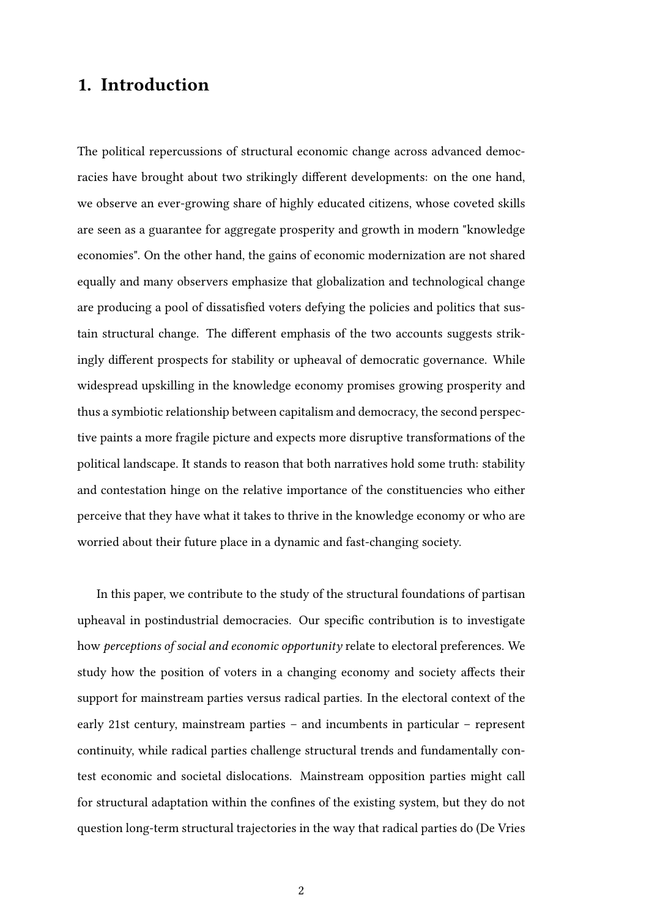# 1. Introduction

The political repercussions of structural economic change across advanced democracies have brought about two strikingly different developments: on the one hand, we observe an ever-growing share of highly educated citizens, whose coveted skills are seen as a guarantee for aggregate prosperity and growth in modern "knowledge economies". On the other hand, the gains of economic modernization are not shared equally and many observers emphasize that globalization and technological change are producing a pool of dissatisfied voters defying the policies and politics that sustain structural change. The different emphasis of the two accounts suggests strikingly different prospects for stability or upheaval of democratic governance. While widespread upskilling in the knowledge economy promises growing prosperity and thus a symbiotic relationship between capitalism and democracy, the second perspective paints a more fragile picture and expects more disruptive transformations of the political landscape. It stands to reason that both narratives hold some truth: stability and contestation hinge on the relative importance of the constituencies who either perceive that they have what it takes to thrive in the knowledge economy or who are worried about their future place in a dynamic and fast-changing society.

In this paper, we contribute to the study of the structural foundations of partisan upheaval in postindustrial democracies. Our specific contribution is to investigate how *perceptions of social and economic opportunity* relate to electoral preferences. We study how the position of voters in a changing economy and society affects their support for mainstream parties versus radical parties. In the electoral context of the early 21st century, mainstream parties – and incumbents in particular – represent continuity, while radical parties challenge structural trends and fundamentally contest economic and societal dislocations. Mainstream opposition parties might call for structural adaptation within the confines of the existing system, but they do not question long-term structural trajectories in the way that radical parties do (De Vries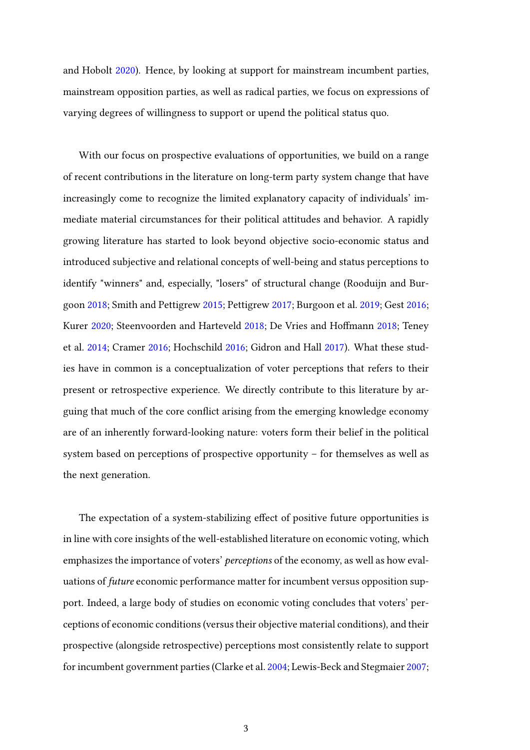and Hobolt 2020). Hence, by looking at support for mainstream incumbent parties, mainstream opposition parties, as well as radical parties, we focus on expressions of varying degrees of willingness to support or upend the political status quo.

With our focus on prospective evaluations of opportunities, we build on a range of recent contributions in the literature on long-term party system change that have increasingly come to recognize the limited explanatory capacity of individuals' immediate material circumstances for their political attitudes and behavior. A rapidly growing literature has started to look beyond objective socio-economic status and introduced subjective and relational concepts of well-being and status perceptions to identify "winners" and, especially, "losers" of structural change (Rooduijn and Burgoon 2018; Smith and Pettigrew 2015; Pettigrew 2017; Burgoon et al. 2019; Gest 2016; Kurer 2020; Steenvoorden and Harteveld 2018; De Vries and Hoffmann 2018; Teney et al. 2014; Cramer 2016; Hochschild 2016; Gidron and Hall 2017). What these studies have in common is a conceptualization of voter perceptions that refers to their present or retrospective experience. We directly contribute to this literature by arguing that much of the core conflict arising from the emerging knowledge economy are of an inherently forward-looking nature: voters form their belief in the political system based on perceptions of prospective opportunity – for themselves as well as the next generation.

The expectation of a system-stabilizing effect of positive future opportunities is in line with core insights of the well-established literature on economic voting, which emphasizes the importance of voters' *perceptions* of the economy, as well as how evaluations of *future* economic performance matter for incumbent versus opposition support. Indeed, a large body of studies on economic voting concludes that voters' perceptions of economic conditions (versus their objective material conditions), and their prospective (alongside retrospective) perceptions most consistently relate to support for incumbent government parties (Clarke et al. 2004; Lewis-Beck and Stegmaier 2007;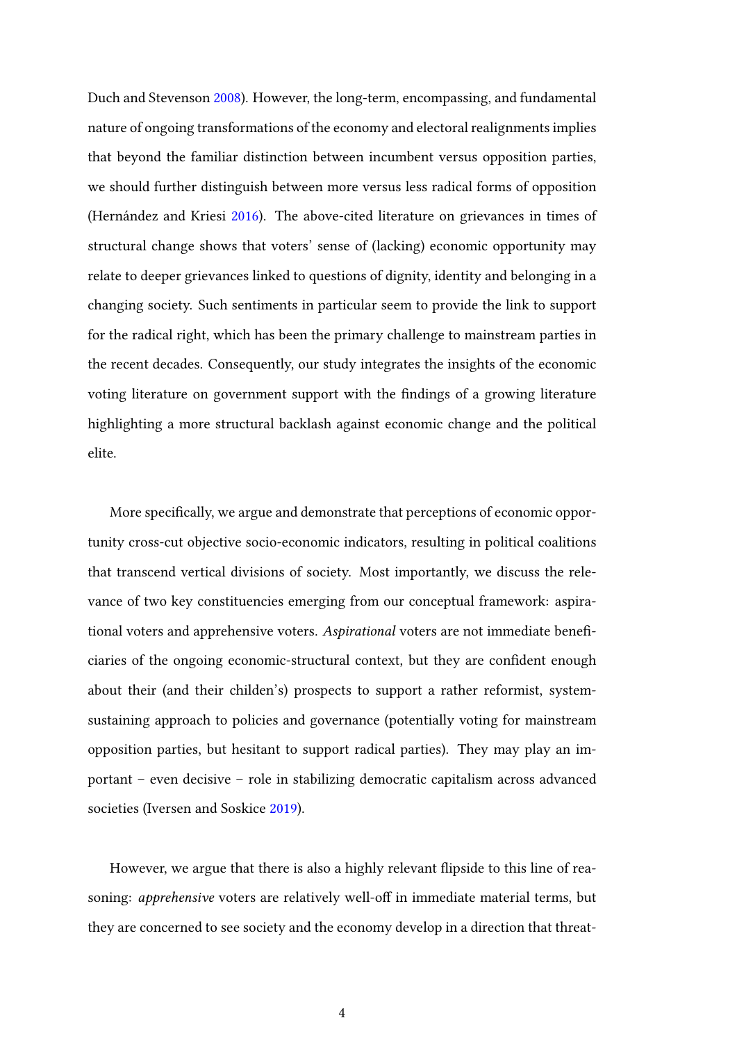Duch and Stevenson 2008). However, the long-term, encompassing, and fundamental nature of ongoing transformations of the economy and electoral realignments implies that beyond the familiar distinction between incumbent versus opposition parties, we should further distinguish between more versus less radical forms of opposition (Hernández and Kriesi 2016). The above-cited literature on grievances in times of structural change shows that voters' sense of (lacking) economic opportunity may relate to deeper grievances linked to questions of dignity, identity and belonging in a changing society. Such sentiments in particular seem to provide the link to support for the radical right, which has been the primary challenge to mainstream parties in the recent decades. Consequently, our study integrates the insights of the economic voting literature on government support with the findings of a growing literature highlighting a more structural backlash against economic change and the political elite.

More specifically, we argue and demonstrate that perceptions of economic opportunity cross-cut objective socio-economic indicators, resulting in political coalitions that transcend vertical divisions of society. Most importantly, we discuss the relevance of two key constituencies emerging from our conceptual framework: aspirational voters and apprehensive voters. *Aspirational* voters are not immediate beneficiaries of the ongoing economic-structural context, but they are confident enough about their (and their childen's) prospects to support a rather reformist, system-sustaining approach to policies and governance (potentially voting for mainstream opposition parties, but hesitant to support radical parties). They may play an important – even decisive – role in stabilizing democratic capitalism across advanced societies (Iversen and Soskice 2019).

However, we argue that there is also a highly relevant flipside to this line of reasoning: *apprehensive* voters are relatively well-off in immediate material terms, but they are concerned to see society and the economy develop in a direction that threat-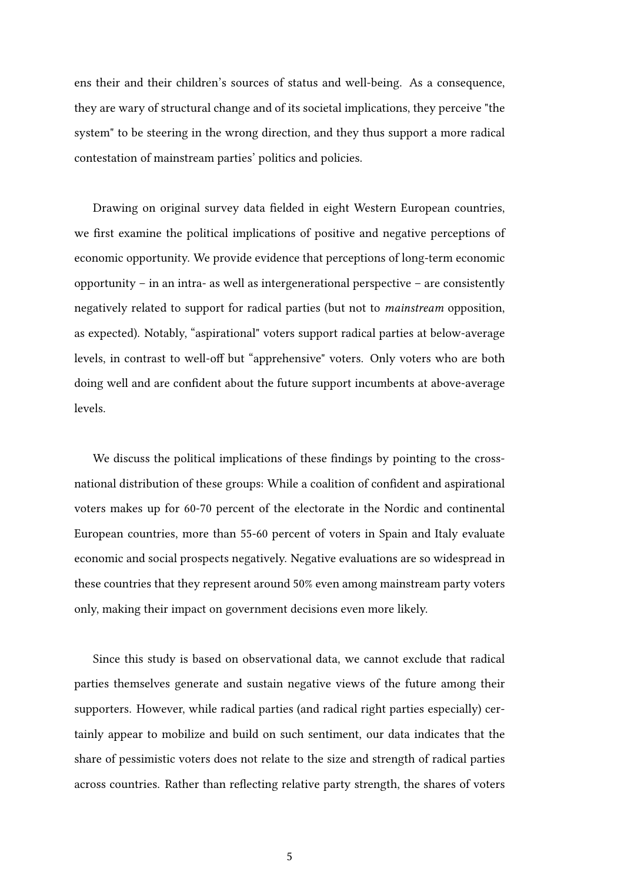ens their and their children's sources of status and well-being. As a consequence, they are wary of structural change and of its societal implications, they perceive "the system" to be steering in the wrong direction, and they thus support a more radical contestation of mainstream parties' politics and policies.

Drawing on original survey data fielded in eight Western European countries, we first examine the political implications of positive and negative perceptions of economic opportunity. We provide evidence that perceptions of long-term economic opportunity – in an intra- as well as intergenerational perspective – are consistently negatively related to support for radical parties (but not to *mainstream* opposition, as expected). Notably, "aspirational" voters support radical parties at below-average levels, in contrast to well-off but "apprehensive" voters. Only voters who are both doing well and are confident about the future support incumbents at above-average levels.

We discuss the political implications of these findings by pointing to the cross-national distribution of these groups: While a coalition of confident and aspirational voters makes up for 60-70 percent of the electorate in the Nordic and continental European countries, more than 55-60 percent of voters in Spain and Italy evaluate economic and social prospects negatively. Negative evaluations are so widespread in these countries that they represent around 50% even among mainstream party voters only, making their impact on government decisions even more likely.

Since this study is based on observational data, we cannot exclude that radical parties themselves generate and sustain negative views of the future among their supporters. However, while radical parties (and radical right parties especially) certainly appear to mobilize and build on such sentiment, our data indicates that the share of pessimistic voters does not relate to the size and strength of radical parties across countries. Rather than reflecting relative party strength, the shares of voters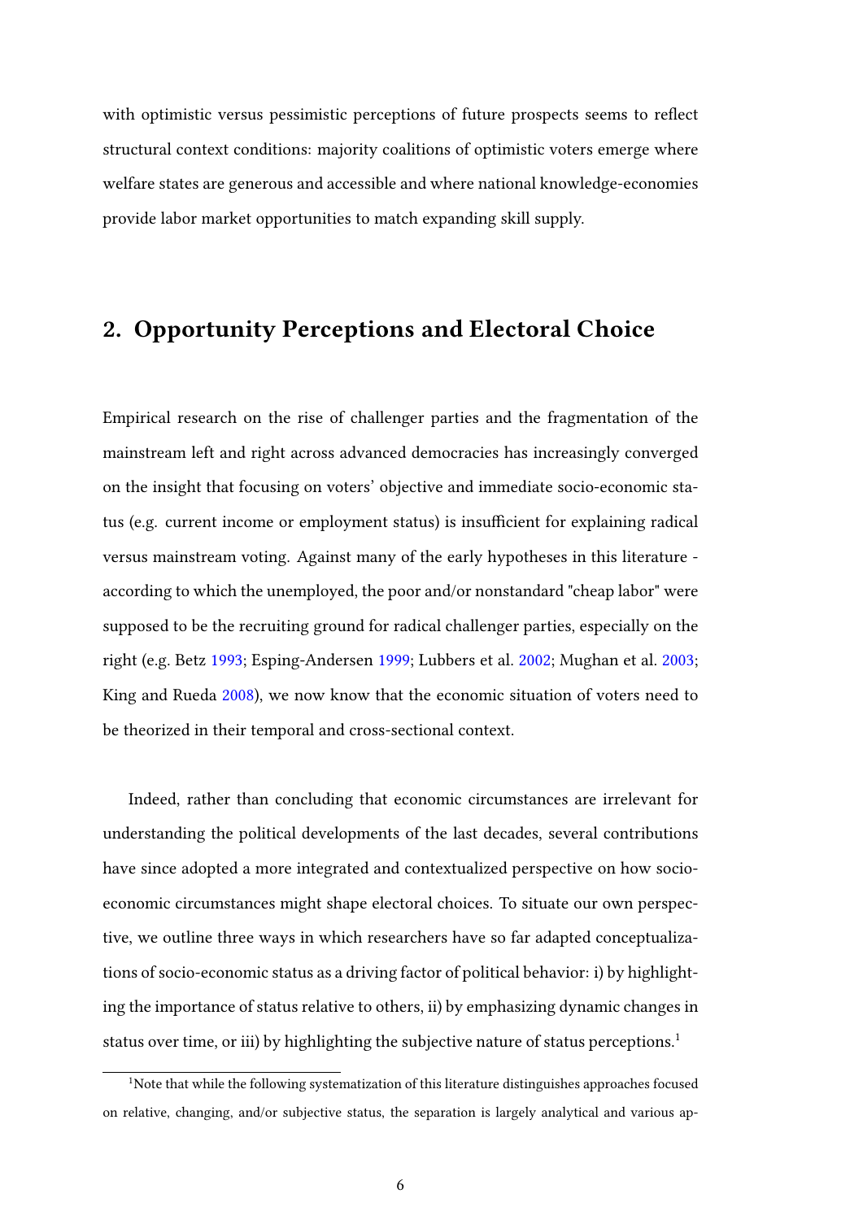with optimistic versus pessimistic perceptions of future prospects seems to reflect structural context conditions: majority coalitions of optimistic voters emerge where welfare states are generous and accessible and where national knowledge-economies provide labor market opportunities to match expanding skill supply.

## 2. Opportunity Perceptions and Electoral Choice

Empirical research on the rise of challenger parties and the fragmentation of the mainstream left and right across advanced democracies has increasingly converged on the insight that focusing on voters' objective and immediate socio-economic status (e.g. current income or employment status) is insufficient for explaining radical versus mainstream voting. Against many of the early hypotheses in this literature - according to which the unemployed, the poor and/or nonstandard "cheap labor" were supposed to be the recruiting ground for radical challenger parties, especially on the right (e.g. Betz 1993; Esping-Andersen 1999; Lubbers et al. 2002; Mughan et al. 2003; King and Rueda 2008), we now know that the economic situation of voters need to be theorized in their temporal and cross-sectional context.

Indeed, rather than concluding that economic circumstances are irrelevant for understanding the political developments of the last decades, several contributions have since adopted a more integrated and contextualized perspective on how socio-economic circumstances might shape electoral choices. To situate our own perspective, we outline three ways in which researchers have so far adapted conceptualizations of socio-economic status as a driving factor of political behavior: i) by highlighting the importance of status relative to others, ii) by emphasizing dynamic changes in status over time, or iii) by highlighting the subjective nature of status perceptions.[1]

[1] Note that while the following systematization of this literature distinguishes approaches focused on relative, changing, and/or subjective status, the separation is largely analytical and various ap-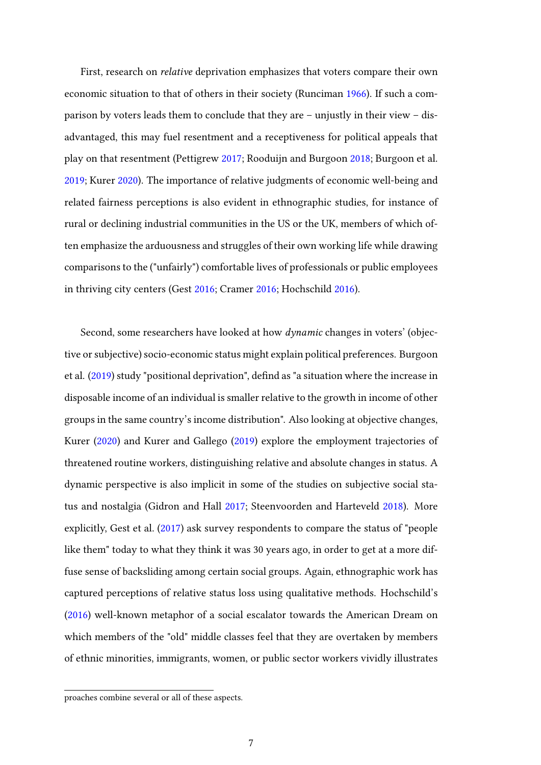First, research on *relative* deprivation emphasizes that voters compare their own economic situation to that of others in their society (Runciman 1966). If such a comparison by voters leads them to conclude that they are – unjustly in their view – disadvantaged, this may fuel resentment and a receptiveness for political appeals that play on that resentment (Pettigrew 2017; Rooduijn and Burgoon 2018; Burgoon et al. 2019; Kurer 2020). The importance of relative judgments of economic well-being and related fairness perceptions is also evident in ethnographic studies, for instance of rural or declining industrial communities in the US or the UK, members of which often emphasize the arduousness and struggles of their own working life while drawing comparisons to the ("unfairly") comfortable lives of professionals or public employees in thriving city centers (Gest 2016; Cramer 2016; Hochschild 2016).

Second, some researchers have looked at how *dynamic* changes in voters' (objective or subjective) socio-economic status might explain political preferences. Burgoon et al. (2019) study "positional deprivation", defind as "a situation where the increase in disposable income of an individual is smaller relative to the growth in income of other groups in the same country's income distribution". Also looking at objective changes, Kurer (2020) and Kurer and Gallego (2019) explore the employment trajectories of threatened routine workers, distinguishing relative and absolute changes in status. A dynamic perspective is also implicit in some of the studies on subjective social status and nostalgia (Gidron and Hall 2017; Steenvoorden and Harteveld 2018). More explicitly, Gest et al. (2017) ask survey respondents to compare the status of "people like them" today to what they think it was 30 years ago, in order to get at a more diffuse sense of backsliding among certain social groups. Again, ethnographic work has captured perceptions of relative status loss using qualitative methods. Hochschild's (2016) well-known metaphor of a social escalator towards the American Dream on which members of the "old" middle classes feel that they are overtaken by members of ethnic minorities, immigrants, women, or public sector workers vividly illustrates

proaches combine several or all of these aspects.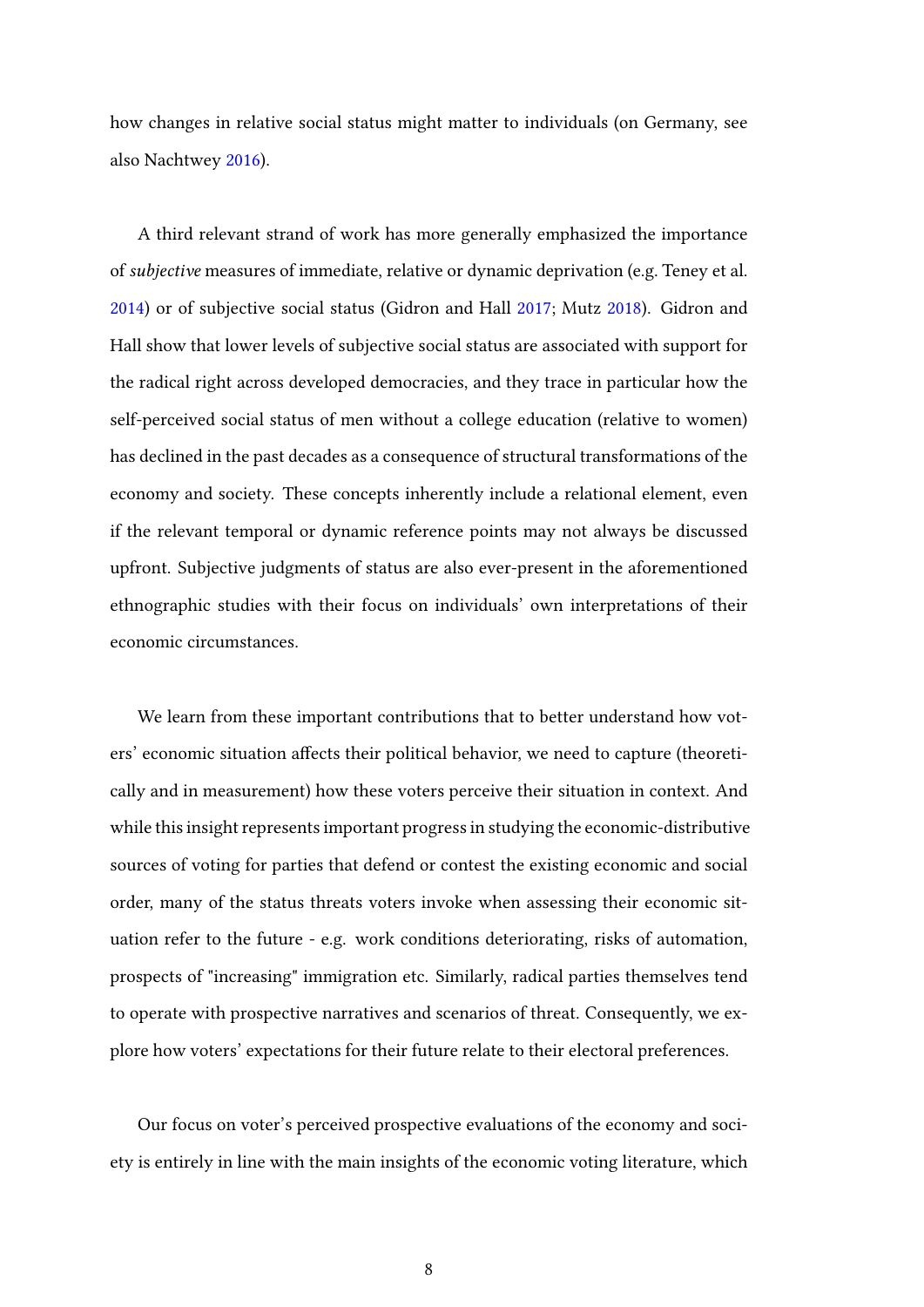how changes in relative social status might matter to individuals (on Germany, see also Nachtwey 2016).

A third relevant strand of work has more generally emphasized the importance of *subjective* measures of immediate, relative or dynamic deprivation (e.g. Teney et al. 2014) or of subjective social status (Gidron and Hall 2017; Mutz 2018). Gidron and Hall show that lower levels of subjective social status are associated with support for the radical right across developed democracies, and they trace in particular how the self-perceived social status of men without a college education (relative to women) has declined in the past decades as a consequence of structural transformations of the economy and society. These concepts inherently include a relational element, even if the relevant temporal or dynamic reference points may not always be discussed upfront. Subjective judgments of status are also ever-present in the aforementioned ethnographic studies with their focus on individuals' own interpretations of their economic circumstances.

We learn from these important contributions that to better understand how voters' economic situation affects their political behavior, we need to capture (theoretically and in measurement) how these voters perceive their situation in context. And while this insight represents important progress in studying the economic-distributive sources of voting for parties that defend or contest the existing economic and social order, many of the status threats voters invoke when assessing their economic situation refer to the future - e.g. work conditions deteriorating, risks of automation, prospects of "increasing" immigration etc. Similarly, radical parties themselves tend to operate with prospective narratives and scenarios of threat. Consequently, we explore how voters' expectations for their future relate to their electoral preferences.

Our focus on voter's perceived prospective evaluations of the economy and society is entirely in line with the main insights of the economic voting literature, which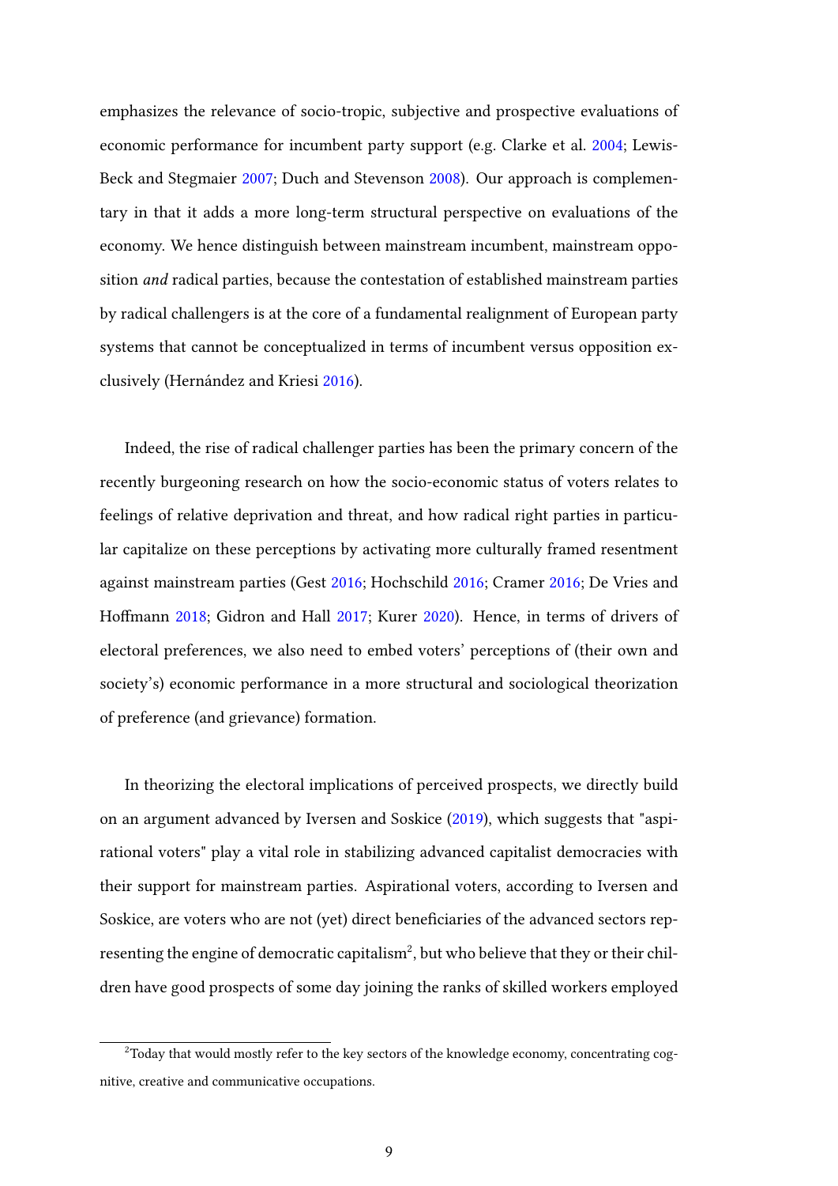emphasizes the relevance of socio-tropic, subjective and prospective evaluations of economic performance for incumbent party support (e.g. Clarke et al. 2004; Lewis-Beck and Stegmaier 2007; Duch and Stevenson 2008). Our approach is complementary in that it adds a more long-term structural perspective on evaluations of the economy. We hence distinguish between mainstream incumbent, mainstream opposition *and* radical parties, because the contestation of established mainstream parties by radical challengers is at the core of a fundamental realignment of European party systems that cannot be conceptualized in terms of incumbent versus opposition exclusively (Hernández and Kriesi 2016).

Indeed, the rise of radical challenger parties has been the primary concern of the recently burgeoning research on how the socio-economic status of voters relates to feelings of relative deprivation and threat, and how radical right parties in particular capitalize on these perceptions by activating more culturally framed resentment against mainstream parties (Gest 2016; Hochschild 2016; Cramer 2016; De Vries and Hoffmann 2018; Gidron and Hall 2017; Kurer 2020). Hence, in terms of drivers of electoral preferences, we also need to embed voters' perceptions of (their own and society's) economic performance in a more structural and sociological theorization of preference (and grievance) formation.

In theorizing the electoral implications of perceived prospects, we directly build on an argument advanced by Iversen and Soskice (2019), which suggests that "aspirational voters" play a vital role in stabilizing advanced capitalist democracies with their support for mainstream parties. Aspirational voters, according to Iversen and Soskice, are voters who are not (yet) direct beneficiaries of the advanced sectors representing the engine of democratic capitalism[2], but who believe that they or their children have good prospects of some day joining the ranks of skilled workers employed

[2] Today that would mostly refer to the key sectors of the knowledge economy, concentrating cognitive, creative and communicative occupations.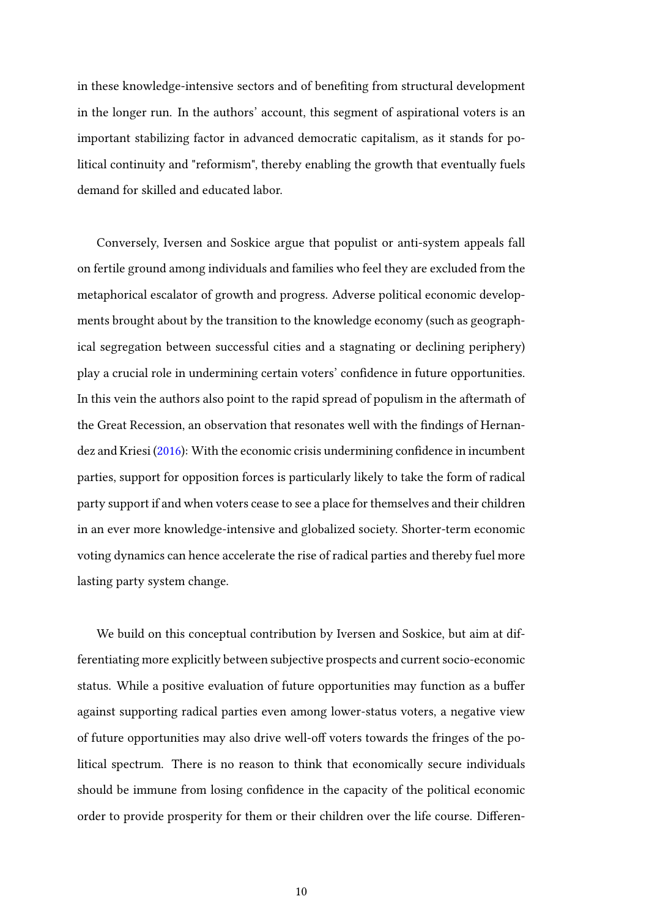in these knowledge-intensive sectors and of benefiting from structural development in the longer run. In the authors' account, this segment of aspirational voters is an important stabilizing factor in advanced democratic capitalism, as it stands for political continuity and "reformism", thereby enabling the growth that eventually fuels demand for skilled and educated labor.

Conversely, Iversen and Soskice argue that populist or anti-system appeals fall on fertile ground among individuals and families who feel they are excluded from the metaphorical escalator of growth and progress. Adverse political economic developments brought about by the transition to the knowledge economy (such as geographical segregation between successful cities and a stagnating or declining periphery) play a crucial role in undermining certain voters' confidence in future opportunities. In this vein the authors also point to the rapid spread of populism in the aftermath of the Great Recession, an observation that resonates well with the findings of Hernandez and Kriesi (2016): With the economic crisis undermining confidence in incumbent parties, support for opposition forces is particularly likely to take the form of radical party support if and when voters cease to see a place for themselves and their children in an ever more knowledge-intensive and globalized society. Shorter-term economic voting dynamics can hence accelerate the rise of radical parties and thereby fuel more lasting party system change.

We build on this conceptual contribution by Iversen and Soskice, but aim at differentiating more explicitly between subjective prospects and current socio-economic status. While a positive evaluation of future opportunities may function as a buffer against supporting radical parties even among lower-status voters, a negative view of future opportunities may also drive well-off voters towards the fringes of the political spectrum. There is no reason to think that economically secure individuals should be immune from losing confidence in the capacity of the political economic order to provide prosperity for them or their children over the life course. Differen-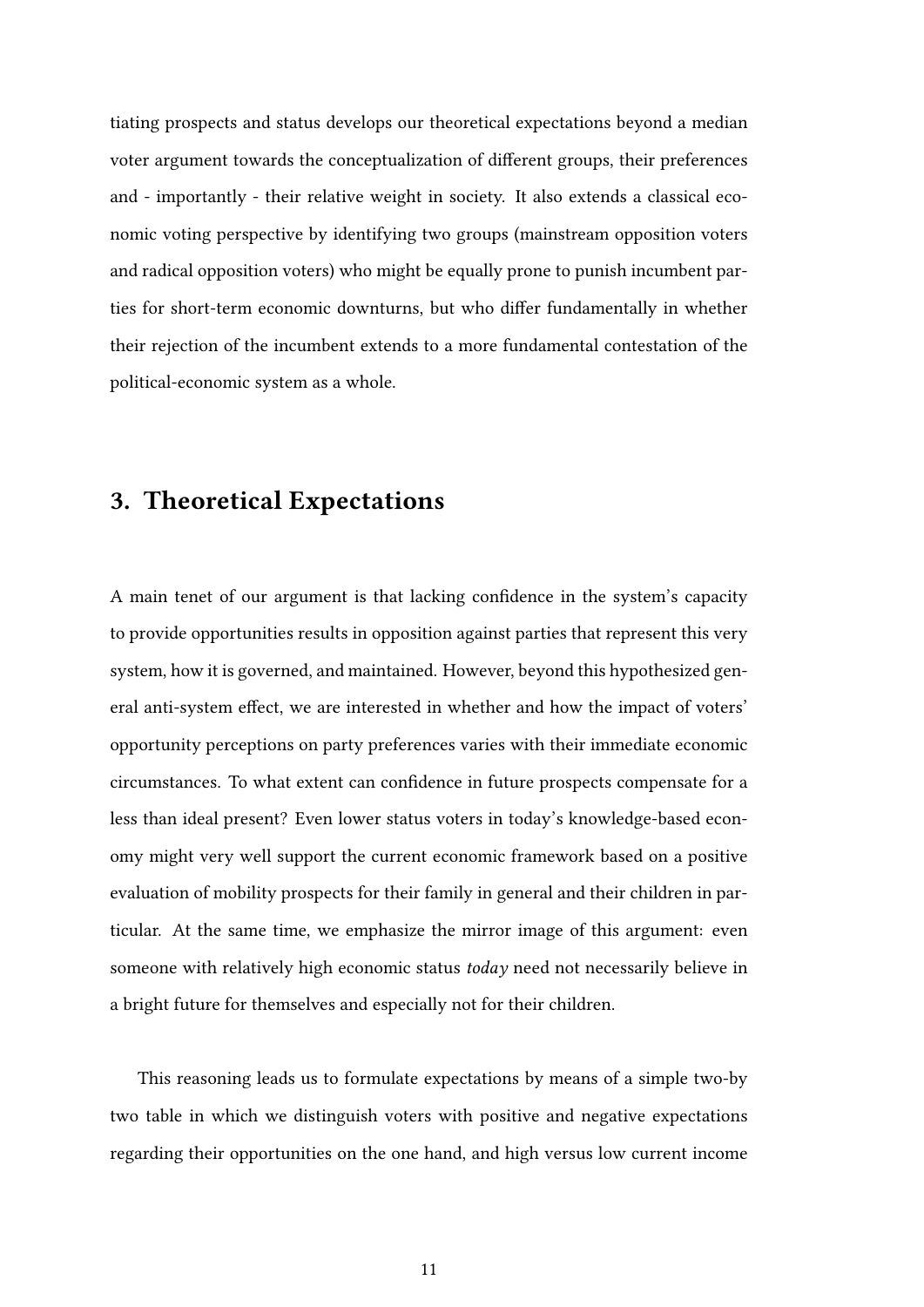tiating prospects and status develops our theoretical expectations beyond a median voter argument towards the conceptualization of different groups, their preferences and - importantly - their relative weight in society. It also extends a classical economic voting perspective by identifying two groups (mainstream opposition voters and radical opposition voters) who might be equally prone to punish incumbent parties for short-term economic downturns, but who differ fundamentally in whether their rejection of the incumbent extends to a more fundamental contestation of the political-economic system as a whole.

## 3. Theoretical Expectations

A main tenet of our argument is that lacking confidence in the system's capacity to provide opportunities results in opposition against parties that represent this very system, how it is governed, and maintained. However, beyond this hypothesized general anti-system effect, we are interested in whether and how the impact of voters' opportunity perceptions on party preferences varies with their immediate economic circumstances. To what extent can confidence in future prospects compensate for a less than ideal present? Even lower status voters in today's knowledge-based economy might very well support the current economic framework based on a positive evaluation of mobility prospects for their family in general and their children in particular. At the same time, we emphasize the mirror image of this argument: even someone with relatively high economic status *today* need not necessarily believe in a bright future for themselves and especially not for their children.

This reasoning leads us to formulate expectations by means of a simple two-by two table in which we distinguish voters with positive and negative expectations regarding their opportunities on the one hand, and high versus low current income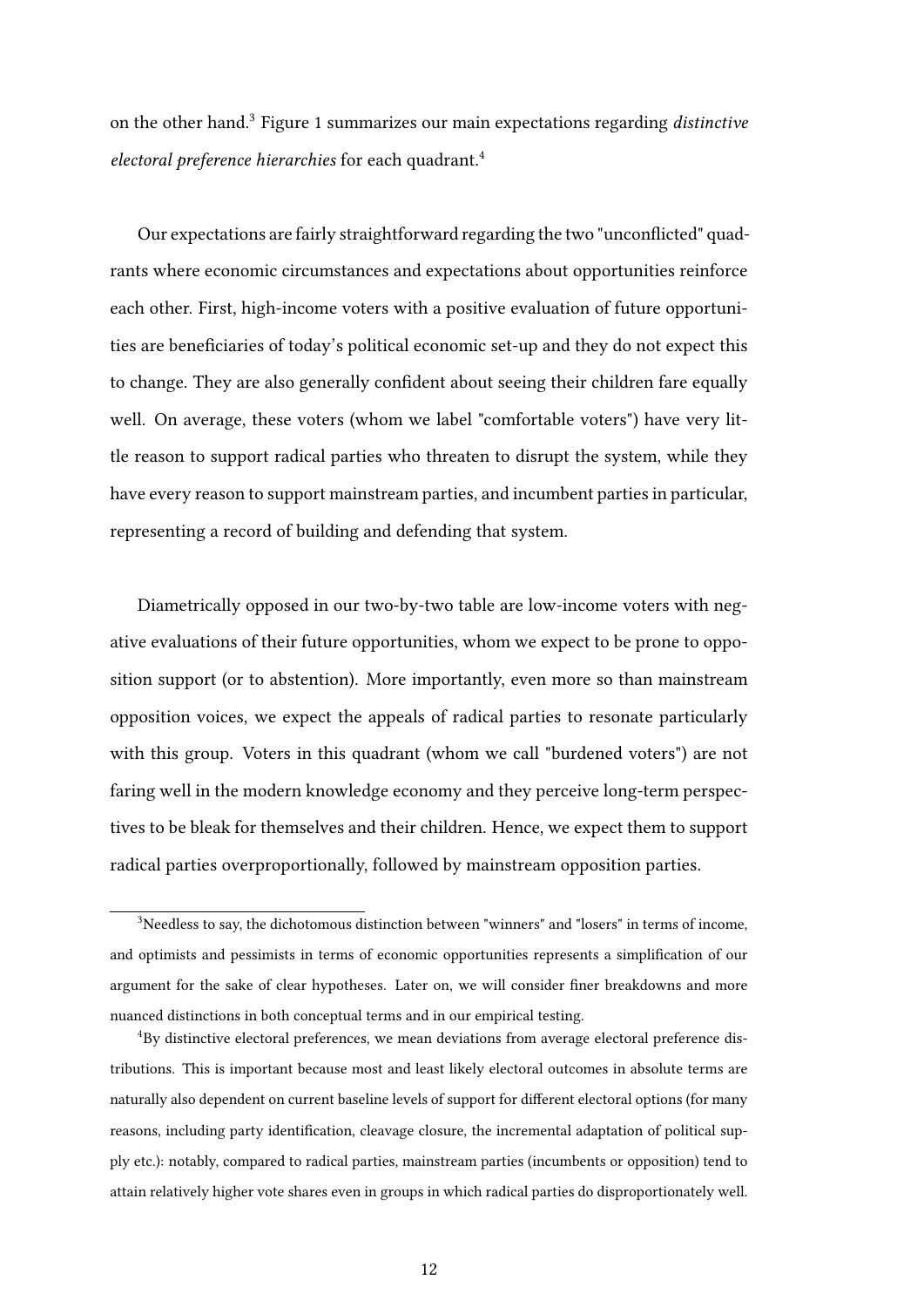on the other hand.[3] Figure 1 summarizes our main expectations regarding *distinctive electoral preference hierarchies* for each quadrant.[4]

Our expectations are fairly straightforward regarding the two "unconflicted" quadrants where economic circumstances and expectations about opportunities reinforce each other. First, high-income voters with a positive evaluation of future opportunities are beneficiaries of today's political economic set-up and they do not expect this to change. They are also generally confident about seeing their children fare equally well. On average, these voters (whom we label "comfortable voters") have very little reason to support radical parties who threaten to disrupt the system, while they have every reason to support mainstream parties, and incumbent parties in particular, representing a record of building and defending that system.

Diametrically opposed in our two-by-two table are low-income voters with negative evaluations of their future opportunities, whom we expect to be prone to opposition support (or to abstention). More importantly, even more so than mainstream opposition voices, we expect the appeals of radical parties to resonate particularly with this group. Voters in this quadrant (whom we call "burdened voters") are not faring well in the modern knowledge economy and they perceive long-term perspectives to be bleak for themselves and their children. Hence, we expect them to support radical parties overproportionally, followed by mainstream opposition parties.

[3] Needless to say, the dichotomous distinction between "winners" and "losers" in terms of income, and optimists and pessimists in terms of economic opportunities represents a simplification of our argument for the sake of clear hypotheses. Later on, we will consider finer breakdowns and more nuanced distinctions in both conceptual terms and in our empirical testing.

[4] By distinctive electoral preferences, we mean deviations from average electoral preference distributions. This is important because most and least likely electoral outcomes in absolute terms are naturally also dependent on current baseline levels of support for different electoral options (for many reasons, including party identification, cleavage closure, the incremental adaptation of political supply etc.): notably, compared to radical parties, mainstream parties (incumbents or opposition) tend to attain relatively higher vote shares even in groups in which radical parties do disproportionately well.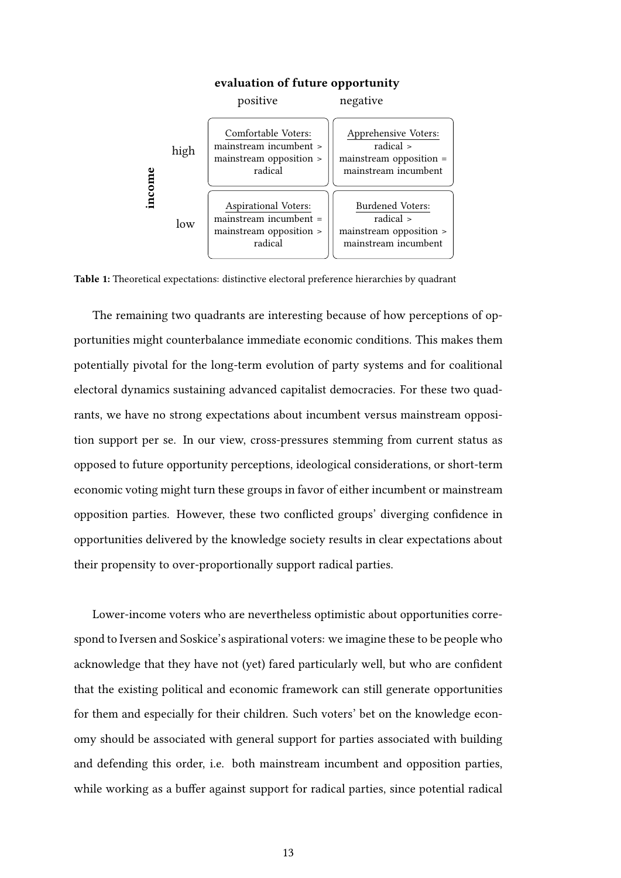| | | **evaluation of future opportunity** | |
|---|---|---|---|
| | | positive | negative |
| **income** | high | Comfortable Voters: mainstream incumbent > mainstream opposition > radical | Apprehensive Voters: radical > mainstream opposition = mainstream incumbent |
| | low | Aspirational Voters: mainstream incumbent = mainstream opposition > radical | Burdened Voters: radical > mainstream opposition > mainstream incumbent |

**Table 1:** Theoretical expectations: distinctive electoral preference hierarchies by quadrant

The remaining two quadrants are interesting because of how perceptions of opportunities might counterbalance immediate economic conditions. This makes them potentially pivotal for the long-term evolution of party systems and for coalitional electoral dynamics sustaining advanced capitalist democracies. For these two quadrants, we have no strong expectations about incumbent versus mainstream opposition support per se. In our view, cross-pressures stemming from current status as opposed to future opportunity perceptions, ideological considerations, or short-term economic voting might turn these groups in favor of either incumbent or mainstream opposition parties. However, these two conflicted groups' diverging confidence in opportunities delivered by the knowledge society results in clear expectations about their propensity to over-proportionally support radical parties.

Lower-income voters who are nevertheless optimistic about opportunities correspond to Iversen and Soskice's aspirational voters: we imagine these to be people who acknowledge that they have not (yet) fared particularly well, but who are confident that the existing political and economic framework can still generate opportunities for them and especially for their children. Such voters' bet on the knowledge economy should be associated with general support for parties associated with building and defending this order, i.e. both mainstream incumbent and opposition parties, while working as a buffer against support for radical parties, since potential radical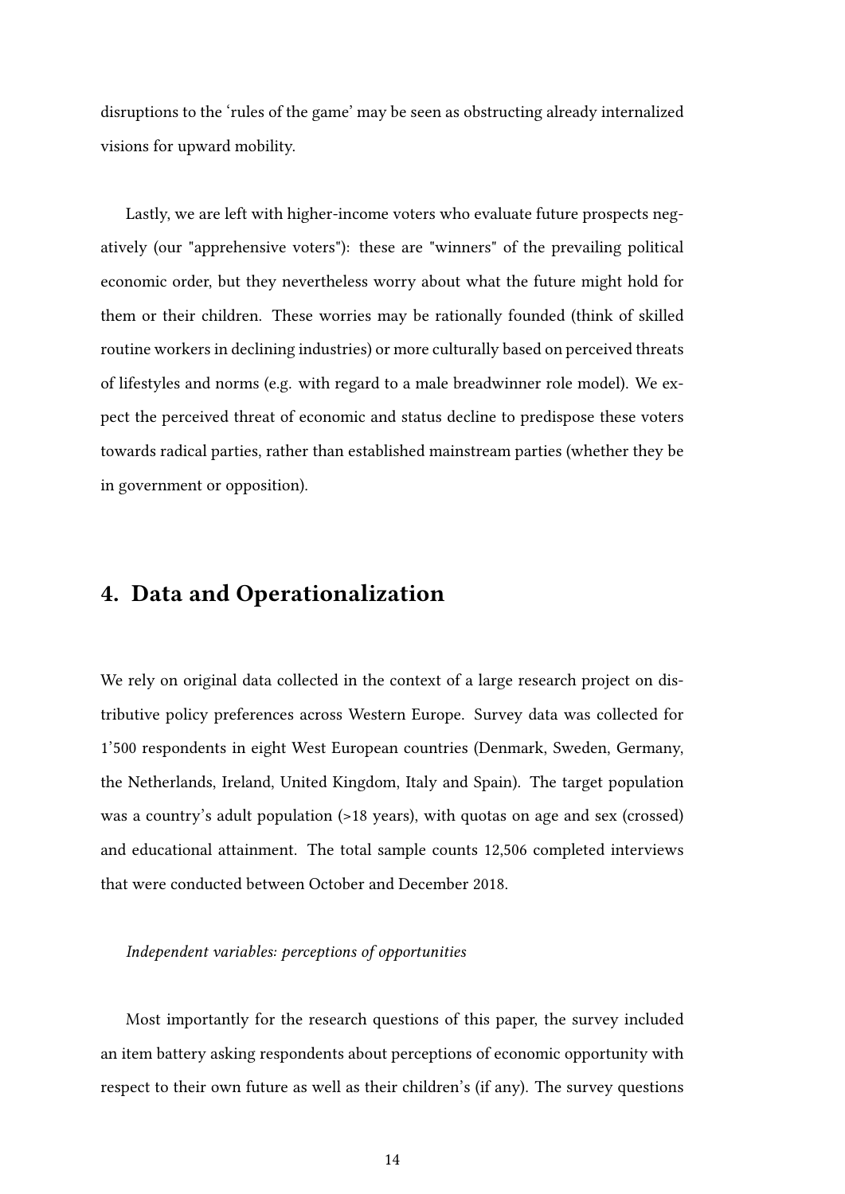disruptions to the 'rules of the game' may be seen as obstructing already internalized visions for upward mobility.

Lastly, we are left with higher-income voters who evaluate future prospects negatively (our "apprehensive voters"): these are "winners" of the prevailing political economic order, but they nevertheless worry about what the future might hold for them or their children. These worries may be rationally founded (think of skilled routine workers in declining industries) or more culturally based on perceived threats of lifestyles and norms (e.g. with regard to a male breadwinner role model). We expect the perceived threat of economic and status decline to predispose these voters towards radical parties, rather than established mainstream parties (whether they be in government or opposition).

## 4. Data and Operationalization

We rely on original data collected in the context of a large research project on distributive policy preferences across Western Europe. Survey data was collected for 1'500 respondents in eight West European countries (Denmark, Sweden, Germany, the Netherlands, Ireland, United Kingdom, Italy and Spain). The target population was a country's adult population (>18 years), with quotas on age and sex (crossed) and educational attainment. The total sample counts 12,506 completed interviews that were conducted between October and December 2018.

*Independent variables: perceptions of opportunities*

Most importantly for the research questions of this paper, the survey included an item battery asking respondents about perceptions of economic opportunity with respect to their own future as well as their children's (if any). The survey questions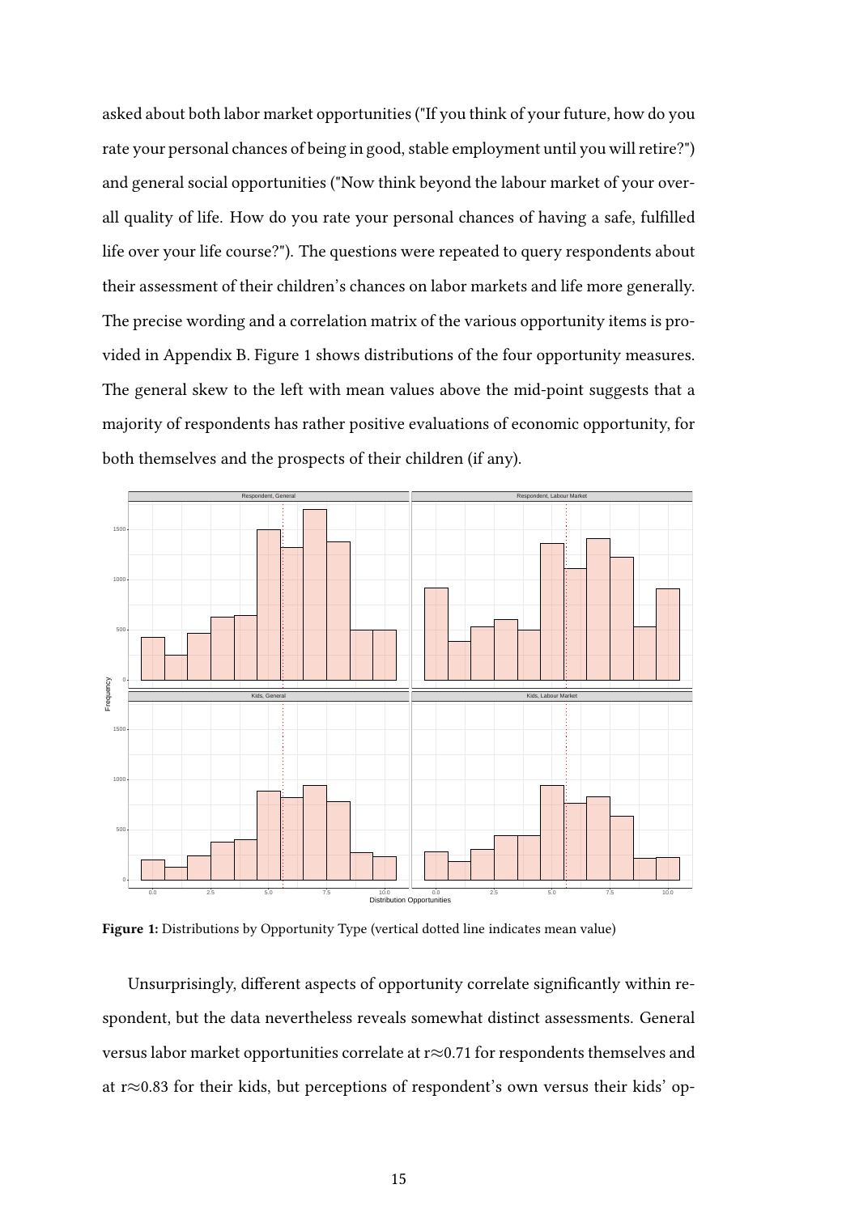asked about both labor market opportunities ("If you think of your future, how do you rate your personal chances of being in good, stable employment until you will retire?") and general social opportunities ("Now think beyond the labour market of your overall quality of life. How do you rate your personal chances of having a safe, fulfilled life over your life course?"). The questions were repeated to query respondents about their assessment of their children's chances on labor markets and life more generally. The precise wording and a correlation matrix of the various opportunity items is provided in Appendix B. Figure 1 shows distributions of the four opportunity measures. The general skew to the left with mean values above the mid-point suggests that a majority of respondents has rather positive evaluations of economic opportunity, for both themselves and the prospects of their children (if any).

**Figure 1:** Distributions by Opportunity Type (vertical dotted line indicates mean value)

Unsurprisingly, different aspects of opportunity correlate significantly within respondent, but the data nevertheless reveals somewhat distinct assessments. General versus labor market opportunities correlate at r≈0.71 for respondents themselves and at r≈0.83 for their kids, but perceptions of respondent's own versus their kids' op-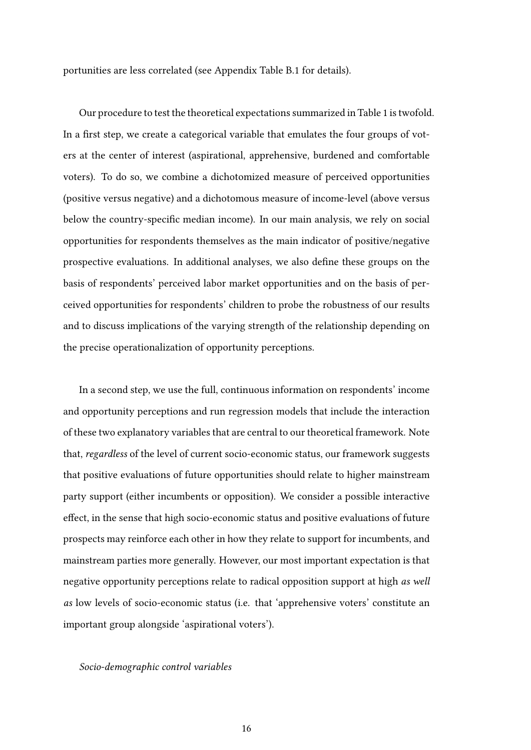portunities are less correlated (see Appendix Table B.1 for details).

Our procedure to test the theoretical expectations summarized in Table 1 is twofold. In a first step, we create a categorical variable that emulates the four groups of voters at the center of interest (aspirational, apprehensive, burdened and comfortable voters). To do so, we combine a dichotomized measure of perceived opportunities (positive versus negative) and a dichotomous measure of income-level (above versus below the country-specific median income). In our main analysis, we rely on social opportunities for respondents themselves as the main indicator of positive/negative prospective evaluations. In additional analyses, we also define these groups on the basis of respondents' perceived labor market opportunities and on the basis of perceived opportunities for respondents' children to probe the robustness of our results and to discuss implications of the varying strength of the relationship depending on the precise operationalization of opportunity perceptions.

In a second step, we use the full, continuous information on respondents' income and opportunity perceptions and run regression models that include the interaction of these two explanatory variables that are central to our theoretical framework. Note that, *regardless* of the level of current socio-economic status, our framework suggests that positive evaluations of future opportunities should relate to higher mainstream party support (either incumbents or opposition). We consider a possible interactive effect, in the sense that high socio-economic status and positive evaluations of future prospects may reinforce each other in how they relate to support for incumbents, and mainstream parties more generally. However, our most important expectation is that negative opportunity perceptions relate to radical opposition support at high *as well as* low levels of socio-economic status (i.e. that 'apprehensive voters' constitute an important group alongside 'aspirational voters').

*Socio-demographic control variables*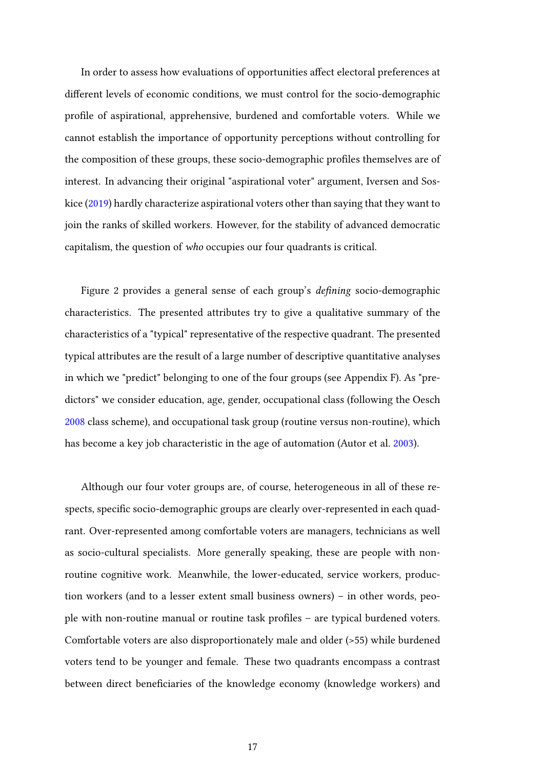In order to assess how evaluations of opportunities affect electoral preferences at different levels of economic conditions, we must control for the socio-demographic profile of aspirational, apprehensive, burdened and comfortable voters. While we cannot establish the importance of opportunity perceptions without controlling for the composition of these groups, these socio-demographic profiles themselves are of interest. In advancing their original "aspirational voter" argument, Iversen and Soskice (2019) hardly characterize aspirational voters other than saying that they want to join the ranks of skilled workers. However, for the stability of advanced democratic capitalism, the question of *who* occupies our four quadrants is critical.

Figure 2 provides a general sense of each group's *defining* socio-demographic characteristics. The presented attributes try to give a qualitative summary of the characteristics of a "typical" representative of the respective quadrant. The presented typical attributes are the result of a large number of descriptive quantitative analyses in which we "predict" belonging to one of the four groups (see Appendix F). As "predictors" we consider education, age, gender, occupational class (following the Oesch 2008 class scheme), and occupational task group (routine versus non-routine), which has become a key job characteristic in the age of automation (Autor et al. 2003).

Although our four voter groups are, of course, heterogeneous in all of these respects, specific socio-demographic groups are clearly over-represented in each quadrant. Over-represented among comfortable voters are managers, technicians as well as socio-cultural specialists. More generally speaking, these are people with non-routine cognitive work. Meanwhile, the lower-educated, service workers, production workers (and to a lesser extent small business owners) – in other words, people with non-routine manual or routine task profiles – are typical burdened voters. Comfortable voters are also disproportionately male and older (>55) while burdened voters tend to be younger and female. These two quadrants encompass a contrast between direct beneficiaries of the knowledge economy (knowledge workers) and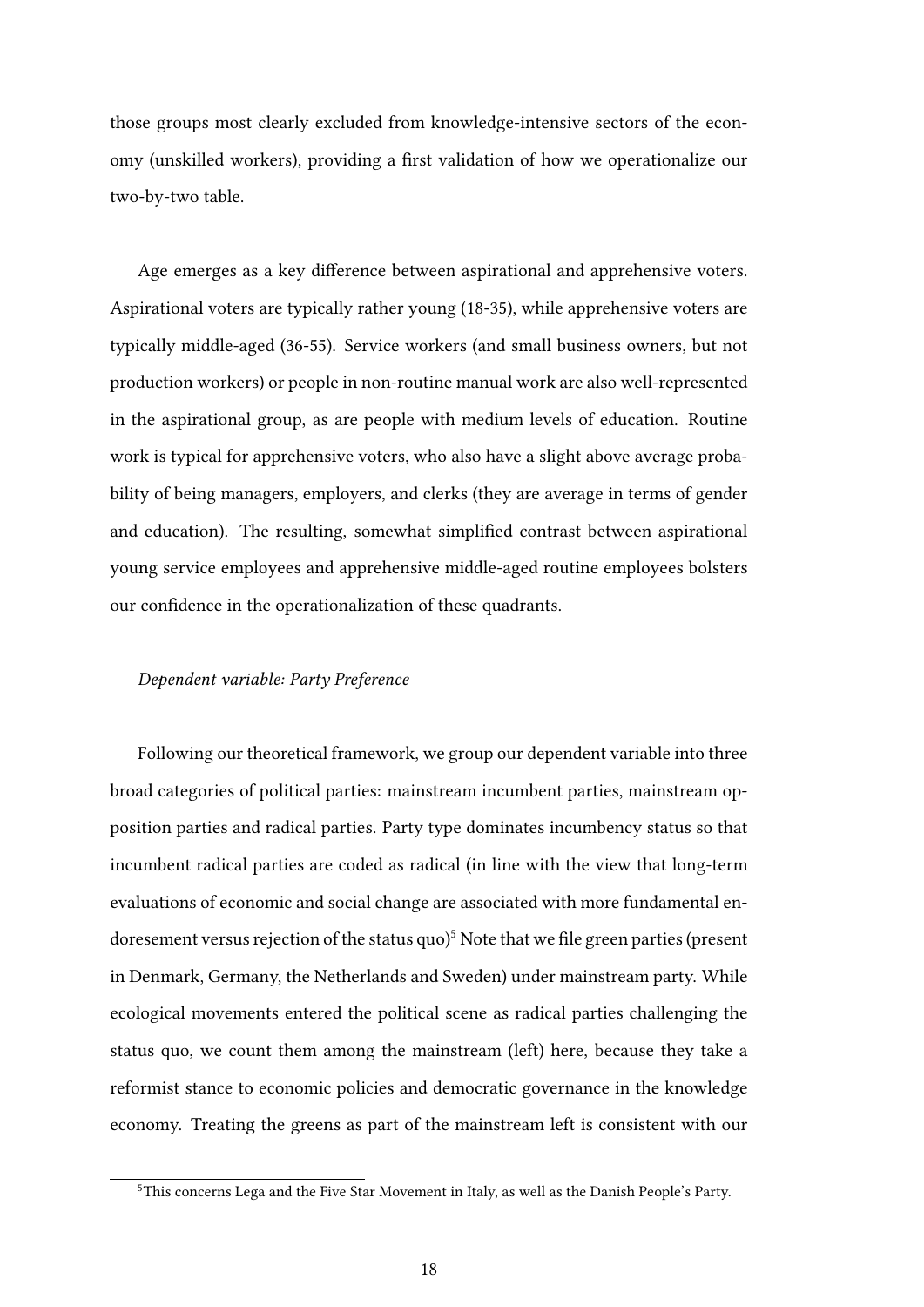those groups most clearly excluded from knowledge-intensive sectors of the economy (unskilled workers), providing a first validation of how we operationalize our two-by-two table.

Age emerges as a key difference between aspirational and apprehensive voters. Aspirational voters are typically rather young (18-35), while apprehensive voters are typically middle-aged (36-55). Service workers (and small business owners, but not production workers) or people in non-routine manual work are also well-represented in the aspirational group, as are people with medium levels of education. Routine work is typical for apprehensive voters, who also have a slight above average probability of being managers, employers, and clerks (they are average in terms of gender and education). The resulting, somewhat simplified contrast between aspirational young service employees and apprehensive middle-aged routine employees bolsters our confidence in the operationalization of these quadrants.

*Dependent variable: Party Preference*

Following our theoretical framework, we group our dependent variable into three broad categories of political parties: mainstream incumbent parties, mainstream opposition parties and radical parties. Party type dominates incumbency status so that incumbent radical parties are coded as radical (in line with the view that long-term evaluations of economic and social change are associated with more fundamental endoresement versus rejection of the status quo)[5] Note that we file green parties (present in Denmark, Germany, the Netherlands and Sweden) under mainstream party. While ecological movements entered the political scene as radical parties challenging the status quo, we count them among the mainstream (left) here, because they take a reformist stance to economic policies and democratic governance in the knowledge economy. Treating the greens as part of the mainstream left is consistent with our

[5] This concerns Lega and the Five Star Movement in Italy, as well as the Danish People's Party.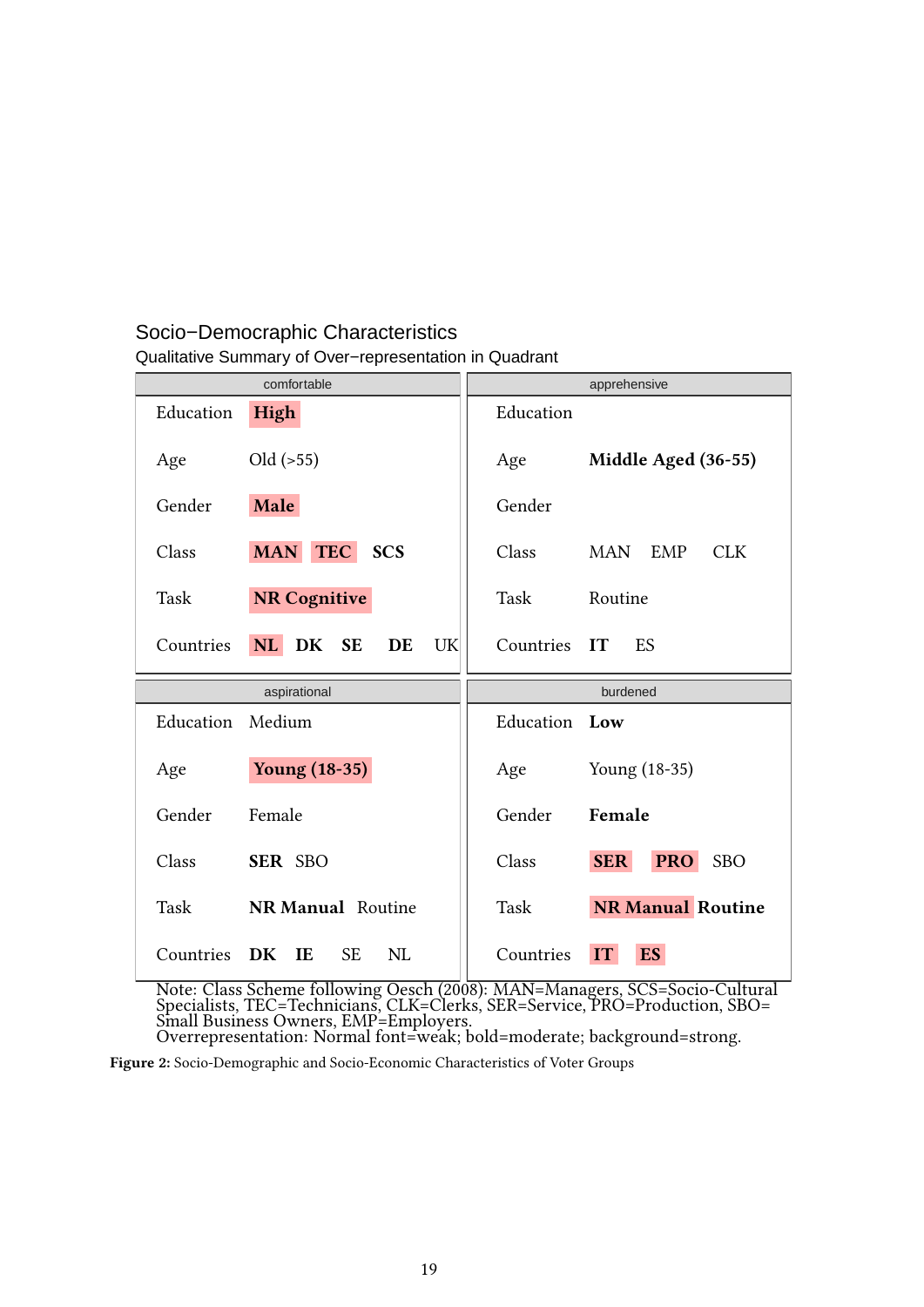Socio−Democratic Characteristics

Qualitative Summary of Over−representation in Quadrant

**comfortable**

| | |
|---|---|
| Education | <mark>**High**</mark> |
| Age | Old (>55) |
| Gender | <mark>**Male**</mark> |
| Class | <mark>**MAN**</mark> <mark>**TEC**</mark> **SCS** |
| Task | <mark>**NR Cognitive**</mark> |
| Countries | <mark>**NL**</mark> **DK** **SE** **DE** UK |

**apprehensive**

| | |
|---|---|
| Education | |
| Age | **Middle Aged (36-55)** |
| Gender | |
| Class | MAN EMP CLK |
| Task | Routine |
| Countries | **IT** ES |

**aspirational**

| | |
|---|---|
| Education | Medium |
| Age | <mark>**Young (18-35)**</mark> |
| Gender | Female |
| Class | **SER** SBO |
| Task | **NR Manual** Routine |
| Countries | **DK** **IE** SE NL |

**burdened**

| | |
|---|---|
| Education | **Low** |
| Age | Young (18-35) |
| Gender | **Female** |
| Class | <mark>**SER**</mark> <mark>**PRO**</mark> SBO |
| Task | <mark>**NR Manual**</mark> **Routine** |
| Countries | <mark>**IT**</mark> <mark>**ES**</mark> |

Note: Class Scheme following Oesch (2008): MAN=Managers, SCS=Socio-Cultural Specialists, TEC=Technicians, CLK=Clerks, SER=Service, PRO=Production, SBO= Small Business Owners, EMP=Employers.
Overrepresentation: Normal font=weak; bold=moderate; background=strong.

**Figure 2:** Socio-Demographic and Socio-Economic Characteristics of Voter Groups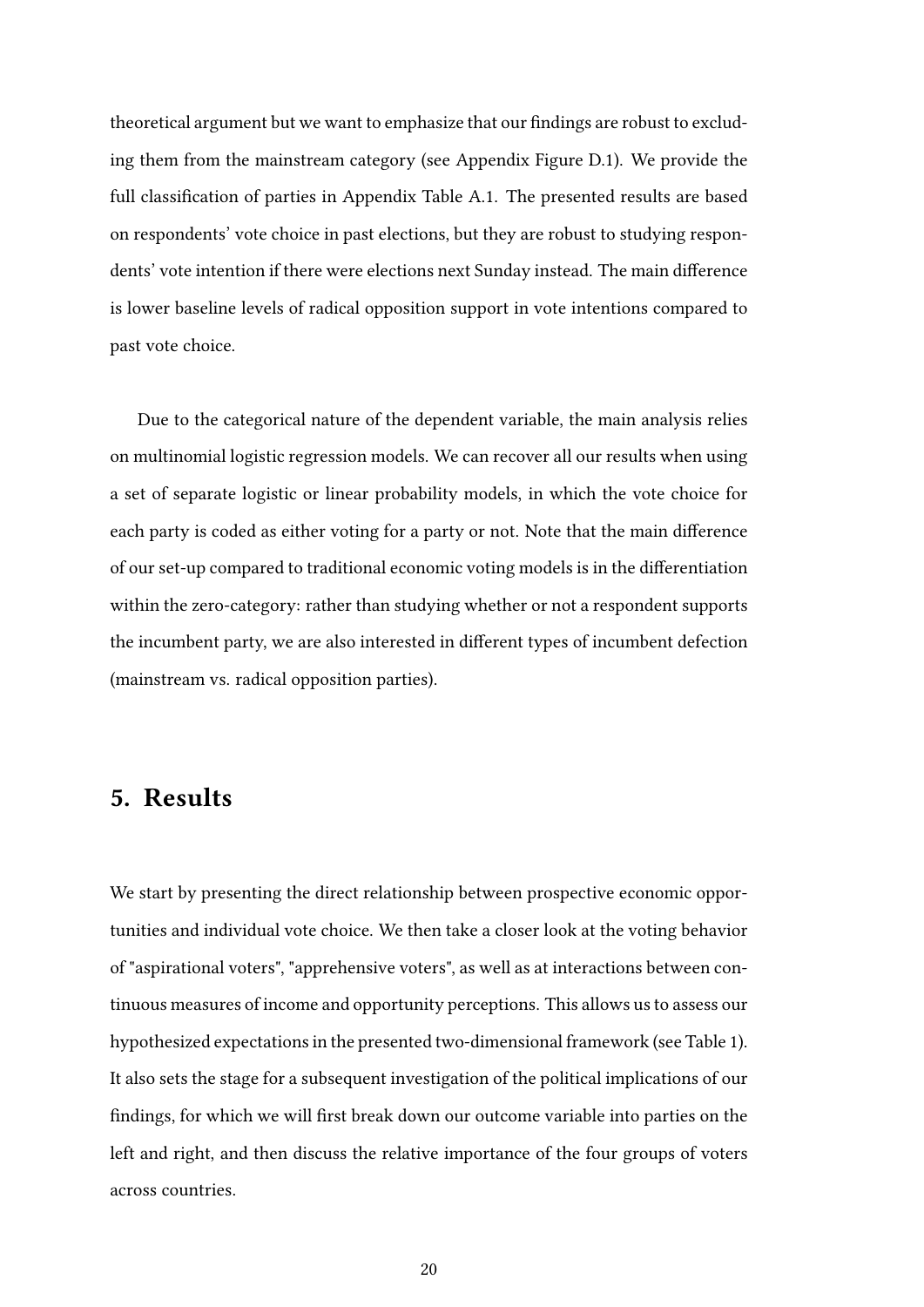theoretical argument but we want to emphasize that our findings are robust to excluding them from the mainstream category (see Appendix Figure D.1). We provide the full classification of parties in Appendix Table A.1. The presented results are based on respondents' vote choice in past elections, but they are robust to studying respondents' vote intention if there were elections next Sunday instead. The main difference is lower baseline levels of radical opposition support in vote intentions compared to past vote choice.

Due to the categorical nature of the dependent variable, the main analysis relies on multinomial logistic regression models. We can recover all our results when using a set of separate logistic or linear probability models, in which the vote choice for each party is coded as either voting for a party or not. Note that the main difference of our set-up compared to traditional economic voting models is in the differentiation within the zero-category: rather than studying whether or not a respondent supports the incumbent party, we are also interested in different types of incumbent defection (mainstream vs. radical opposition parties).

## 5. Results

We start by presenting the direct relationship between prospective economic opportunities and individual vote choice. We then take a closer look at the voting behavior of "aspirational voters", "apprehensive voters", as well as at interactions between continuous measures of income and opportunity perceptions. This allows us to assess our hypothesized expectations in the presented two-dimensional framework (see Table 1). It also sets the stage for a subsequent investigation of the political implications of our findings, for which we will first break down our outcome variable into parties on the left and right, and then discuss the relative importance of the four groups of voters across countries.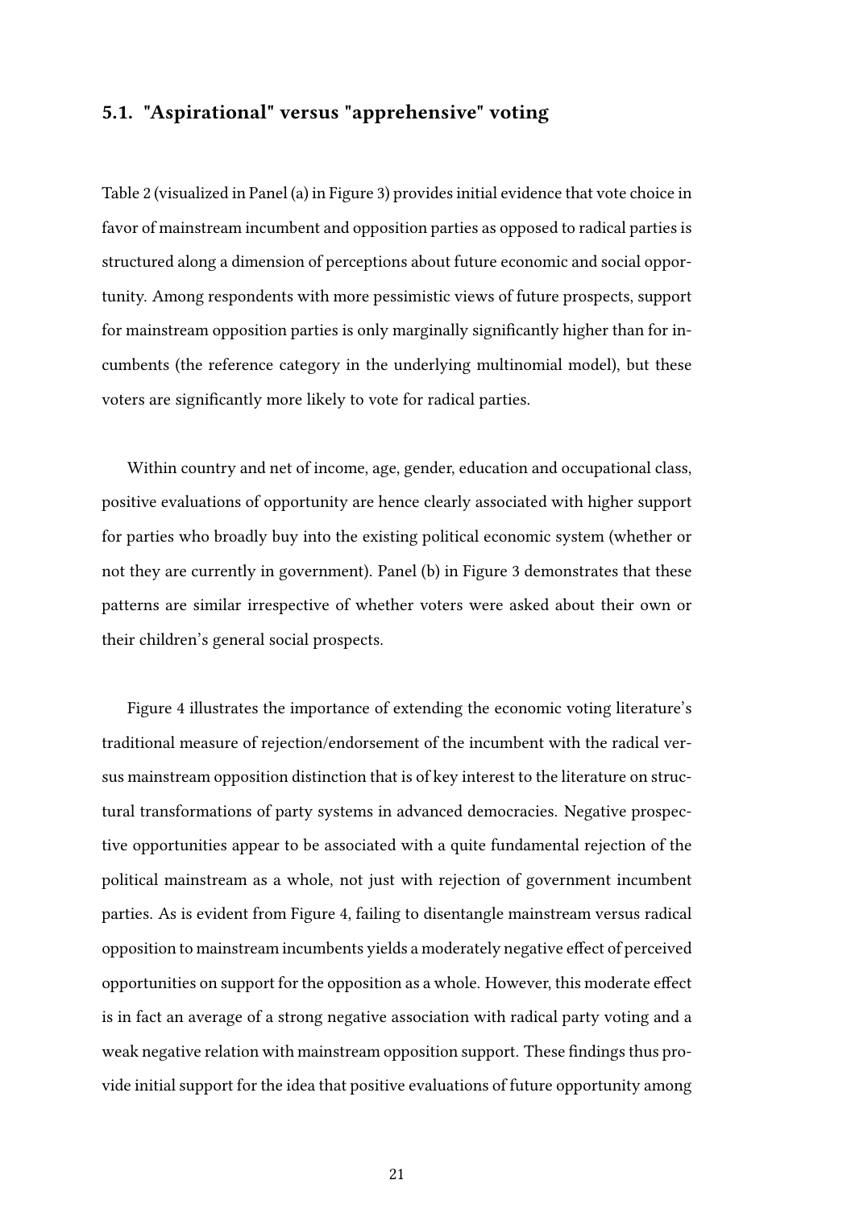### 5.1. "Aspirational" versus "apprehensive" voting

Table 2 (visualized in Panel (a) in Figure 3) provides initial evidence that vote choice in favor of mainstream incumbent and opposition parties as opposed to radical parties is structured along a dimension of perceptions about future economic and social opportunity. Among respondents with more pessimistic views of future prospects, support for mainstream opposition parties is only marginally significantly higher than for incumbents (the reference category in the underlying multinomial model), but these voters are significantly more likely to vote for radical parties.

Within country and net of income, age, gender, education and occupational class, positive evaluations of opportunity are hence clearly associated with higher support for parties who broadly buy into the existing political economic system (whether or not they are currently in government). Panel (b) in Figure 3 demonstrates that these patterns are similar irrespective of whether voters were asked about their own or their children's general social prospects.

Figure 4 illustrates the importance of extending the economic voting literature's traditional measure of rejection/endorsement of the incumbent with the radical versus mainstream opposition distinction that is of key interest to the literature on structural transformations of party systems in advanced democracies. Negative prospective opportunities appear to be associated with a quite fundamental rejection of the political mainstream as a whole, not just with rejection of government incumbent parties. As is evident from Figure 4, failing to disentangle mainstream versus radical opposition to mainstream incumbents yields a moderately negative effect of perceived opportunities on support for the opposition as a whole. However, this moderate effect is in fact an average of a strong negative association with radical party voting and a weak negative relation with mainstream opposition support. These findings thus provide initial support for the idea that positive evaluations of future opportunity among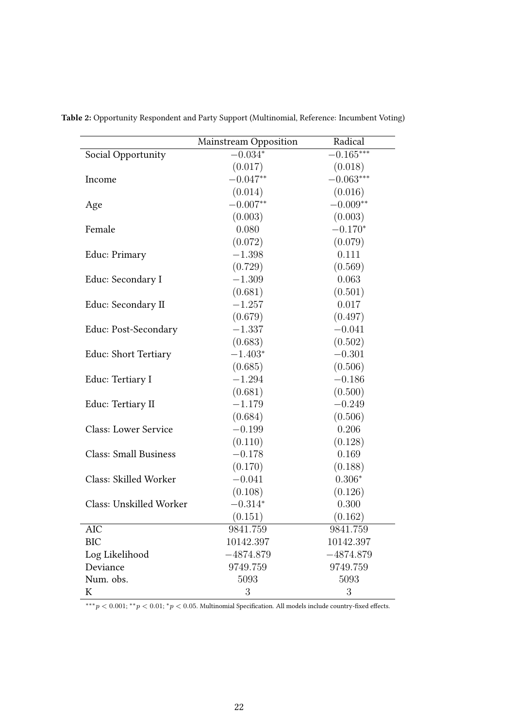**Table 2:** Opportunity Respondent and Party Support (Multinomial, Reference: Incumbent Voting)

| | Mainstream Opposition | Radical |
|---|---|---|
| Social Opportunity | $-0.034^{*}$ | $-0.165^{***}$ |
| | $(0.017)$ | $(0.018)$ |
| Income | $-0.047^{**}$ | $-0.063^{***}$ |
| | $(0.014)$ | $(0.016)$ |
| Age | $-0.007^{**}$ | $-0.009^{**}$ |
| | $(0.003)$ | $(0.003)$ |
| Female | $0.080$ | $-0.170^{*}$ |
| | $(0.072)$ | $(0.079)$ |
| Educ: Primary | $-1.398$ | $0.111$ |
| | $(0.729)$ | $(0.569)$ |
| Educ: Secondary I | $-1.309$ | $0.063$ |
| | $(0.681)$ | $(0.501)$ |
| Educ: Secondary II | $-1.257$ | $0.017$ |
| | $(0.679)$ | $(0.497)$ |
| Educ: Post-Secondary | $-1.337$ | $-0.041$ |
| | $(0.683)$ | $(0.502)$ |
| Educ: Short Tertiary | $-1.403^{*}$ | $-0.301$ |
| | $(0.685)$ | $(0.506)$ |
| Educ: Tertiary I | $-1.294$ | $-0.186$ |
| | $(0.681)$ | $(0.500)$ |
| Educ: Tertiary II | $-1.179$ | $-0.249$ |
| | $(0.684)$ | $(0.506)$ |
| Class: Lower Service | $-0.199$ | $0.206$ |
| | $(0.110)$ | $(0.128)$ |
| Class: Small Business | $-0.178$ | $0.169$ |
| | $(0.170)$ | $(0.188)$ |
| Class: Skilled Worker | $-0.041$ | $0.306^{*}$ |
| | $(0.108)$ | $(0.126)$ |
| Class: Unskilled Worker | $-0.314^{*}$ | $0.300$ |
| | $(0.151)$ | $(0.162)$ |
| AIC | $9841.759$ | $9841.759$ |
| BIC | $10142.397$ | $10142.397$ |
| Log Likelihood | $-4874.879$ | $-4874.879$ |
| Deviance | $9749.759$ | $9749.759$ |
| Num. obs. | $5093$ | $5093$ |
| K | $3$ | $3$ |

$^{***}p < 0.001$; $^{**}p < 0.01$; $^{*}p < 0.05$. Multinomial Specification. All models include country-fixed effects.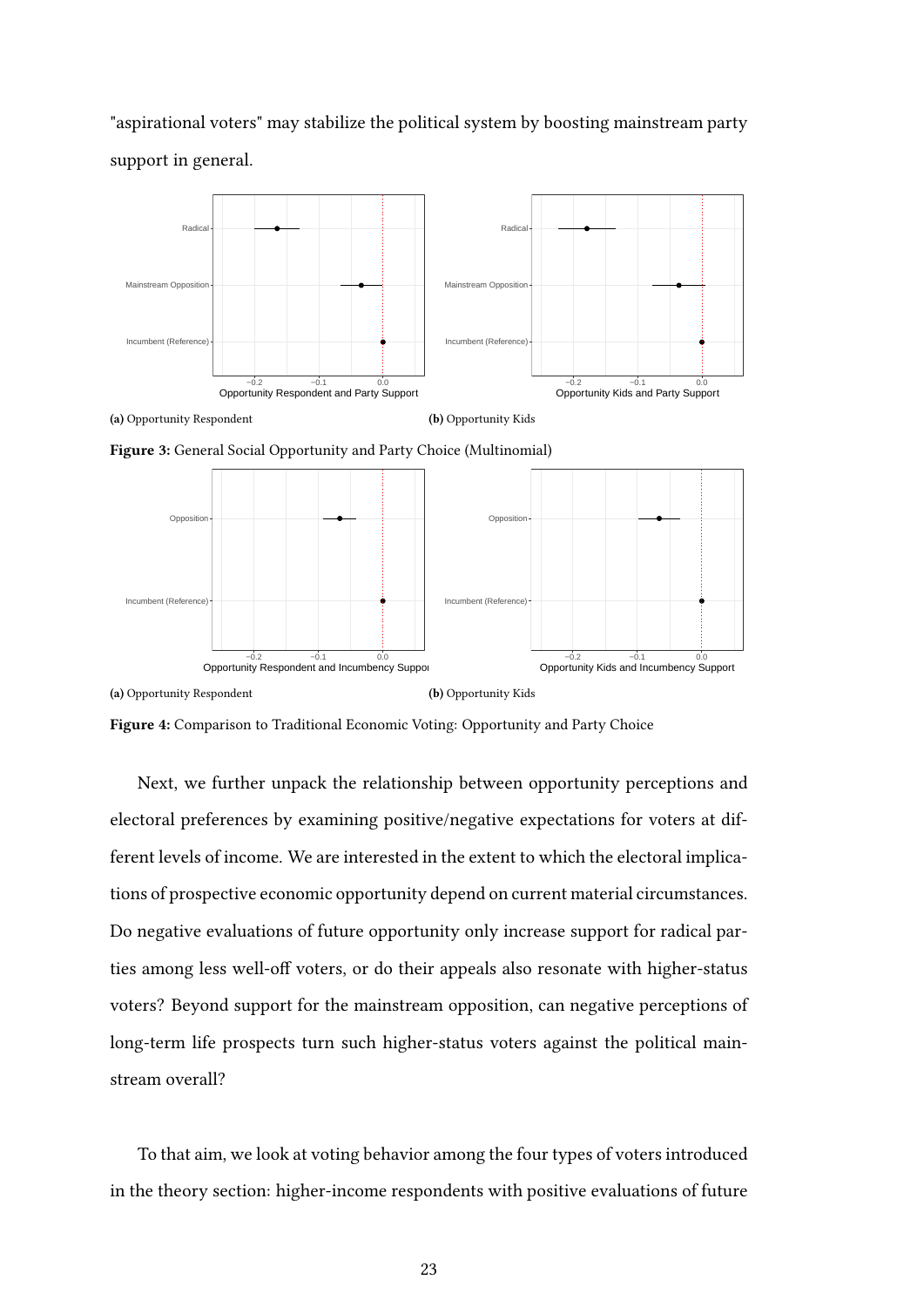"aspirational voters" may stabilize the political system by boosting mainstream party support in general.

**(a)** Opportunity Respondent

**(b)** Opportunity Kids

**Figure 3:** General Social Opportunity and Party Choice (Multinomial)

**(a)** Opportunity Respondent

**(b)** Opportunity Kids

**Figure 4:** Comparison to Traditional Economic Voting: Opportunity and Party Choice

Next, we further unpack the relationship between opportunity perceptions and electoral preferences by examining positive/negative expectations for voters at different levels of income. We are interested in the extent to which the electoral implications of prospective economic opportunity depend on current material circumstances. Do negative evaluations of future opportunity only increase support for radical parties among less well-off voters, or do their appeals also resonate with higher-status voters? Beyond support for the mainstream opposition, can negative perceptions of long-term life prospects turn such higher-status voters against the political mainstream overall?

To that aim, we look at voting behavior among the four types of voters introduced in the theory section: higher-income respondents with positive evaluations of future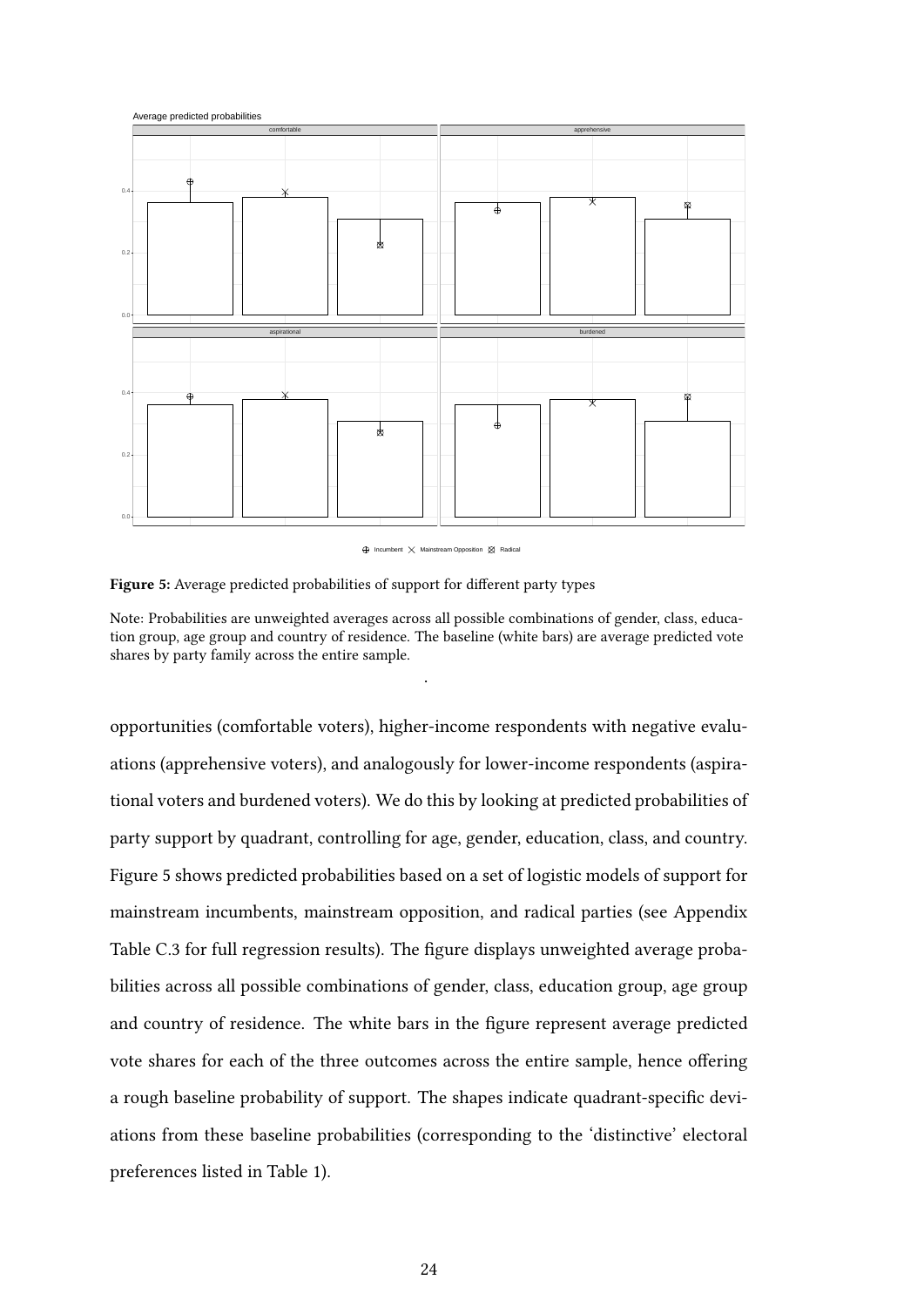**Figure 5:** Average predicted probabilities of support for different party types

Note: Probabilities are unweighted averages across all possible combinations of gender, class, education group, age group and country of residence. The baseline (white bars) are average predicted vote shares by party family across the entire sample.

opportunities (comfortable voters), higher-income respondents with negative evaluations (apprehensive voters), and analogously for lower-income respondents (aspirational voters and burdened voters). We do this by looking at predicted probabilities of party support by quadrant, controlling for age, gender, education, class, and country. Figure 5 shows predicted probabilities based on a set of logistic models of support for mainstream incumbents, mainstream opposition, and radical parties (see Appendix Table C.3 for full regression results). The figure displays unweighted average probabilities across all possible combinations of gender, class, education group, age group and country of residence. The white bars in the figure represent average predicted vote shares for each of the three outcomes across the entire sample, hence offering a rough baseline probability of support. The shapes indicate quadrant-specific deviations from these baseline probabilities (corresponding to the 'distinctive' electoral preferences listed in Table 1).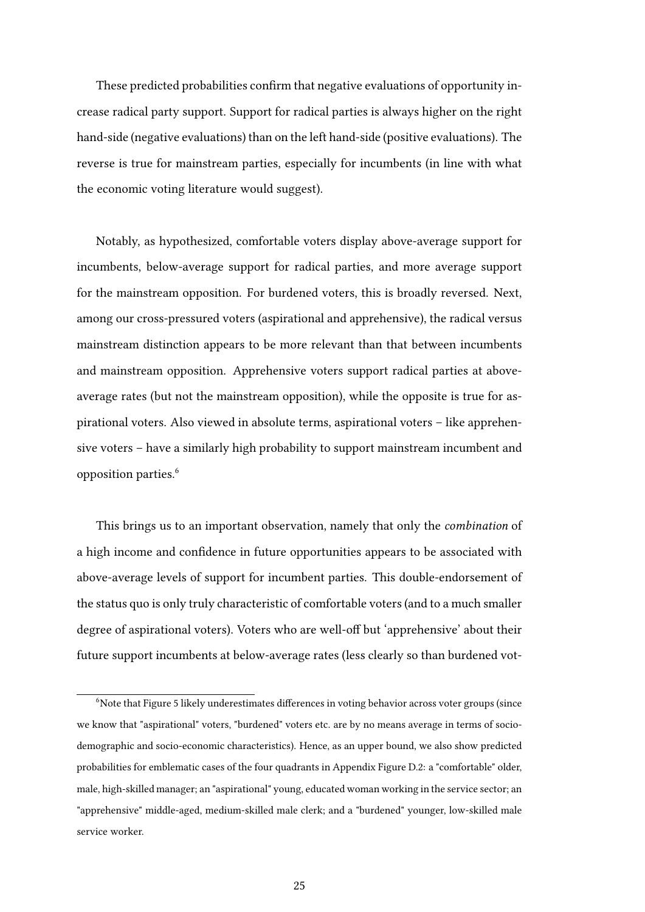These predicted probabilities confirm that negative evaluations of opportunity increase radical party support. Support for radical parties is always higher on the right hand-side (negative evaluations) than on the left hand-side (positive evaluations). The reverse is true for mainstream parties, especially for incumbents (in line with what the economic voting literature would suggest).

Notably, as hypothesized, comfortable voters display above-average support for incumbents, below-average support for radical parties, and more average support for the mainstream opposition. For burdened voters, this is broadly reversed. Next, among our cross-pressured voters (aspirational and apprehensive), the radical versus mainstream distinction appears to be more relevant than that between incumbents and mainstream opposition. Apprehensive voters support radical parties at above-average rates (but not the mainstream opposition), while the opposite is true for aspirational voters. Also viewed in absolute terms, aspirational voters – like apprehensive voters – have a similarly high probability to support mainstream incumbent and opposition parties.[6]

This brings us to an important observation, namely that only the *combination* of a high income and confidence in future opportunities appears to be associated with above-average levels of support for incumbent parties. This double-endorsement of the status quo is only truly characteristic of comfortable voters (and to a much smaller degree of aspirational voters). Voters who are well-off but 'apprehensive' about their future support incumbents at below-average rates (less clearly so than burdened vot-

[6]Note that Figure 5 likely underestimates differences in voting behavior across voter groups (since we know that "aspirational" voters, "burdened" voters etc. are by no means average in terms of socio-demographic and socio-economic characteristics). Hence, as an upper bound, we also show predicted probabilities for emblematic cases of the four quadrants in Appendix Figure D.2: a "comfortable" older, male, high-skilled manager; an "aspirational" young, educated woman working in the service sector; an "apprehensive" middle-aged, medium-skilled male clerk; and a "burdened" younger, low-skilled male service worker.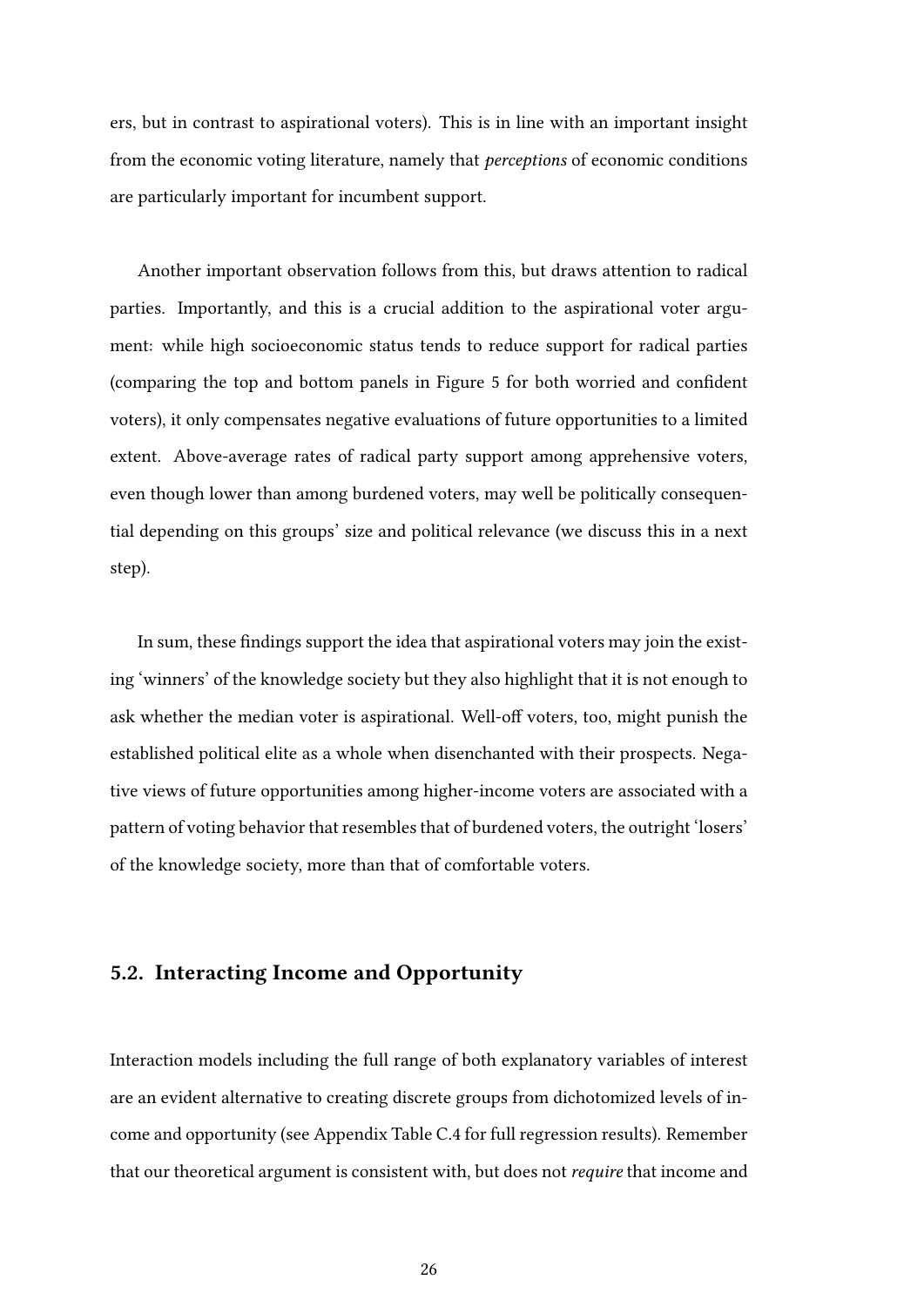ers, but in contrast to aspirational voters). This is in line with an important insight from the economic voting literature, namely that *perceptions* of economic conditions are particularly important for incumbent support.

Another important observation follows from this, but draws attention to radical parties. Importantly, and this is a crucial addition to the aspirational voter argument: while high socioeconomic status tends to reduce support for radical parties (comparing the top and bottom panels in Figure 5 for both worried and confident voters), it only compensates negative evaluations of future opportunities to a limited extent. Above-average rates of radical party support among apprehensive voters, even though lower than among burdened voters, may well be politically consequential depending on this groups' size and political relevance (we discuss this in a next step).

In sum, these findings support the idea that aspirational voters may join the existing 'winners' of the knowledge society but they also highlight that it is not enough to ask whether the median voter is aspirational. Well-off voters, too, might punish the established political elite as a whole when disenchanted with their prospects. Negative views of future opportunities among higher-income voters are associated with a pattern of voting behavior that resembles that of burdened voters, the outright 'losers' of the knowledge society, more than that of comfortable voters.

## 5.2. Interacting Income and Opportunity

Interaction models including the full range of both explanatory variables of interest are an evident alternative to creating discrete groups from dichotomized levels of income and opportunity (see Appendix Table C.4 for full regression results). Remember that our theoretical argument is consistent with, but does not *require* that income and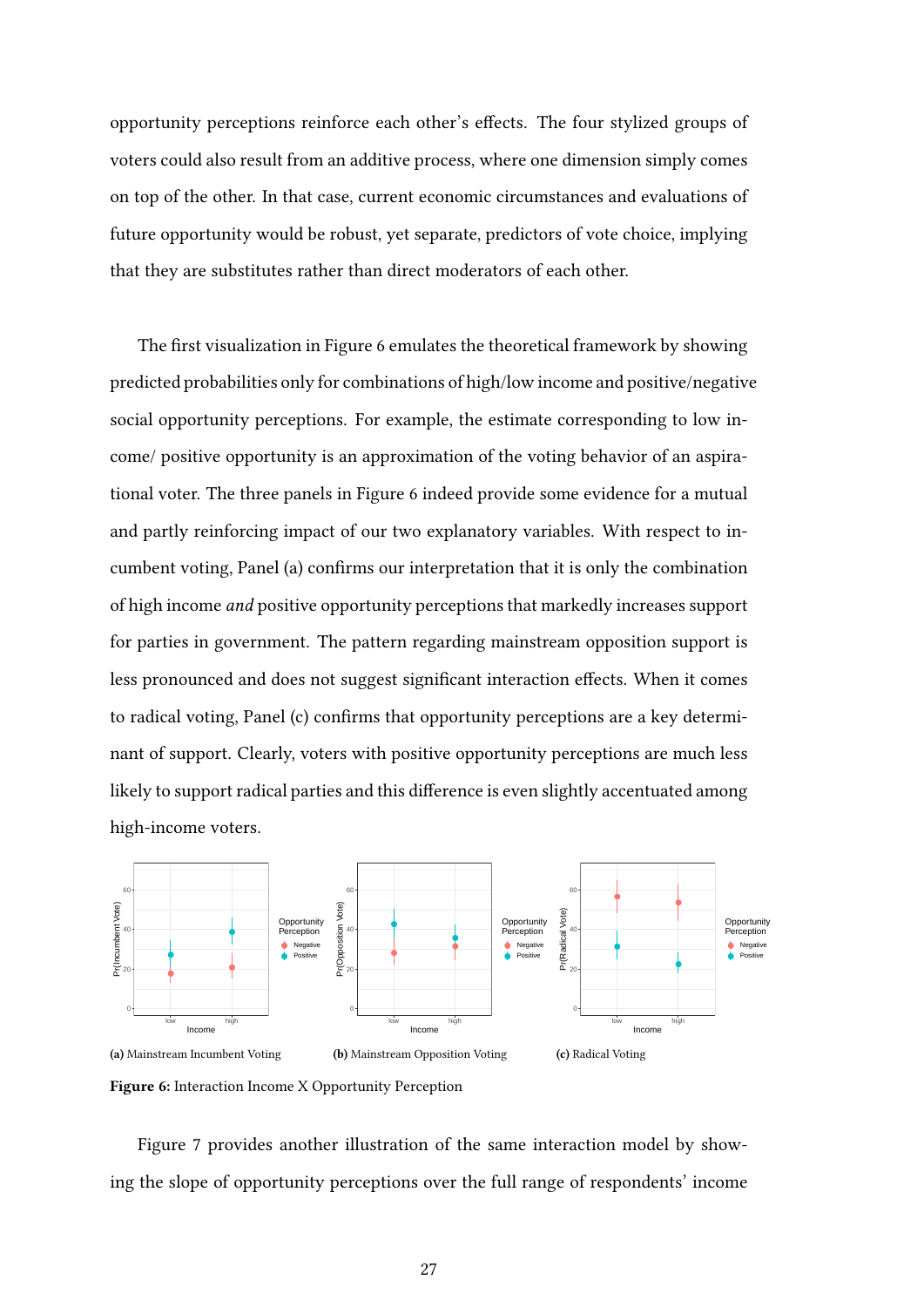opportunity perceptions reinforce each other's effects. The four stylized groups of voters could also result from an additive process, where one dimension simply comes on top of the other. In that case, current economic circumstances and evaluations of future opportunity would be robust, yet separate, predictors of vote choice, implying that they are substitutes rather than direct moderators of each other.

The first visualization in Figure 6 emulates the theoretical framework by showing predicted probabilities only for combinations of high/low income and positive/negative social opportunity perceptions. For example, the estimate corresponding to low income/ positive opportunity is an approximation of the voting behavior of an aspirational voter. The three panels in Figure 6 indeed provide some evidence for a mutual and partly reinforcing impact of our two explanatory variables. With respect to incumbent voting, Panel (a) confirms our interpretation that it is only the combination of high income *and* positive opportunity perceptions that markedly increases support for parties in government. The pattern regarding mainstream opposition support is less pronounced and does not suggest significant interaction effects. When it comes to radical voting, Panel (c) confirms that opportunity perceptions are a key determinant of support. Clearly, voters with positive opportunity perceptions are much less likely to support radical parties and this difference is even slightly accentuated among high-income voters.

**(a)** Mainstream Incumbent Voting

**(b)** Mainstream Opposition Voting

**(c)** Radical Voting

**Figure 6:** Interaction Income X Opportunity Perception

Figure 7 provides another illustration of the same interaction model by showing the slope of opportunity perceptions over the full range of respondents' income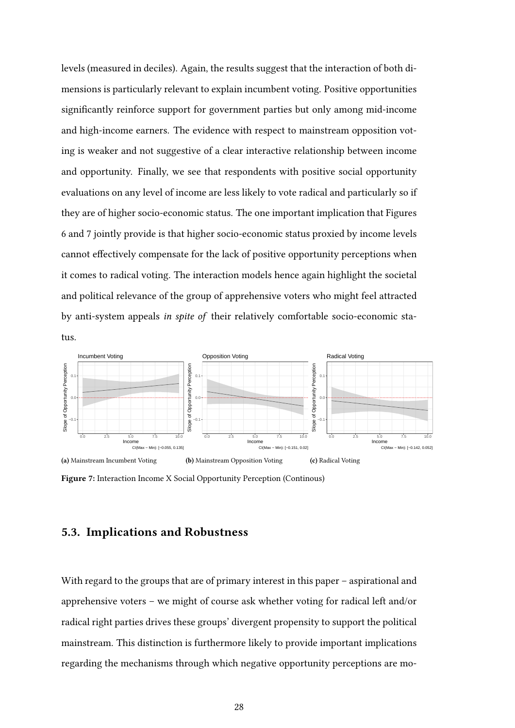levels (measured in deciles). Again, the results suggest that the interaction of both dimensions is particularly relevant to explain incumbent voting. Positive opportunities significantly reinforce support for government parties but only among mid-income and high-income earners. The evidence with respect to mainstream opposition voting is weaker and not suggestive of a clear interactive relationship between income and opportunity. Finally, we see that respondents with positive social opportunity evaluations on any level of income are less likely to vote radical and particularly so if they are of higher socio-economic status. The one important implication that Figures 6 and 7 jointly provide is that higher socio-economic status proxied by income levels cannot effectively compensate for the lack of positive opportunity perceptions when it comes to radical voting. The interaction models hence again highlight the societal and political relevance of the group of apprehensive voters who might feel attracted by anti-system appeals *in spite of* their relatively comfortable socio-economic status.

**(a)** Mainstream Incumbent Voting **(b)** Mainstream Opposition Voting **(c)** Radical Voting

**Figure 7:** Interaction Income X Social Opportunity Perception (Continous)

## 5.3. Implications and Robustness

With regard to the groups that are of primary interest in this paper – aspirational and apprehensive voters – we might of course ask whether voting for radical left and/or radical right parties drives these groups' divergent propensity to support the political mainstream. This distinction is furthermore likely to provide important implications regarding the mechanisms through which negative opportunity perceptions are mo-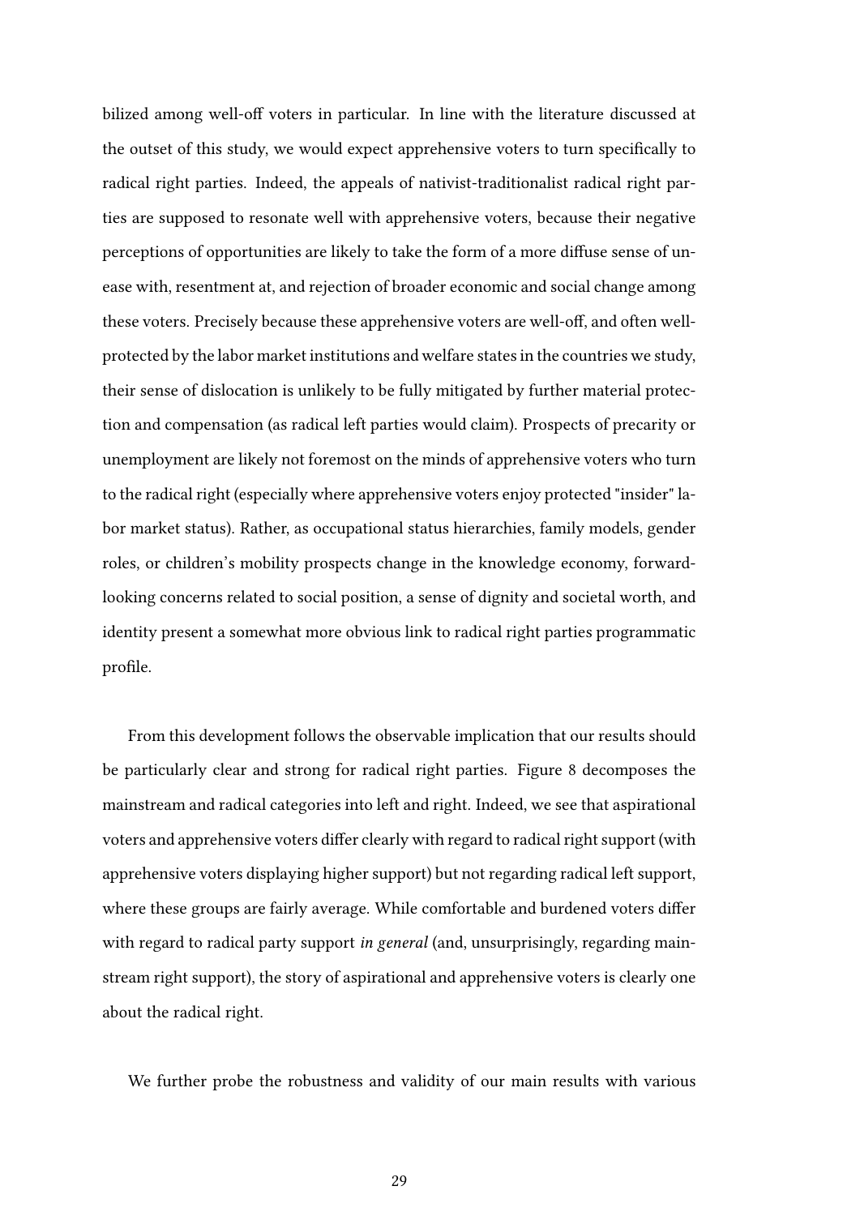bilized among well-off voters in particular. In line with the literature discussed at the outset of this study, we would expect apprehensive voters to turn specifically to radical right parties. Indeed, the appeals of nativist-traditionalist radical right parties are supposed to resonate well with apprehensive voters, because their negative perceptions of opportunities are likely to take the form of a more diffuse sense of unease with, resentment at, and rejection of broader economic and social change among these voters. Precisely because these apprehensive voters are well-off, and often well-protected by the labor market institutions and welfare states in the countries we study, their sense of dislocation is unlikely to be fully mitigated by further material protection and compensation (as radical left parties would claim). Prospects of precarity or unemployment are likely not foremost on the minds of apprehensive voters who turn to the radical right (especially where apprehensive voters enjoy protected "insider" labor market status). Rather, as occupational status hierarchies, family models, gender roles, or children's mobility prospects change in the knowledge economy, forward-looking concerns related to social position, a sense of dignity and societal worth, and identity present a somewhat more obvious link to radical right parties programmatic profile.

From this development follows the observable implication that our results should be particularly clear and strong for radical right parties. Figure 8 decomposes the mainstream and radical categories into left and right. Indeed, we see that aspirational voters and apprehensive voters differ clearly with regard to radical right support (with apprehensive voters displaying higher support) but not regarding radical left support, where these groups are fairly average. While comfortable and burdened voters differ with regard to radical party support *in general* (and, unsurprisingly, regarding mainstream right support), the story of aspirational and apprehensive voters is clearly one about the radical right.

We further probe the robustness and validity of our main results with various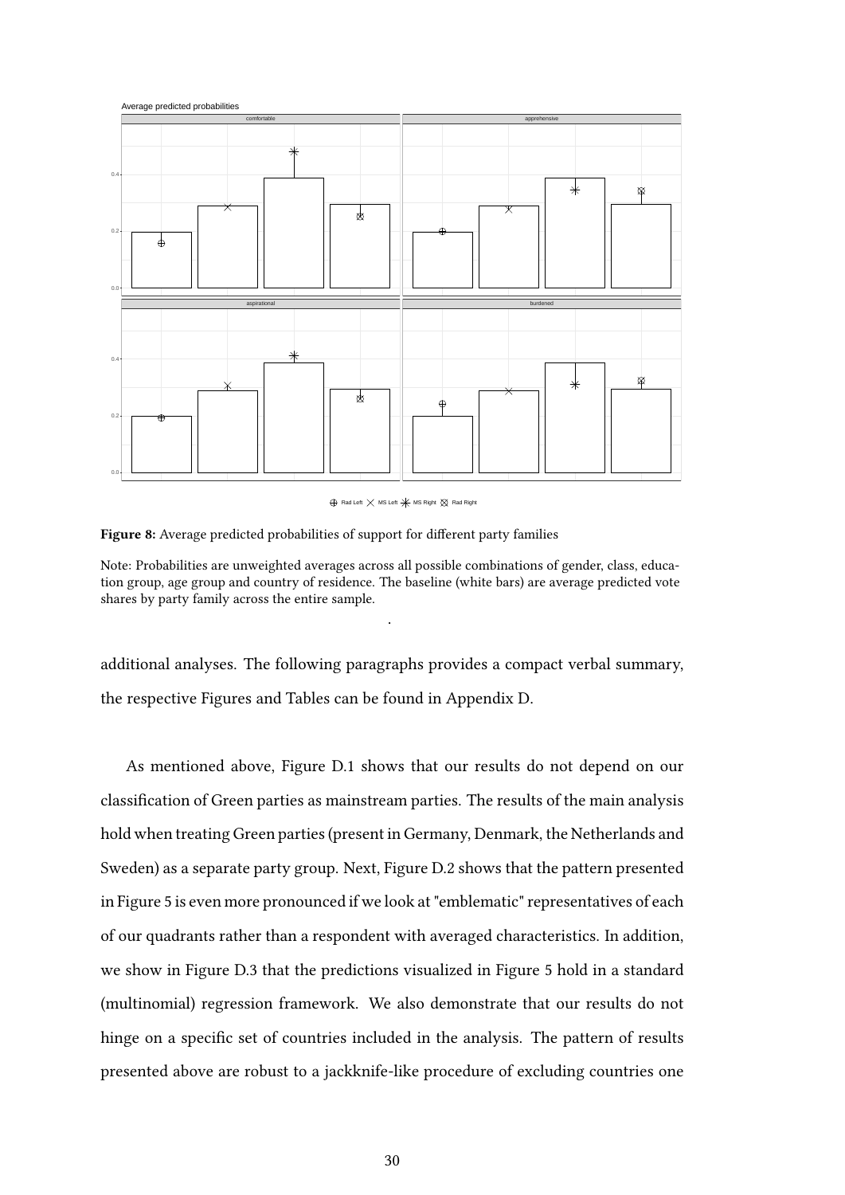**Figure 8:** Average predicted probabilities of support for different party families

Note: Probabilities are unweighted averages across all possible combinations of gender, class, education group, age group and country of residence. The baseline (white bars) are average predicted vote shares by party family across the entire sample.

additional analyses. The following paragraphs provides a compact verbal summary, the respective Figures and Tables can be found in Appendix D.

As mentioned above, Figure D.1 shows that our results do not depend on our classification of Green parties as mainstream parties. The results of the main analysis hold when treating Green parties (present in Germany, Denmark, the Netherlands and Sweden) as a separate party group. Next, Figure D.2 shows that the pattern presented in Figure 5 is even more pronounced if we look at "emblematic" representatives of each of our quadrants rather than a respondent with averaged characteristics. In addition, we show in Figure D.3 that the predictions visualized in Figure 5 hold in a standard (multinomial) regression framework. We also demonstrate that our results do not hinge on a specific set of countries included in the analysis. The pattern of results presented above are robust to a jackknife-like procedure of excluding countries one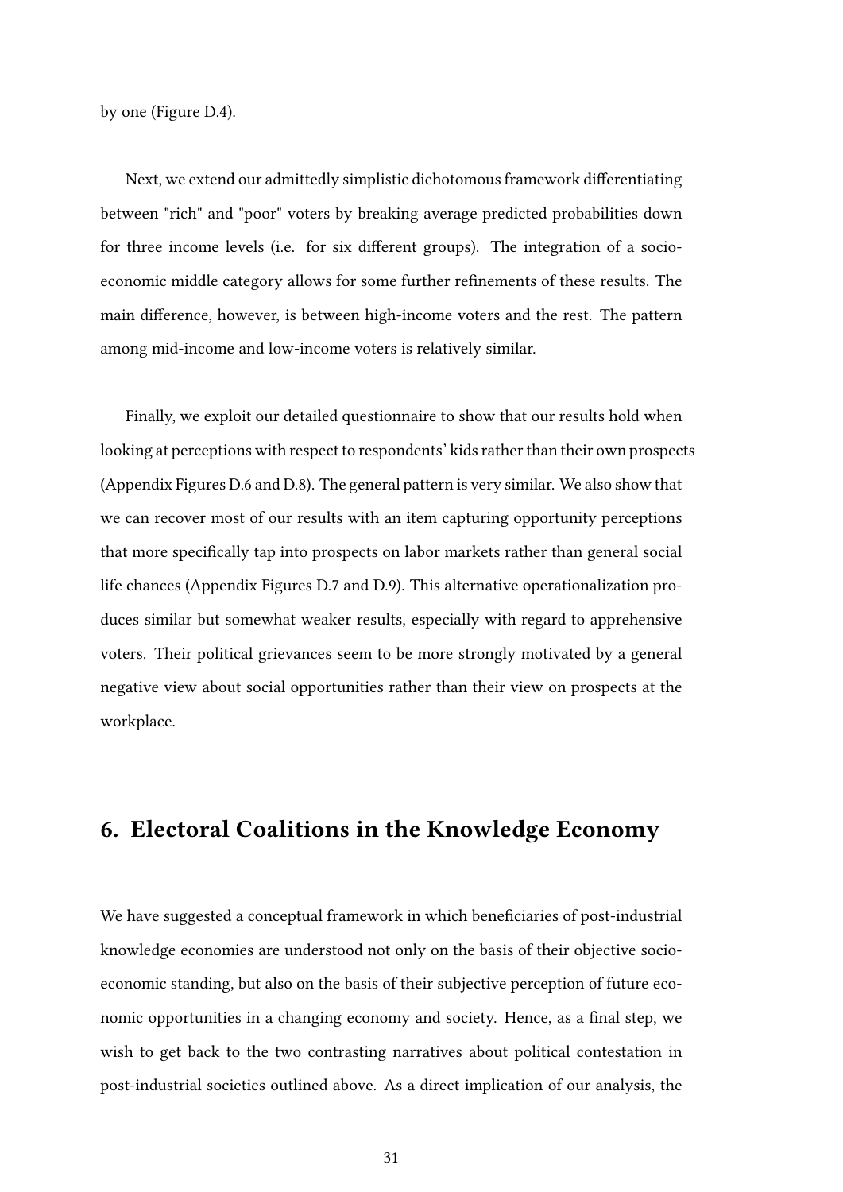by one (Figure D.4).

Next, we extend our admittedly simplistic dichotomous framework differentiating between "rich" and "poor" voters by breaking average predicted probabilities down for three income levels (i.e. for six different groups). The integration of a socio-economic middle category allows for some further refinements of these results. The main difference, however, is between high-income voters and the rest. The pattern among mid-income and low-income voters is relatively similar.

Finally, we exploit our detailed questionnaire to show that our results hold when looking at perceptions with respect to respondents' kids rather than their own prospects (Appendix Figures D.6 and D.8). The general pattern is very similar. We also show that we can recover most of our results with an item capturing opportunity perceptions that more specifically tap into prospects on labor markets rather than general social life chances (Appendix Figures D.7 and D.9). This alternative operationalization produces similar but somewhat weaker results, especially with regard to apprehensive voters. Their political grievances seem to be more strongly motivated by a general negative view about social opportunities rather than their view on prospects at the workplace.

## 6. Electoral Coalitions in the Knowledge Economy

We have suggested a conceptual framework in which beneficiaries of post-industrial knowledge economies are understood not only on the basis of their objective socio-economic standing, but also on the basis of their subjective perception of future economic opportunities in a changing economy and society. Hence, as a final step, we wish to get back to the two contrasting narratives about political contestation in post-industrial societies outlined above. As a direct implication of our analysis, the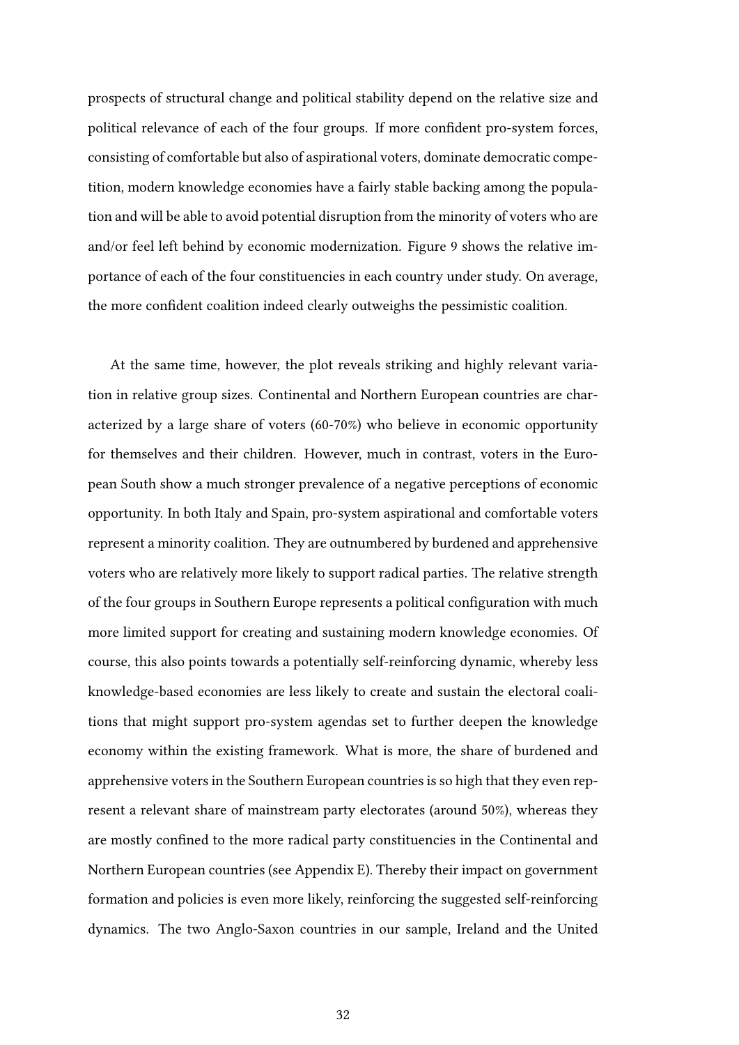prospects of structural change and political stability depend on the relative size and political relevance of each of the four groups. If more confident pro-system forces, consisting of comfortable but also of aspirational voters, dominate democratic competition, modern knowledge economies have a fairly stable backing among the population and will be able to avoid potential disruption from the minority of voters who are and/or feel left behind by economic modernization. Figure 9 shows the relative importance of each of the four constituencies in each country under study. On average, the more confident coalition indeed clearly outweighs the pessimistic coalition.

At the same time, however, the plot reveals striking and highly relevant variation in relative group sizes. Continental and Northern European countries are characterized by a large share of voters (60-70%) who believe in economic opportunity for themselves and their children. However, much in contrast, voters in the European South show a much stronger prevalence of a negative perceptions of economic opportunity. In both Italy and Spain, pro-system aspirational and comfortable voters represent a minority coalition. They are outnumbered by burdened and apprehensive voters who are relatively more likely to support radical parties. The relative strength of the four groups in Southern Europe represents a political configuration with much more limited support for creating and sustaining modern knowledge economies. Of course, this also points towards a potentially self-reinforcing dynamic, whereby less knowledge-based economies are less likely to create and sustain the electoral coalitions that might support pro-system agendas set to further deepen the knowledge economy within the existing framework. What is more, the share of burdened and apprehensive voters in the Southern European countries is so high that they even represent a relevant share of mainstream party electorates (around 50%), whereas they are mostly confined to the more radical party constituencies in the Continental and Northern European countries (see Appendix E). Thereby their impact on government formation and policies is even more likely, reinforcing the suggested self-reinforcing dynamics. The two Anglo-Saxon countries in our sample, Ireland and the United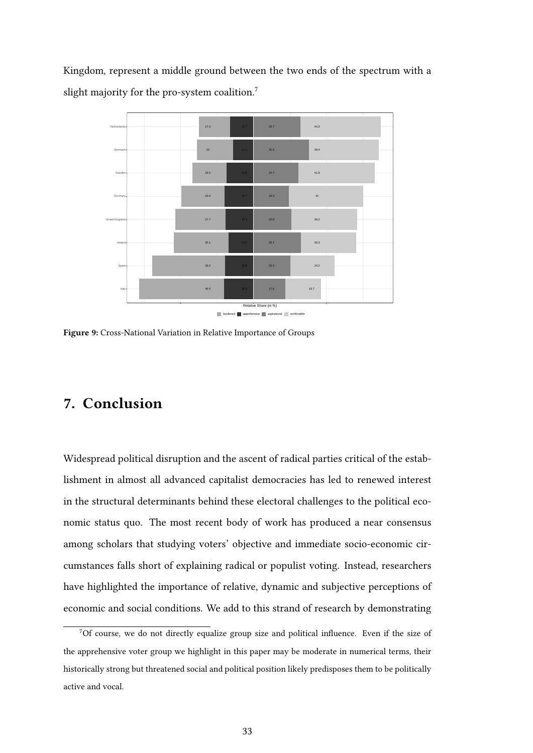Kingdom, represent a middle ground between the two ends of the spectrum with a slight majority for the pro-system coalition.[7]

**Figure 9:** Cross-National Variation in Relative Importance of Groups

## 7. Conclusion

Widespread political disruption and the ascent of radical parties critical of the establishment in almost all advanced capitalist democracies has led to renewed interest in the structural determinants behind these electoral challenges to the political economic status quo. The most recent body of work has produced a near consensus among scholars that studying voters' objective and immediate socio-economic circumstances falls short of explaining radical or populist voting. Instead, researchers have highlighted the importance of relative, dynamic and subjective perceptions of economic and social conditions. We add to this strand of research by demonstrating

[7] Of course, we do not directly equalize group size and political influence. Even if the size of the apprehensive voter group we highlight in this paper may be moderate in numerical terms, their historically strong but threatened social and political position likely predisposes them to be politically active and vocal.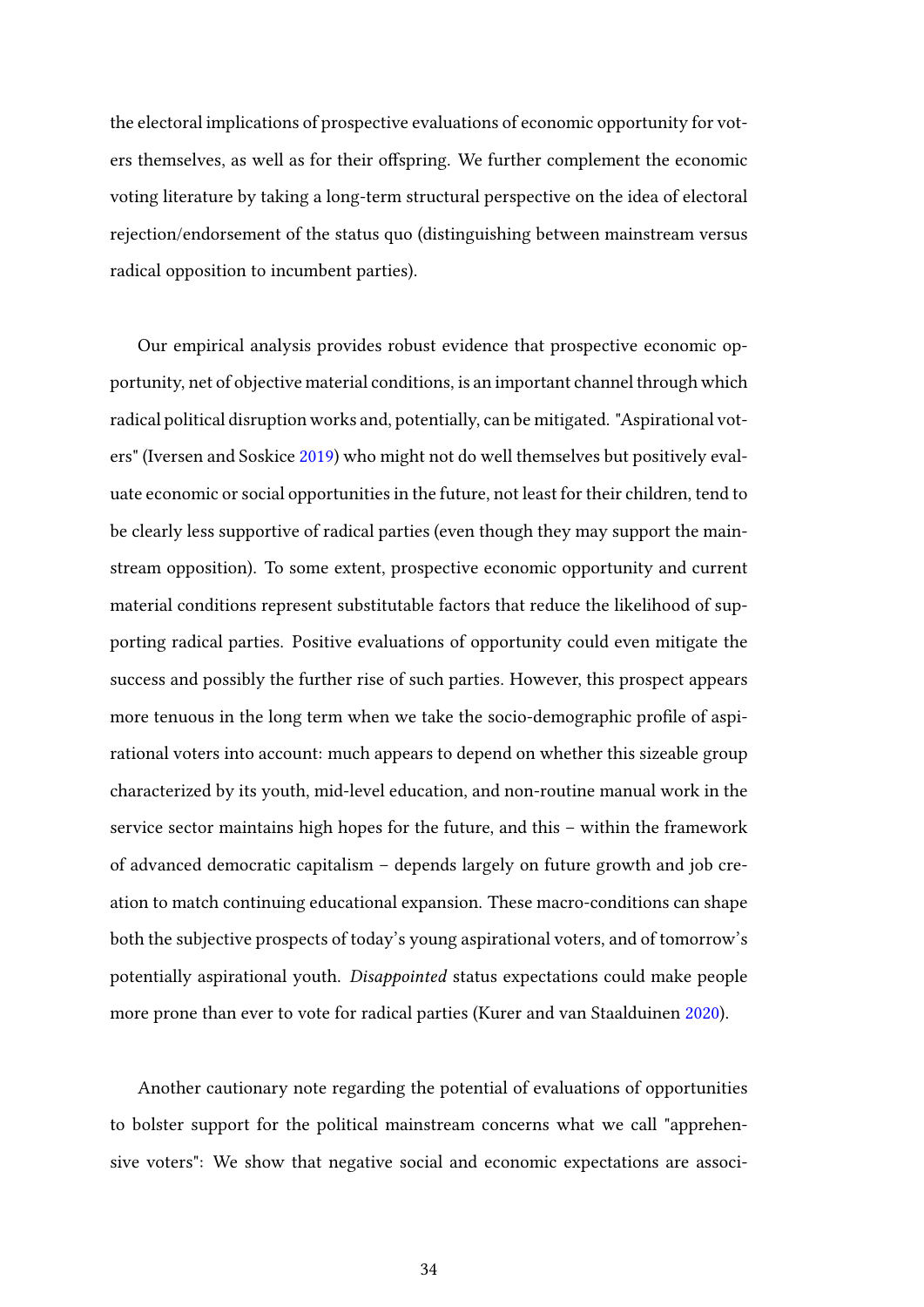the electoral implications of prospective evaluations of economic opportunity for voters themselves, as well as for their offspring. We further complement the economic voting literature by taking a long-term structural perspective on the idea of electoral rejection/endorsement of the status quo (distinguishing between mainstream versus radical opposition to incumbent parties).

Our empirical analysis provides robust evidence that prospective economic opportunity, net of objective material conditions, is an important channel through which radical political disruption works and, potentially, can be mitigated. "Aspirational voters" (Iversen and Soskice 2019) who might not do well themselves but positively evaluate economic or social opportunities in the future, not least for their children, tend to be clearly less supportive of radical parties (even though they may support the mainstream opposition). To some extent, prospective economic opportunity and current material conditions represent substitutable factors that reduce the likelihood of supporting radical parties. Positive evaluations of opportunity could even mitigate the success and possibly the further rise of such parties. However, this prospect appears more tenuous in the long term when we take the socio-demographic profile of aspirational voters into account: much appears to depend on whether this sizeable group characterized by its youth, mid-level education, and non-routine manual work in the service sector maintains high hopes for the future, and this – within the framework of advanced democratic capitalism – depends largely on future growth and job creation to match continuing educational expansion. These macro-conditions can shape both the subjective prospects of today's young aspirational voters, and of tomorrow's potentially aspirational youth. *Disappointed* status expectations could make people more prone than ever to vote for radical parties (Kurer and van Staalduinen 2020).

Another cautionary note regarding the potential of evaluations of opportunities to bolster support for the political mainstream concerns what we call "apprehensive voters": We show that negative social and economic expectations are associ-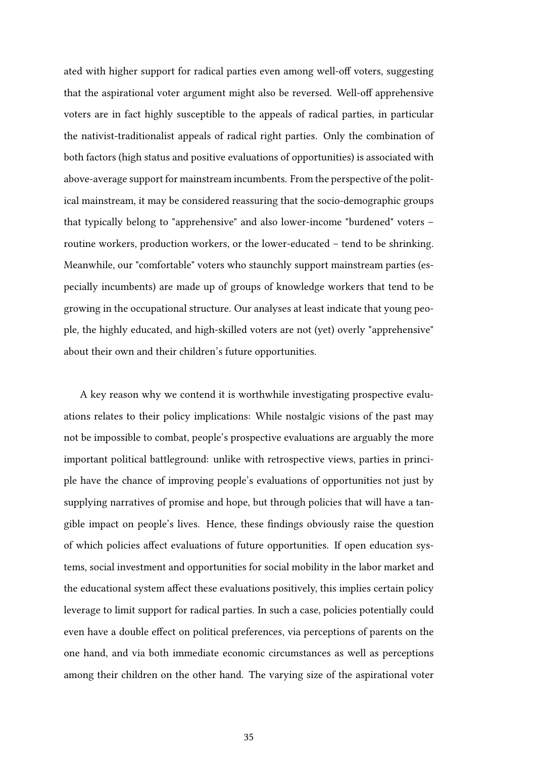ated with higher support for radical parties even among well-off voters, suggesting that the aspirational voter argument might also be reversed. Well-off apprehensive voters are in fact highly susceptible to the appeals of radical parties, in particular the nativist-traditionalist appeals of radical right parties. Only the combination of both factors (high status and positive evaluations of opportunities) is associated with above-average support for mainstream incumbents. From the perspective of the political mainstream, it may be considered reassuring that the socio-demographic groups that typically belong to "apprehensive" and also lower-income "burdened" voters – routine workers, production workers, or the lower-educated – tend to be shrinking. Meanwhile, our "comfortable" voters who staunchly support mainstream parties (especially incumbents) are made up of groups of knowledge workers that tend to be growing in the occupational structure. Our analyses at least indicate that young people, the highly educated, and high-skilled voters are not (yet) overly "apprehensive" about their own and their children's future opportunities.

A key reason why we contend it is worthwhile investigating prospective evaluations relates to their policy implications: While nostalgic visions of the past may not be impossible to combat, people's prospective evaluations are arguably the more important political battleground: unlike with retrospective views, parties in principle have the chance of improving people's evaluations of opportunities not just by supplying narratives of promise and hope, but through policies that will have a tangible impact on people's lives. Hence, these findings obviously raise the question of which policies affect evaluations of future opportunities. If open education systems, social investment and opportunities for social mobility in the labor market and the educational system affect these evaluations positively, this implies certain policy leverage to limit support for radical parties. In such a case, policies potentially could even have a double effect on political preferences, via perceptions of parents on the one hand, and via both immediate economic circumstances as well as perceptions among their children on the other hand. The varying size of the aspirational voter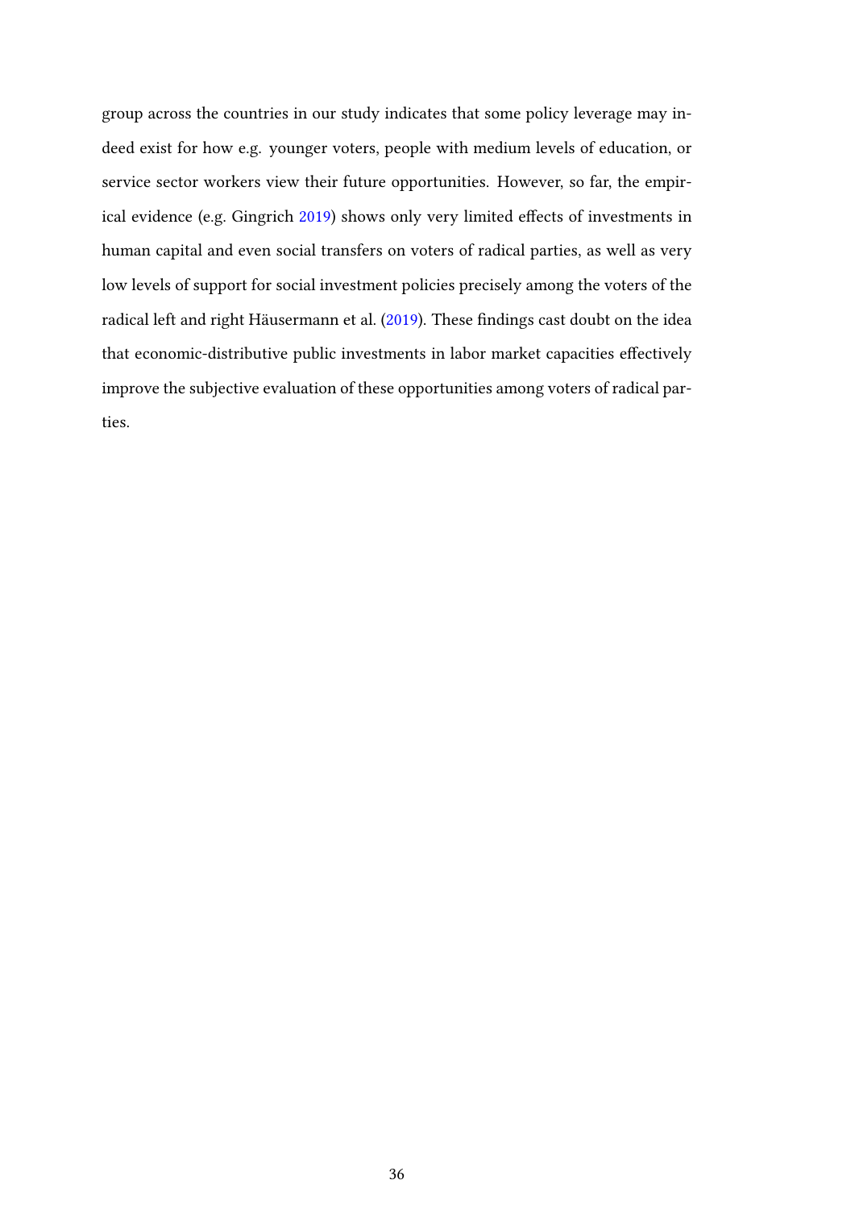group across the countries in our study indicates that some policy leverage may indeed exist for how e.g. younger voters, people with medium levels of education, or service sector workers view their future opportunities. However, so far, the empirical evidence (e.g. Gingrich 2019) shows only very limited effects of investments in human capital and even social transfers on voters of radical parties, as well as very low levels of support for social investment policies precisely among the voters of the radical left and right Häusermann et al. (2019). These findings cast doubt on the idea that economic-distributive public investments in labor market capacities effectively improve the subjective evaluation of these opportunities among voters of radical parties.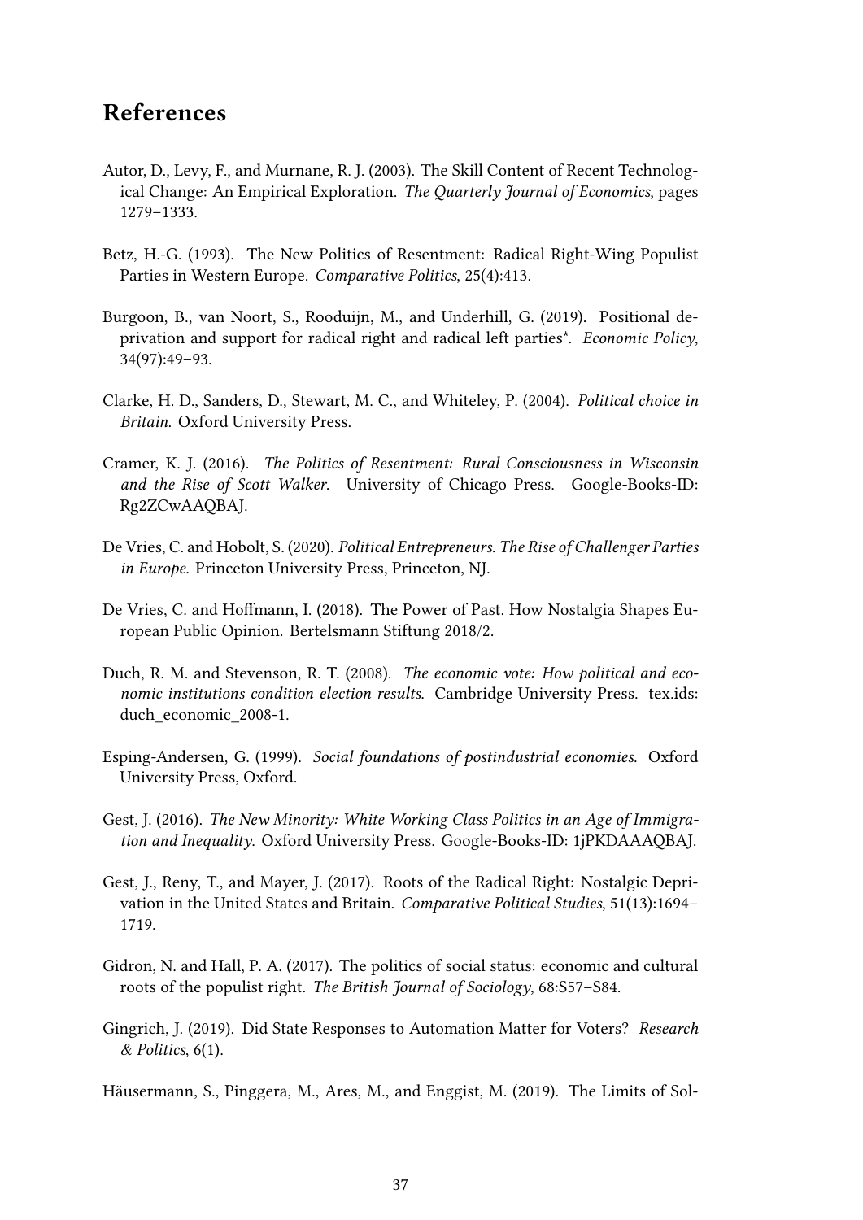# References

Autor, D., Levy, F., and Murnane, R. J. (2003). The Skill Content of Recent Technological Change: An Empirical Exploration. *The Quarterly Journal of Economics*, pages 1279–1333.

Betz, H.-G. (1993). The New Politics of Resentment: Radical Right-Wing Populist Parties in Western Europe. *Comparative Politics*, 25(4):413.

Burgoon, B., van Noort, S., Rooduijn, M., and Underhill, G. (2019). Positional deprivation and support for radical right and radical left parties*. *Economic Policy*, 34(97):49–93.

Clarke, H. D., Sanders, D., Stewart, M. C., and Whiteley, P. (2004). *Political choice in Britain*. Oxford University Press.

Cramer, K. J. (2016). *The Politics of Resentment: Rural Consciousness in Wisconsin and the Rise of Scott Walker*. University of Chicago Press. Google-Books-ID: Rg2ZCwAAQBAJ.

De Vries, C. and Hobolt, S. (2020). *Political Entrepreneurs. The Rise of Challenger Parties in Europe.* Princeton University Press, Princeton, NJ.

De Vries, C. and Hoffmann, I. (2018). The Power of Past. How Nostalgia Shapes European Public Opinion. Bertelsmann Stiftung 2018/2.

Duch, R. M. and Stevenson, R. T. (2008). *The economic vote: How political and economic institutions condition election results*. Cambridge University Press. tex.ids: duch_economic_2008-1.

Esping-Andersen, G. (1999). *Social foundations of postindustrial economies*. Oxford University Press, Oxford.

Gest, J. (2016). *The New Minority: White Working Class Politics in an Age of Immigration and Inequality*. Oxford University Press. Google-Books-ID: 1jPKDAAAQBAJ.

Gest, J., Reny, T., and Mayer, J. (2017). Roots of the Radical Right: Nostalgic Deprivation in the United States and Britain. *Comparative Political Studies*, 51(13):1694–1719.

Gidron, N. and Hall, P. A. (2017). The politics of social status: economic and cultural roots of the populist right. *The British Journal of Sociology*, 68:S57–S84.

Gingrich, J. (2019). Did State Responses to Automation Matter for Voters? *Research & Politics*, 6(1).

Häusermann, S., Pinggera, M., Ares, M., and Enggist, M. (2019). The Limits of Sol-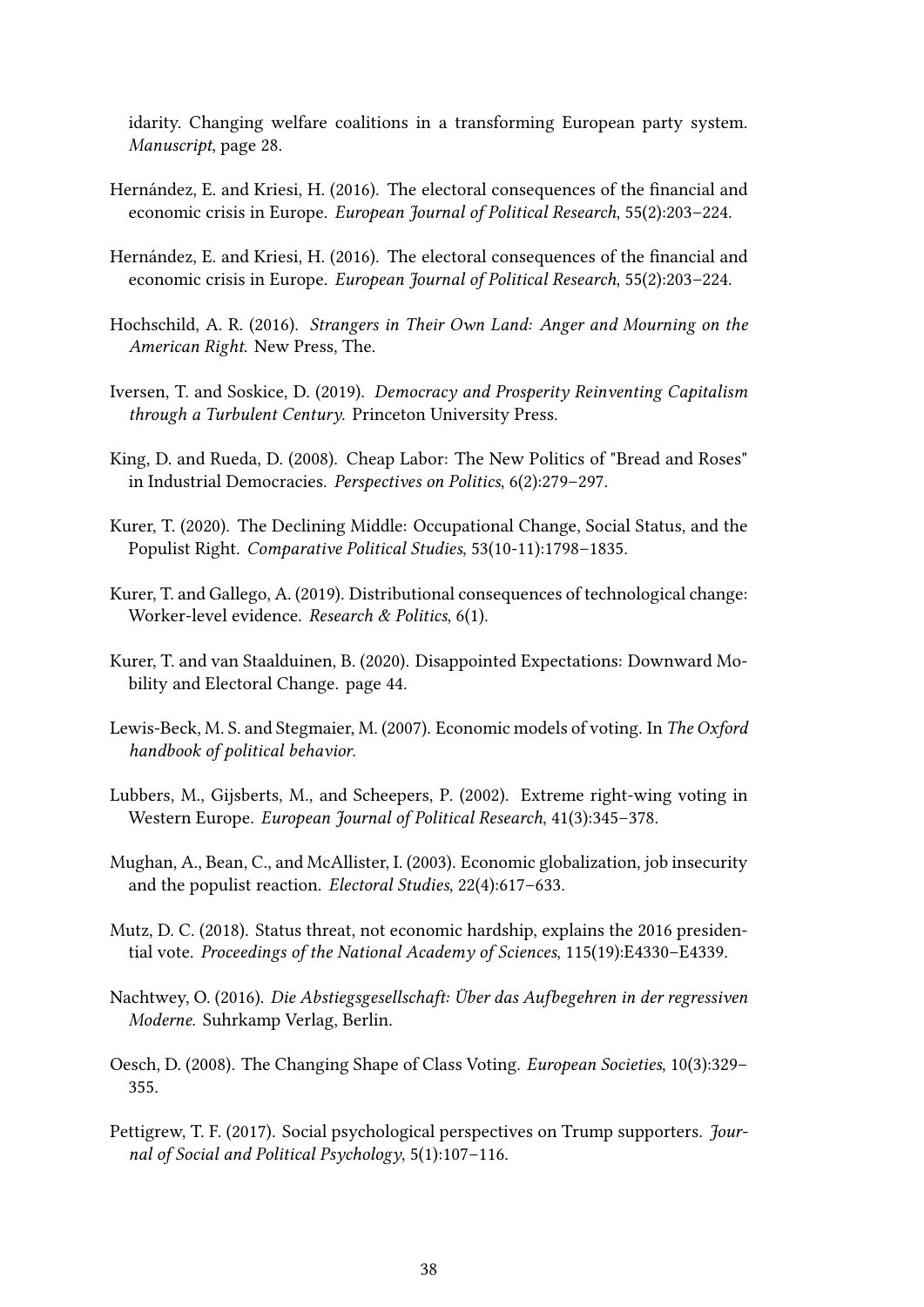idarity. Changing welfare coalitions in a transforming European party system. *Manuscript*, page 28.

Hernández, E. and Kriesi, H. (2016). The electoral consequences of the financial and economic crisis in Europe. *European Journal of Political Research*, 55(2):203–224.

Hernández, E. and Kriesi, H. (2016). The electoral consequences of the financial and economic crisis in Europe. *European Journal of Political Research*, 55(2):203–224.

Hochschild, A. R. (2016). *Strangers in Their Own Land: Anger and Mourning on the American Right*. New Press, The.

Iversen, T. and Soskice, D. (2019). *Democracy and Prosperity Reinventing Capitalism through a Turbulent Century*. Princeton University Press.

King, D. and Rueda, D. (2008). Cheap Labor: The New Politics of "Bread and Roses" in Industrial Democracies. *Perspectives on Politics*, 6(2):279–297.

Kurer, T. (2020). The Declining Middle: Occupational Change, Social Status, and the Populist Right. *Comparative Political Studies*, 53(10-11):1798–1835.

Kurer, T. and Gallego, A. (2019). Distributional consequences of technological change: Worker-level evidence. *Research & Politics*, 6(1).

Kurer, T. and van Staalduinen, B. (2020). Disappointed Expectations: Downward Mobility and Electoral Change. page 44.

Lewis-Beck, M. S. and Stegmaier, M. (2007). Economic models of voting. In *The Oxford handbook of political behavior*.

Lubbers, M., Gijsberts, M., and Scheepers, P. (2002). Extreme right-wing voting in Western Europe. *European Journal of Political Research*, 41(3):345–378.

Mughan, A., Bean, C., and McAllister, I. (2003). Economic globalization, job insecurity and the populist reaction. *Electoral Studies*, 22(4):617–633.

Mutz, D. C. (2018). Status threat, not economic hardship, explains the 2016 presidential vote. *Proceedings of the National Academy of Sciences*, 115(19):E4330–E4339.

Nachtwey, O. (2016). *Die Abstiegsgesellschaft: Über das Aufbegehren in der regressiven Moderne*. Suhrkamp Verlag, Berlin.

Oesch, D. (2008). The Changing Shape of Class Voting. *European Societies*, 10(3):329–355.

Pettigrew, T. F. (2017). Social psychological perspectives on Trump supporters. *Journal of Social and Political Psychology*, 5(1):107–116.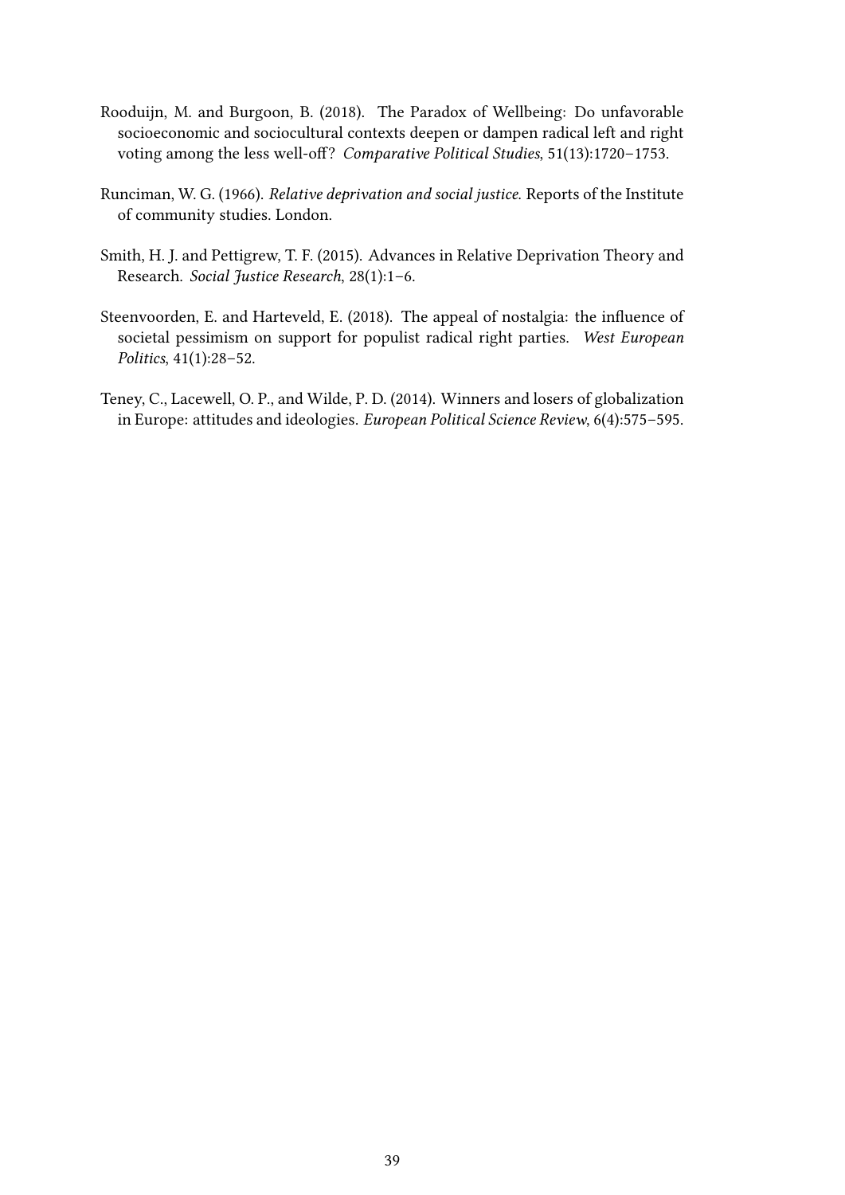Rooduijn, M. and Burgoon, B. (2018). The Paradox of Wellbeing: Do unfavorable socioeconomic and sociocultural contexts deepen or dampen radical left and right voting among the less well-off? *Comparative Political Studies*, 51(13):1720–1753.

Runciman, W. G. (1966). *Relative deprivation and social justice*. Reports of the Institute of community studies. London.

Smith, H. J. and Pettigrew, T. F. (2015). Advances in Relative Deprivation Theory and Research. *Social Justice Research*, 28(1):1–6.

Steenvoorden, E. and Harteveld, E. (2018). The appeal of nostalgia: the influence of societal pessimism on support for populist radical right parties. *West European Politics*, 41(1):28–52.

Teney, C., Lacewell, O. P., and Wilde, P. D. (2014). Winners and losers of globalization in Europe: attitudes and ideologies. *European Political Science Review*, 6(4):575–595.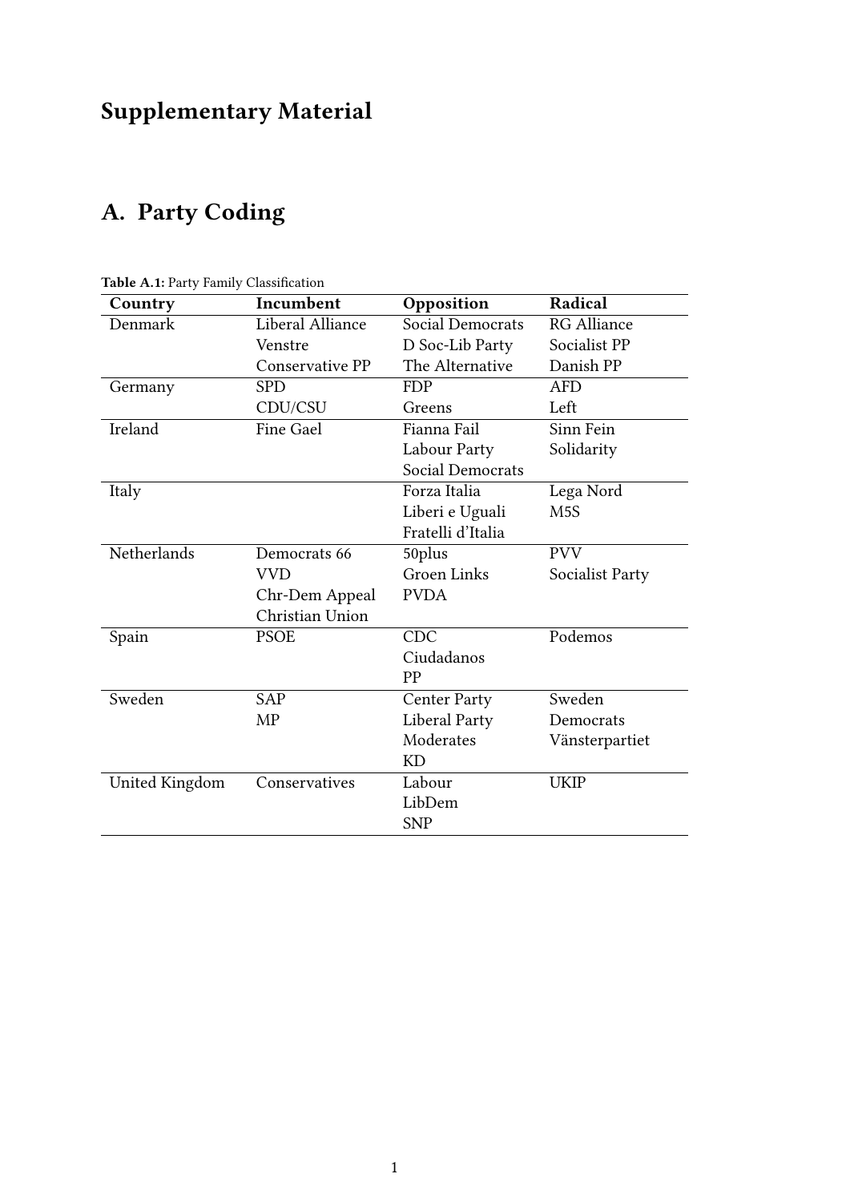# Supplementary Material

## A. Party Coding

**Table A.1:** Party Family Classification

| Country | Incumbent | Opposition | Radical |
|---|---|---|---|
| Denmark | Liberal Alliance | Social Democrats | RG Alliance |
| | Venstre | D Soc-Lib Party | Socialist PP |
| | Conservative PP | The Alternative | Danish PP |
| Germany | SPD | FDP | AFD |
| | CDU/CSU | Greens | Left |
| Ireland | Fine Gael | Fianna Fail | Sinn Fein |
| | | Labour Party | Solidarity |
| | | Social Democrats | |
| Italy | | Forza Italia | Lega Nord |
| | | Liberi e Uguali | M5S |
| | | Fratelli d'Italia | |
| Netherlands | Democrats 66 | 50plus | PVV |
| | VVD | Groen Links | Socialist Party |
| | Chr-Dem Appeal | PVDA | |
| | Christian Union | | |
| Spain | PSOE | CDC | Podemos |
| | | Ciudadanos | |
| | | PP | |
| Sweden | SAP | Center Party | Sweden Democrats |
| | MP | Liberal Party | Vänsterpartiet |
| | | Moderates | |
| | | KD | |
| United Kingdom | Conservatives | Labour | UKIP |
| | | LibDem | |
| | | SNP | |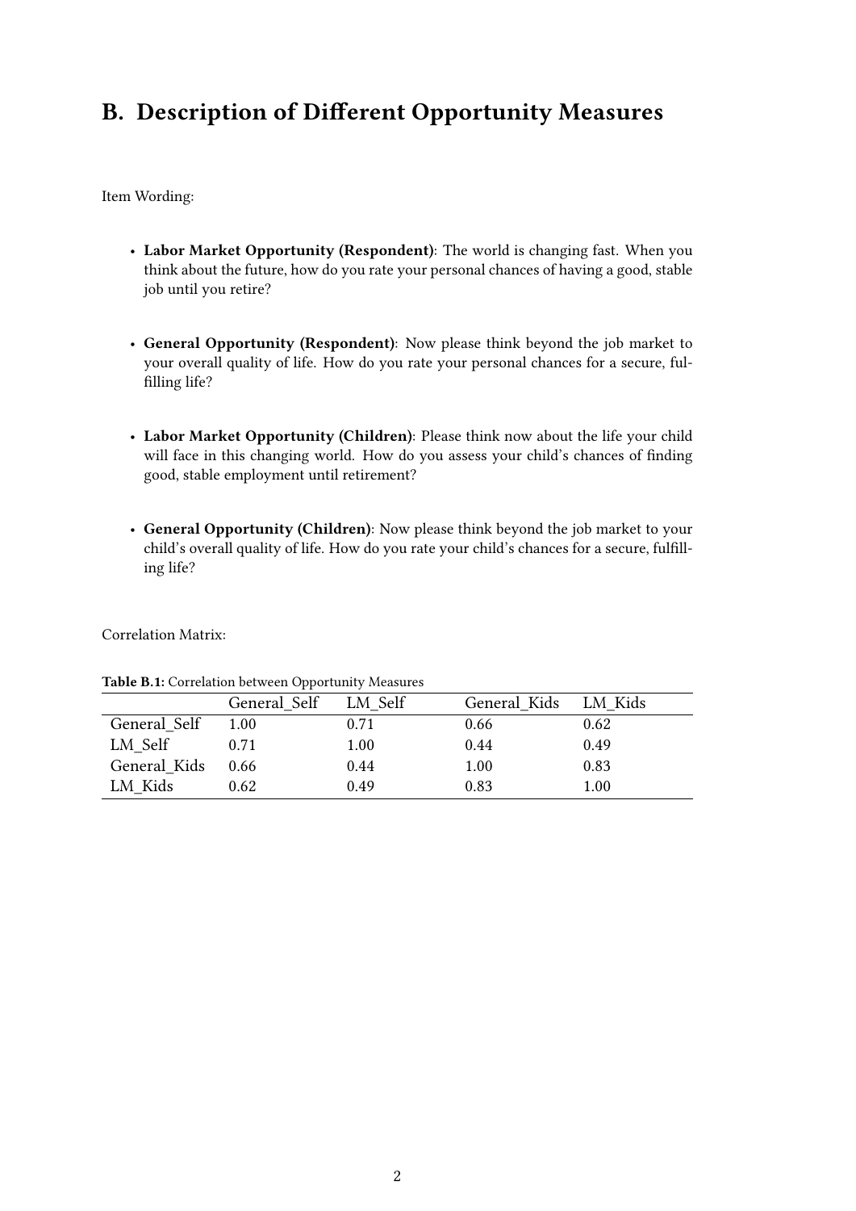# B. Description of Different Opportunity Measures

Item Wording:

- **Labor Market Opportunity (Respondent)**: The world is changing fast. When you think about the future, how do you rate your personal chances of having a good, stable job until you retire?

- **General Opportunity (Respondent)**: Now please think beyond the job market to your overall quality of life. How do you rate your personal chances for a secure, fulfilling life?

- **Labor Market Opportunity (Children)**: Please think now about the life your child will face in this changing world. How do you assess your child's chances of finding good, stable employment until retirement?

- **General Opportunity (Children)**: Now please think beyond the job market to your child's overall quality of life. How do you rate your child's chances for a secure, fulfilling life?

Correlation Matrix:

**Table B.1:** Correlation between Opportunity Measures

| | General_Self | LM_Self | General_Kids | LM_Kids |
|---|---|---|---|---|
| General_Self | 1.00 | 0.71 | 0.66 | 0.62 |
| LM_Self | 0.71 | 1.00 | 0.44 | 0.49 |
| General_Kids | 0.66 | 0.44 | 1.00 | 0.83 |
| LM_Kids | 0.62 | 0.49 | 0.83 | 1.00 |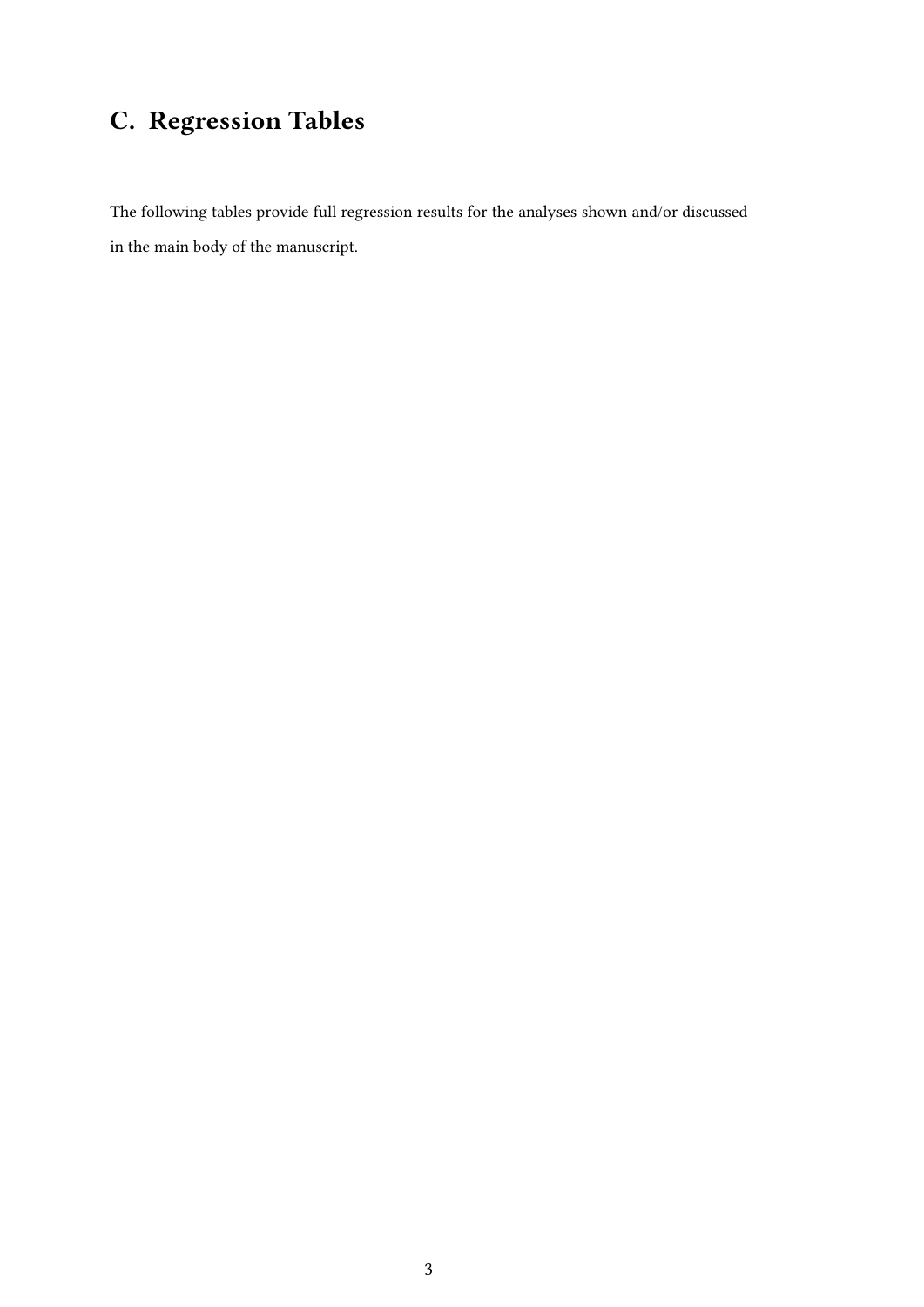# C. Regression Tables

The following tables provide full regression results for the analyses shown and/or discussed in the main body of the manuscript.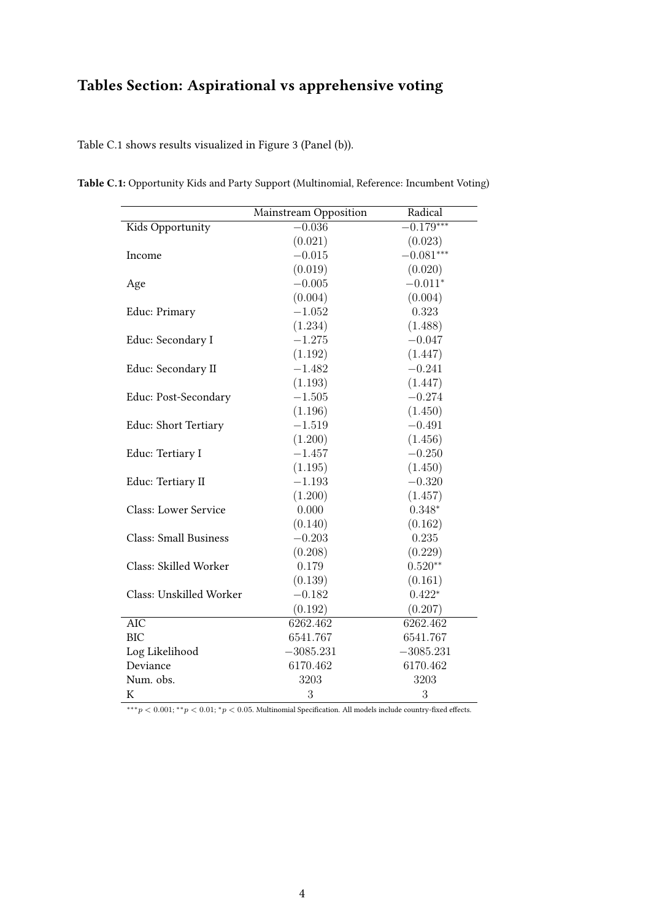# Tables Section: Aspirational vs apprehensive voting

Table C.1 shows results visualized in Figure 3 (Panel (b)).

**Table C.1:** Opportunity Kids and Party Support (Multinomial, Reference: Incumbent Voting)

| | Mainstream Opposition | Radical |
|---|---|---|
| Kids Opportunity | $-0.036$ | $-0.179^{***}$ |
| | $(0.021)$ | $(0.023)$ |
| Income | $-0.015$ | $-0.081^{***}$ |
| | $(0.019)$ | $(0.020)$ |
| Age | $-0.005$ | $-0.011^{*}$ |
| | $(0.004)$ | $(0.004)$ |
| Educ: Primary | $-1.052$ | $0.323$ |
| | $(1.234)$ | $(1.488)$ |
| Educ: Secondary I | $-1.275$ | $-0.047$ |
| | $(1.192)$ | $(1.447)$ |
| Educ: Secondary II | $-1.482$ | $-0.241$ |
| | $(1.193)$ | $(1.447)$ |
| Educ: Post-Secondary | $-1.505$ | $-0.274$ |
| | $(1.196)$ | $(1.450)$ |
| Educ: Short Tertiary | $-1.519$ | $-0.491$ |
| | $(1.200)$ | $(1.456)$ |
| Educ: Tertiary I | $-1.457$ | $-0.250$ |
| | $(1.195)$ | $(1.450)$ |
| Educ: Tertiary II | $-1.193$ | $-0.320$ |
| | $(1.200)$ | $(1.457)$ |
| Class: Lower Service | $0.000$ | $0.348^{*}$ |
| | $(0.140)$ | $(0.162)$ |
| Class: Small Business | $-0.203$ | $0.235$ |
| | $(0.208)$ | $(0.229)$ |
| Class: Skilled Worker | $0.179$ | $0.520^{**}$ |
| | $(0.139)$ | $(0.161)$ |
| Class: Unskilled Worker | $-0.182$ | $0.422^{*}$ |
| | $(0.192)$ | $(0.207)$ |
| AIC | 6262.462 | 6262.462 |
| BIC | 6541.767 | 6541.767 |
| Log Likelihood | $-3085.231$ | $-3085.231$ |
| Deviance | 6170.462 | 6170.462 |
| Num. obs. | 3203 | 3203 |
| K | 3 | 3 |

$^{***}p < 0.001$; $^{**}p < 0.01$; $^{*}p < 0.05$. Multinomial Specification. All models include country-fixed effects.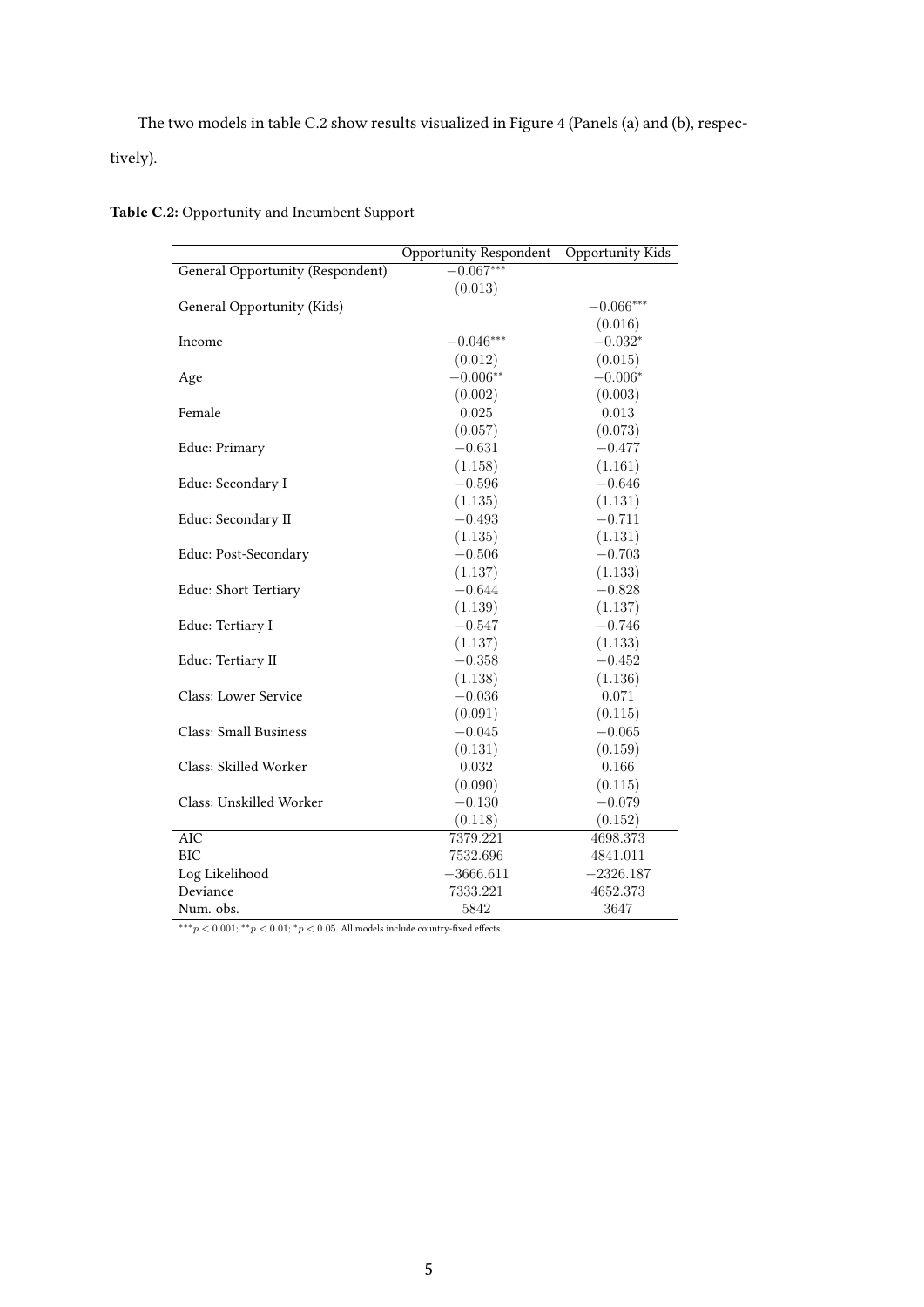The two models in table C.2 show results visualized in Figure 4 (Panels (a) and (b), respectively).

**Table C.2:** Opportunity and Incumbent Support

| | Opportunity Respondent | Opportunity Kids |
|---|---|---|
| General Opportunity (Respondent) | $-0.067^{***}$ | |
| | (0.013) | |
| General Opportunity (Kids) | | $-0.066^{***}$ |
| | | (0.016) |
| Income | $-0.046^{***}$ | $-0.032^{*}$ |
| | (0.012) | (0.015) |
| Age | $-0.006^{**}$ | $-0.006^{*}$ |
| | (0.002) | (0.003) |
| Female | 0.025 | 0.013 |
| | (0.057) | (0.073) |
| Educ: Primary | $-0.631$ | $-0.477$ |
| | (1.158) | (1.161) |
| Educ: Secondary I | $-0.596$ | $-0.646$ |
| | (1.135) | (1.131) |
| Educ: Secondary II | $-0.493$ | $-0.711$ |
| | (1.135) | (1.131) |
| Educ: Post-Secondary | $-0.506$ | $-0.703$ |
| | (1.137) | (1.133) |
| Educ: Short Tertiary | $-0.644$ | $-0.828$ |
| | (1.139) | (1.137) |
| Educ: Tertiary I | $-0.547$ | $-0.746$ |
| | (1.137) | (1.133) |
| Educ: Tertiary II | $-0.358$ | $-0.452$ |
| | (1.138) | (1.136) |
| Class: Lower Service | $-0.036$ | 0.071 |
| | (0.091) | (0.115) |
| Class: Small Business | $-0.045$ | $-0.065$ |
| | (0.131) | (0.159) |
| Class: Skilled Worker | 0.032 | 0.166 |
| | (0.090) | (0.115) |
| Class: Unskilled Worker | $-0.130$ | $-0.079$ |
| | (0.118) | (0.152) |
| AIC | 7379.221 | 4698.373 |
| BIC | 7532.696 | 4841.011 |
| Log Likelihood | $-3666.611$ | $-2326.187$ |
| Deviance | 7333.221 | 4652.373 |
| Num. obs. | 5842 | 3647 |

$^{***}p < 0.001$; $^{**}p < 0.01$; $^{*}p < 0.05$. All models include country-fixed effects.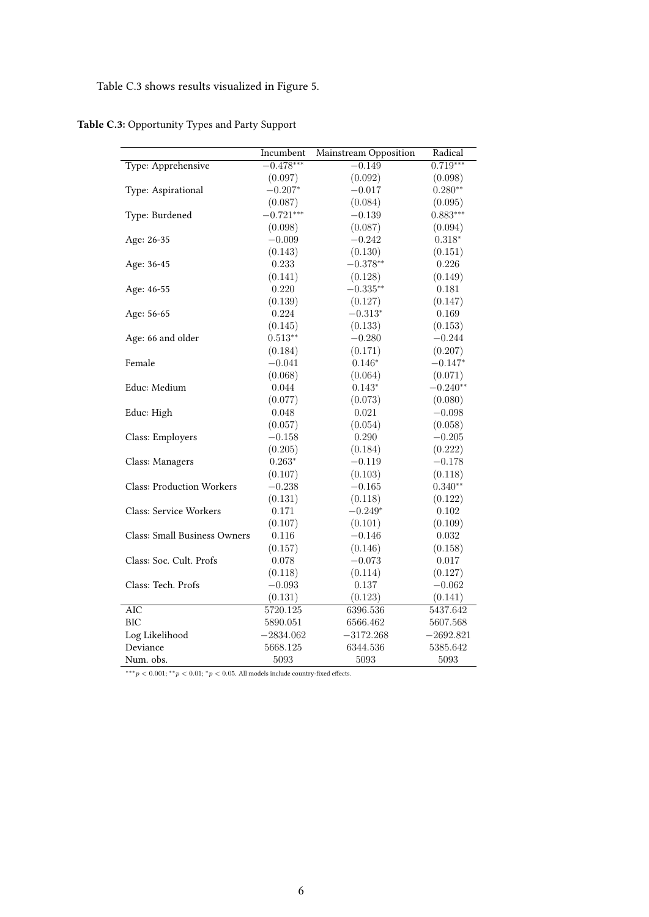Table C.3 shows results visualized in Figure 5.

**Table C.3:** Opportunity Types and Party Support

| | Incumbent | Mainstream Opposition | Radical |
|---|---|---|---|
| Type: Apprehensive | $-0.478^{***}$ | $-0.149$ | $0.719^{***}$ |
| | (0.097) | (0.092) | (0.098) |
| Type: Aspirational | $-0.207^{*}$ | $-0.017$ | $0.280^{**}$ |
| | (0.087) | (0.084) | (0.095) |
| Type: Burdened | $-0.721^{***}$ | $-0.139$ | $0.883^{***}$ |
| | (0.098) | (0.087) | (0.094) |
| Age: 26-35 | $-0.009$ | $-0.242$ | $0.318^{*}$ |
| | (0.143) | (0.130) | (0.151) |
| Age: 36-45 | 0.233 | $-0.378^{**}$ | 0.226 |
| | (0.141) | (0.128) | (0.149) |
| Age: 46-55 | 0.220 | $-0.335^{**}$ | 0.181 |
| | (0.139) | (0.127) | (0.147) |
| Age: 56-65 | 0.224 | $-0.313^{*}$ | 0.169 |
| | (0.145) | (0.133) | (0.153) |
| Age: 66 and older | $0.513^{**}$ | $-0.280$ | $-0.244$ |
| | (0.184) | (0.171) | (0.207) |
| Female | $-0.041$ | $0.146^{*}$ | $-0.147^{*}$ |
| | (0.068) | (0.064) | (0.071) |
| Educ: Medium | 0.044 | $0.143^{*}$ | $-0.240^{**}$ |
| | (0.077) | (0.073) | (0.080) |
| Educ: High | 0.048 | 0.021 | $-0.098$ |
| | (0.057) | (0.054) | (0.058) |
| Class: Employers | $-0.158$ | 0.290 | $-0.205$ |
| | (0.205) | (0.184) | (0.222) |
| Class: Managers | $0.263^{*}$ | $-0.119$ | $-0.178$ |
| | (0.107) | (0.103) | (0.118) |
| Class: Production Workers | $-0.238$ | $-0.165$ | $0.340^{**}$ |
| | (0.131) | (0.118) | (0.122) |
| Class: Service Workers | 0.171 | $-0.249^{*}$ | 0.102 |
| | (0.107) | (0.101) | (0.109) |
| Class: Small Business Owners | 0.116 | $-0.146$ | 0.032 |
| | (0.157) | (0.146) | (0.158) |
| Class: Soc. Cult. Profs | 0.078 | $-0.073$ | 0.017 |
| | (0.118) | (0.114) | (0.127) |
| Class: Tech. Profs | $-0.093$ | 0.137 | $-0.062$ |
| | (0.131) | (0.123) | (0.141) |
| AIC | 5720.125 | 6396.536 | 5437.642 |
| BIC | 5890.051 | 6566.462 | 5607.568 |
| Log Likelihood | $-2834.062$ | $-3172.268$ | $-2692.821$ |
| Deviance | 5668.125 | 6344.536 | 5385.642 |
| Num. obs. | 5093 | 5093 | 5093 |

$^{***}p < 0.001$; $^{**}p < 0.01$; $^{*}p < 0.05$. All models include country-fixed effects.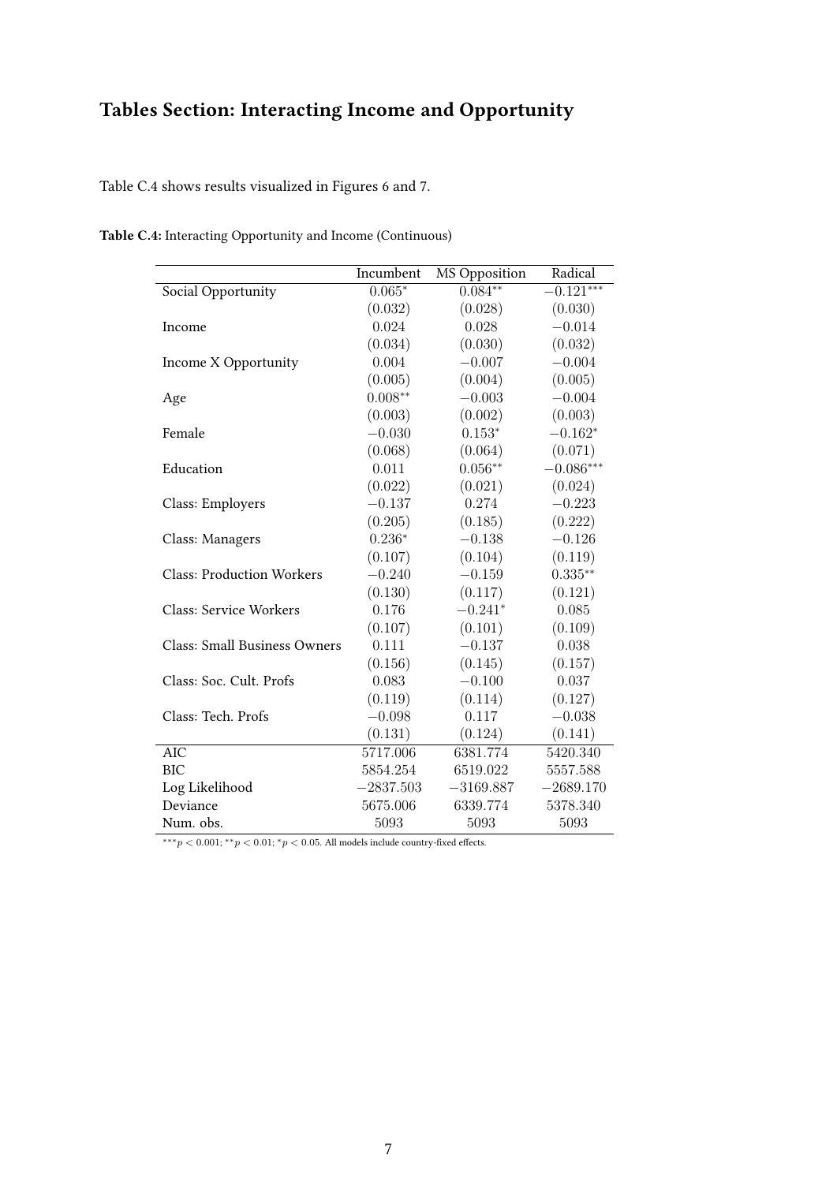# Tables Section: Interacting Income and Opportunity

Table C.4 shows results visualized in Figures 6 and 7.

**Table C.4:** Interacting Opportunity and Income (Continuous)

| | Incumbent | MS Opposition | Radical |
|---|---|---|---|
| Social Opportunity | $0.065^{*}$ | $0.084^{**}$ | $-0.121^{***}$ |
| | $(0.032)$ | $(0.028)$ | $(0.030)$ |
| Income | $0.024$ | $0.028$ | $-0.014$ |
| | $(0.034)$ | $(0.030)$ | $(0.032)$ |
| Income X Opportunity | $0.004$ | $-0.007$ | $-0.004$ |
| | $(0.005)$ | $(0.004)$ | $(0.005)$ |
| Age | $0.008^{**}$ | $-0.003$ | $-0.004$ |
| | $(0.003)$ | $(0.002)$ | $(0.003)$ |
| Female | $-0.030$ | $0.153^{*}$ | $-0.162^{*}$ |
| | $(0.068)$ | $(0.064)$ | $(0.071)$ |
| Education | $0.011$ | $0.056^{**}$ | $-0.086^{***}$ |
| | $(0.022)$ | $(0.021)$ | $(0.024)$ |
| Class: Employers | $-0.137$ | $0.274$ | $-0.223$ |
| | $(0.205)$ | $(0.185)$ | $(0.222)$ |
| Class: Managers | $0.236^{*}$ | $-0.138$ | $-0.126$ |
| | $(0.107)$ | $(0.104)$ | $(0.119)$ |
| Class: Production Workers | $-0.240$ | $-0.159$ | $0.335^{**}$ |
| | $(0.130)$ | $(0.117)$ | $(0.121)$ |
| Class: Service Workers | $0.176$ | $-0.241^{*}$ | $0.085$ |
| | $(0.107)$ | $(0.101)$ | $(0.109)$ |
| Class: Small Business Owners | $0.111$ | $-0.137$ | $0.038$ |
| | $(0.156)$ | $(0.145)$ | $(0.157)$ |
| Class: Soc. Cult. Profs | $0.083$ | $-0.100$ | $0.037$ |
| | $(0.119)$ | $(0.114)$ | $(0.127)$ |
| Class: Tech. Profs | $-0.098$ | $0.117$ | $-0.038$ |
| | $(0.131)$ | $(0.124)$ | $(0.141)$ |
| AIC | $5717.006$ | $6381.774$ | $5420.340$ |
| BIC | $5854.254$ | $6519.022$ | $5557.588$ |
| Log Likelihood | $-2837.503$ | $-3169.887$ | $-2689.170$ |
| Deviance | $5675.006$ | $6339.774$ | $5378.340$ |
| Num. obs. | $5093$ | $5093$ | $5093$ |

$^{***}p < 0.001$; $^{**}p < 0.01$; $^{*}p < 0.05$. All models include country-fixed effects.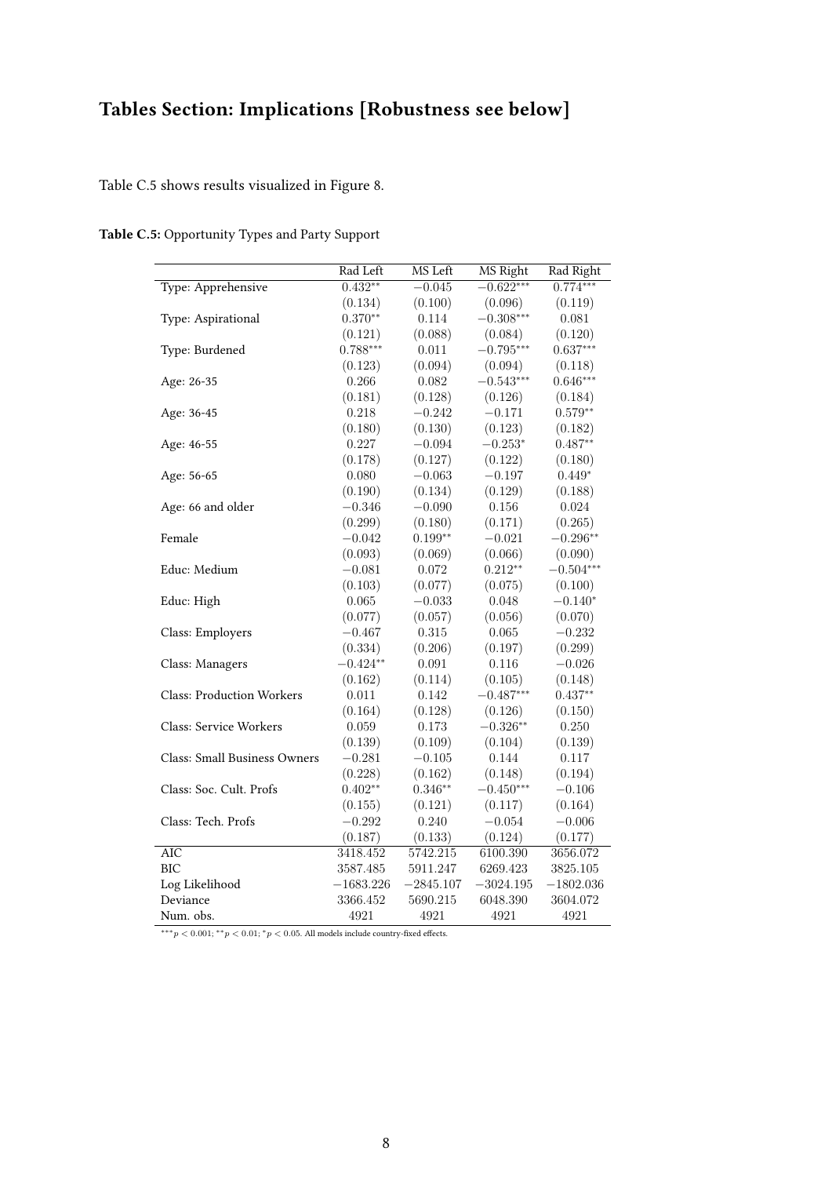# Tables Section: Implications [Robustness see below]

Table C.5 shows results visualized in Figure 8.

**Table C.5:** Opportunity Types and Party Support

| | Rad Left | MS Left | MS Right | Rad Right |
|---|---|---|---|---|
| Type: Apprehensive | $0.432^{**}$ | $-0.045$ | $-0.622^{***}$ | $0.774^{***}$ |
| | $(0.134)$ | $(0.100)$ | $(0.096)$ | $(0.119)$ |
| Type: Aspirational | $0.370^{**}$ | $0.114$ | $-0.308^{***}$ | $0.081$ |
| | $(0.121)$ | $(0.088)$ | $(0.084)$ | $(0.120)$ |
| Type: Burdened | $0.788^{***}$ | $0.011$ | $-0.795^{***}$ | $0.637^{***}$ |
| | $(0.123)$ | $(0.094)$ | $(0.094)$ | $(0.118)$ |
| Age: 26-35 | $0.266$ | $0.082$ | $-0.543^{***}$ | $0.646^{***}$ |
| | $(0.181)$ | $(0.128)$ | $(0.126)$ | $(0.184)$ |
| Age: 36-45 | $0.218$ | $-0.242$ | $-0.171$ | $0.579^{**}$ |
| | $(0.180)$ | $(0.130)$ | $(0.123)$ | $(0.182)$ |
| Age: 46-55 | $0.227$ | $-0.094$ | $-0.253^{*}$ | $0.487^{**}$ |
| | $(0.178)$ | $(0.127)$ | $(0.122)$ | $(0.180)$ |
| Age: 56-65 | $0.080$ | $-0.063$ | $-0.197$ | $0.449^{*}$ |
| | $(0.190)$ | $(0.134)$ | $(0.129)$ | $(0.188)$ |
| Age: 66 and older | $-0.346$ | $-0.090$ | $0.156$ | $0.024$ |
| | $(0.299)$ | $(0.180)$ | $(0.171)$ | $(0.265)$ |
| Female | $-0.042$ | $0.199^{**}$ | $-0.021$ | $-0.296^{**}$ |
| | $(0.093)$ | $(0.069)$ | $(0.066)$ | $(0.090)$ |
| Educ: Medium | $-0.081$ | $0.072$ | $0.212^{**}$ | $-0.504^{***}$ |
| | $(0.103)$ | $(0.077)$ | $(0.075)$ | $(0.100)$ |
| Educ: High | $0.065$ | $-0.033$ | $0.048$ | $-0.140^{*}$ |
| | $(0.077)$ | $(0.057)$ | $(0.056)$ | $(0.070)$ |
| Class: Employers | $-0.467$ | $0.315$ | $0.065$ | $-0.232$ |
| | $(0.334)$ | $(0.206)$ | $(0.197)$ | $(0.299)$ |
| Class: Managers | $-0.424^{**}$ | $0.091$ | $0.116$ | $-0.026$ |
| | $(0.162)$ | $(0.114)$ | $(0.105)$ | $(0.148)$ |
| Class: Production Workers | $0.011$ | $0.142$ | $-0.487^{***}$ | $0.437^{**}$ |
| | $(0.164)$ | $(0.128)$ | $(0.126)$ | $(0.150)$ |
| Class: Service Workers | $0.059$ | $0.173$ | $-0.326^{**}$ | $0.250$ |
| | $(0.139)$ | $(0.109)$ | $(0.104)$ | $(0.139)$ |
| Class: Small Business Owners | $-0.281$ | $-0.105$ | $0.144$ | $0.117$ |
| | $(0.228)$ | $(0.162)$ | $(0.148)$ | $(0.194)$ |
| Class: Soc. Cult. Profs | $0.402^{**}$ | $0.346^{**}$ | $-0.450^{***}$ | $-0.106$ |
| | $(0.155)$ | $(0.121)$ | $(0.117)$ | $(0.164)$ |
| Class: Tech. Profs | $-0.292$ | $0.240$ | $-0.054$ | $-0.006$ |
| | $(0.187)$ | $(0.133)$ | $(0.124)$ | $(0.177)$ |
| AIC | $3418.452$ | $5742.215$ | $6100.390$ | $3656.072$ |
| BIC | $3587.485$ | $5911.247$ | $6269.423$ | $3825.105$ |
| Log Likelihood | $-1683.226$ | $-2845.107$ | $-3024.195$ | $-1802.036$ |
| Deviance | $3366.452$ | $5690.215$ | $6048.390$ | $3604.072$ |
| Num. obs. | $4921$ | $4921$ | $4921$ | $4921$ |

$^{***}p < 0.001$; $^{**}p < 0.01$; $^{*}p < 0.05$. All models include country-fixed effects.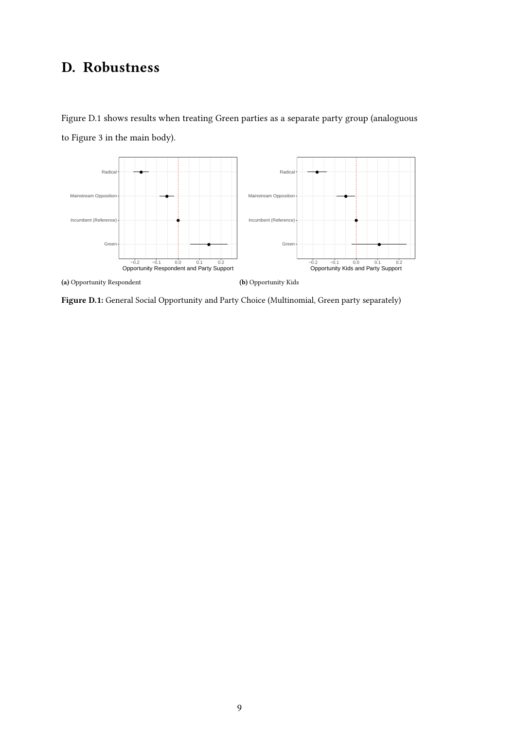# D. Robustness

Figure D.1 shows results when treating Green parties as a separate party group (analoguous to Figure 3 in the main body).

**(a)** Opportunity Respondent

**(b)** Opportunity Kids

**Figure D.1:** General Social Opportunity and Party Choice (Multinomial, Green party separately)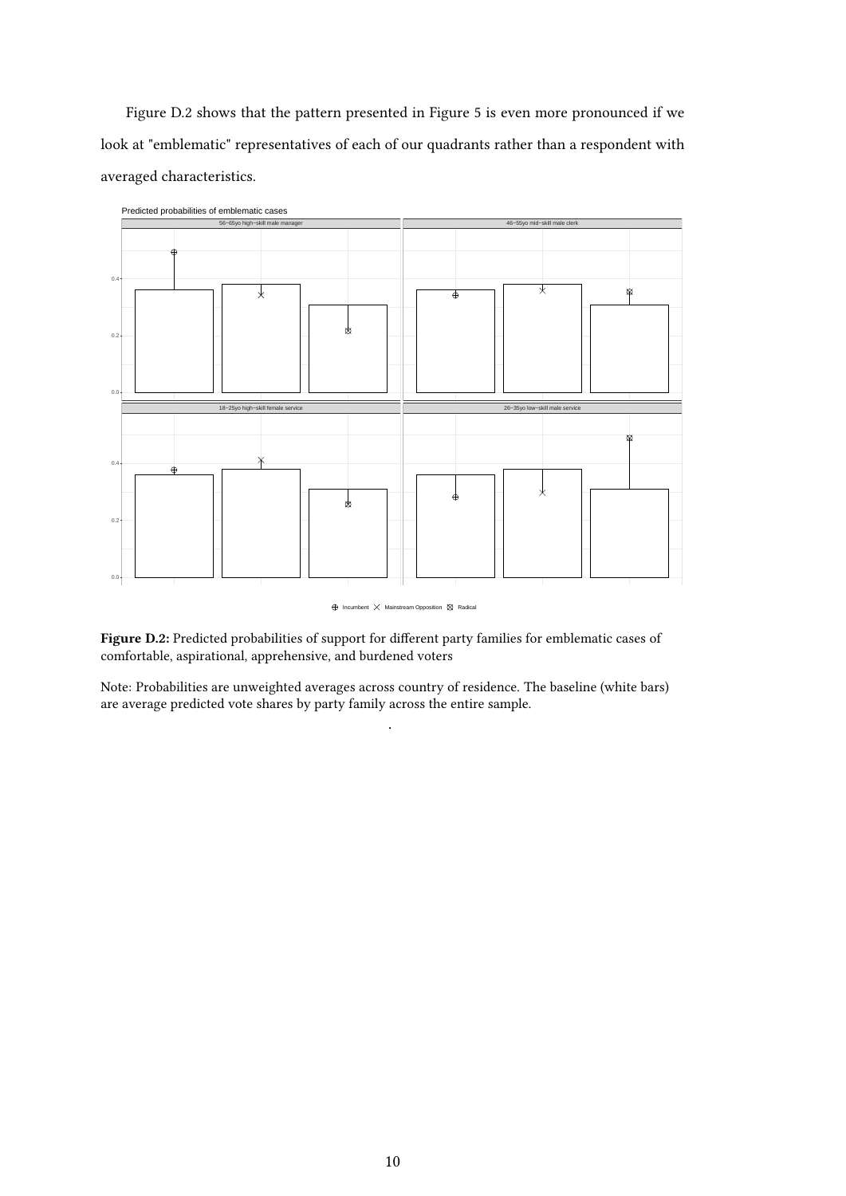Figure D.2 shows that the pattern presented in Figure 5 is even more pronounced if we look at "emblematic" representatives of each of our quadrants rather than a respondent with averaged characteristics.

**Figure D.2:** Predicted probabilities of support for different party families for emblematic cases of comfortable, aspirational, apprehensive, and burdened voters

Note: Probabilities are unweighted averages across country of residence. The baseline (white bars) are average predicted vote shares by party family across the entire sample.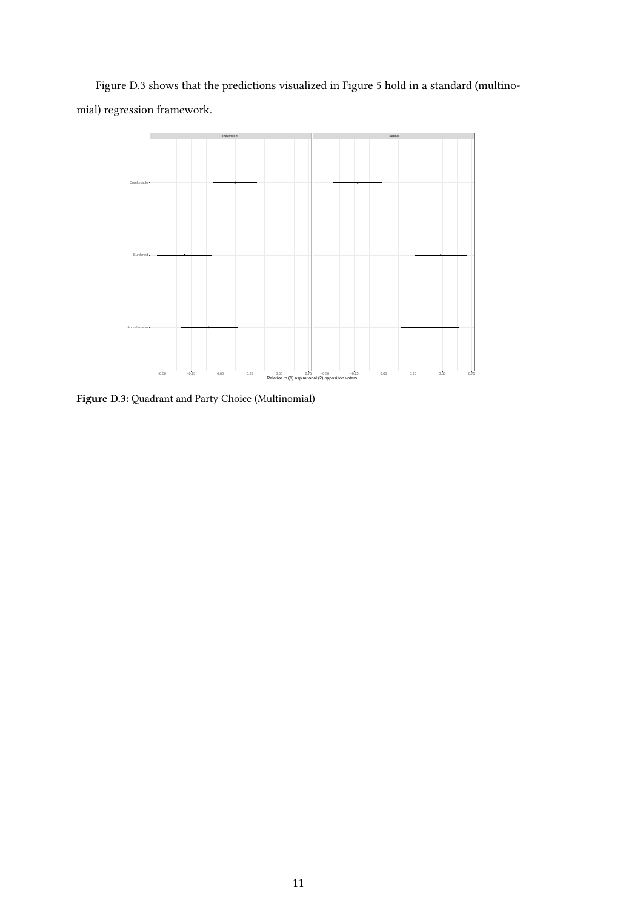Figure D.3 shows that the predictions visualized in Figure 5 hold in a standard (multinomial) regression framework.

**Figure D.3:** Quadrant and Party Choice (Multinomial)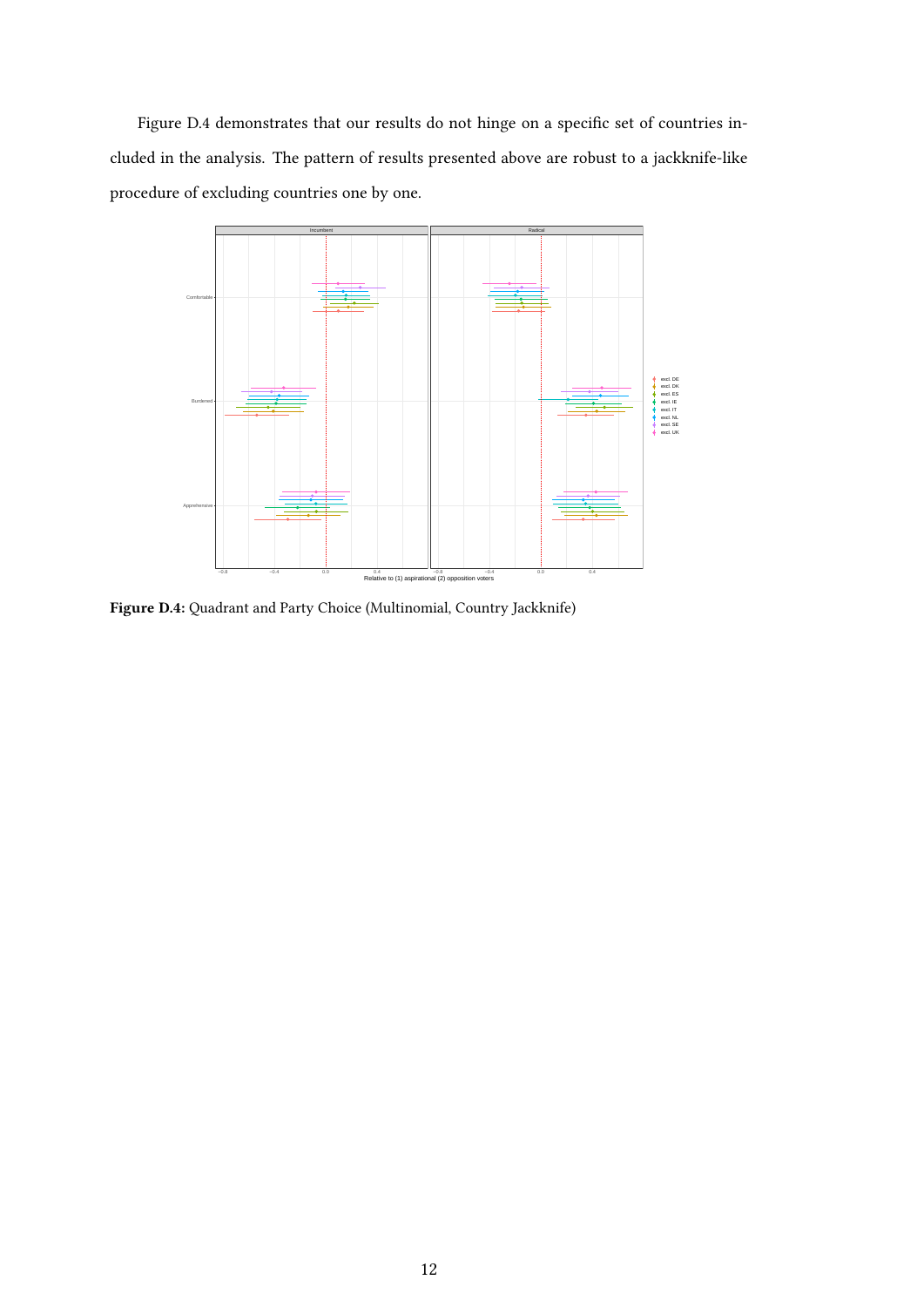Figure D.4 demonstrates that our results do not hinge on a specific set of countries included in the analysis. The pattern of results presented above are robust to a jackknife-like procedure of excluding countries one by one.

**Figure D.4:** Quadrant and Party Choice (Multinomial, Country Jackknife)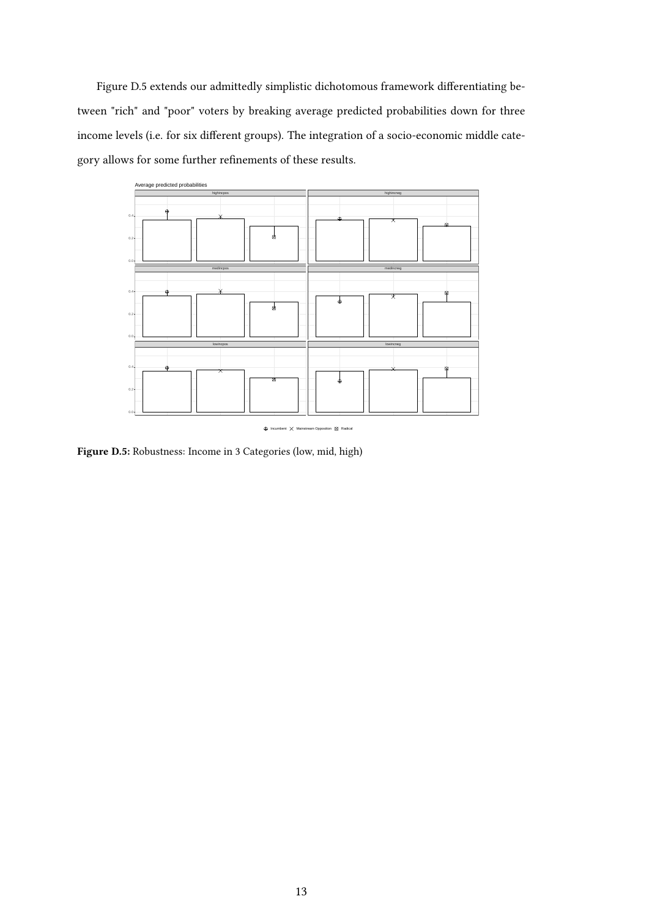Figure D.5 extends our admittedly simplistic dichotomous framework differentiating between "rich" and "poor" voters by breaking average predicted probabilities down for three income levels (i.e. for six different groups). The integration of a socio-economic middle category allows for some further refinements of these results.

**Figure D.5:** Robustness: Income in 3 Categories (low, mid, high)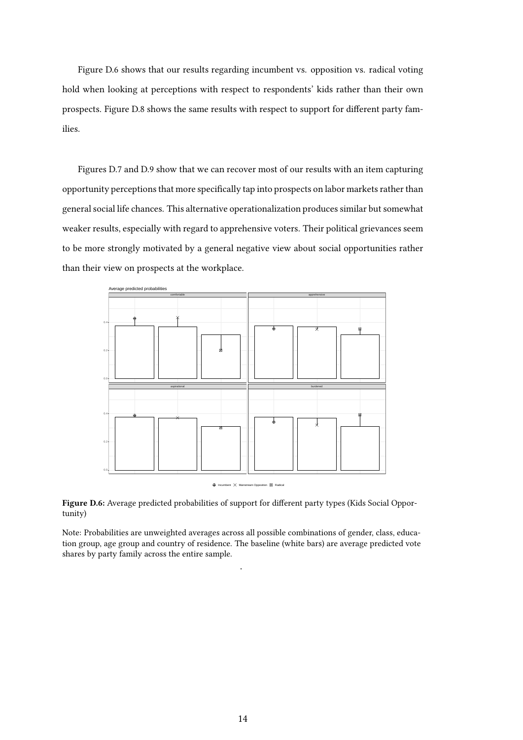Figure D.6 shows that our results regarding incumbent vs. opposition vs. radical voting hold when looking at perceptions with respect to respondents' kids rather than their own prospects. Figure D.8 shows the same results with respect to support for different party families.

Figures D.7 and D.9 show that we can recover most of our results with an item capturing opportunity perceptions that more specifically tap into prospects on labor markets rather than general social life chances. This alternative operationalization produces similar but somewhat weaker results, especially with regard to apprehensive voters. Their political grievances seem to be more strongly motivated by a general negative view about social opportunities rather than their view on prospects at the workplace.

**Figure D.6:** Average predicted probabilities of support for different party types (Kids Social Opportunity)

Note: Probabilities are unweighted averages across all possible combinations of gender, class, education group, age group and country of residence. The baseline (white bars) are average predicted vote shares by party family across the entire sample.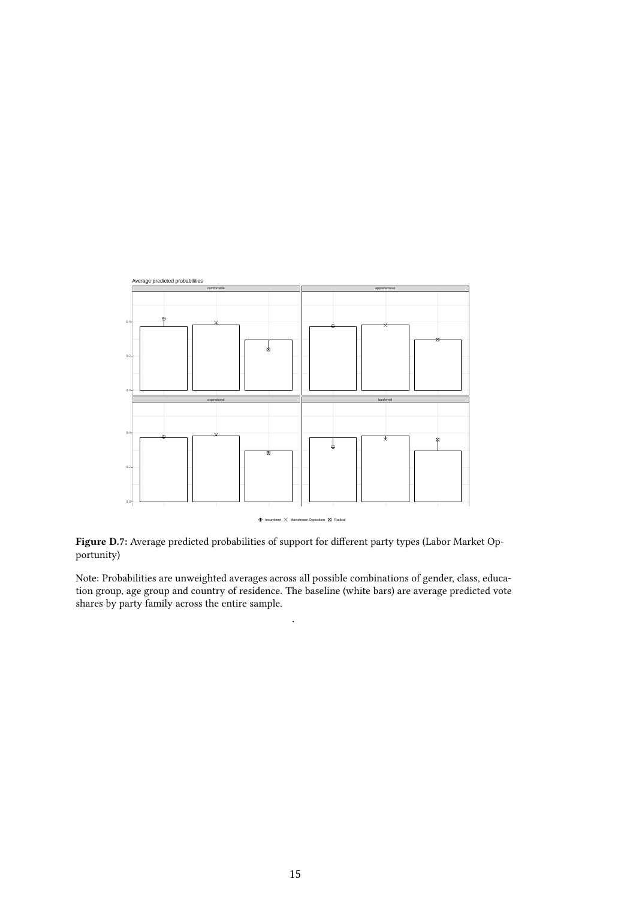**Figure D.7:** Average predicted probabilities of support for different party types (Labor Market Opportunity)

Note: Probabilities are unweighted averages across all possible combinations of gender, class, education group, age group and country of residence. The baseline (white bars) are average predicted vote shares by party family across the entire sample.

.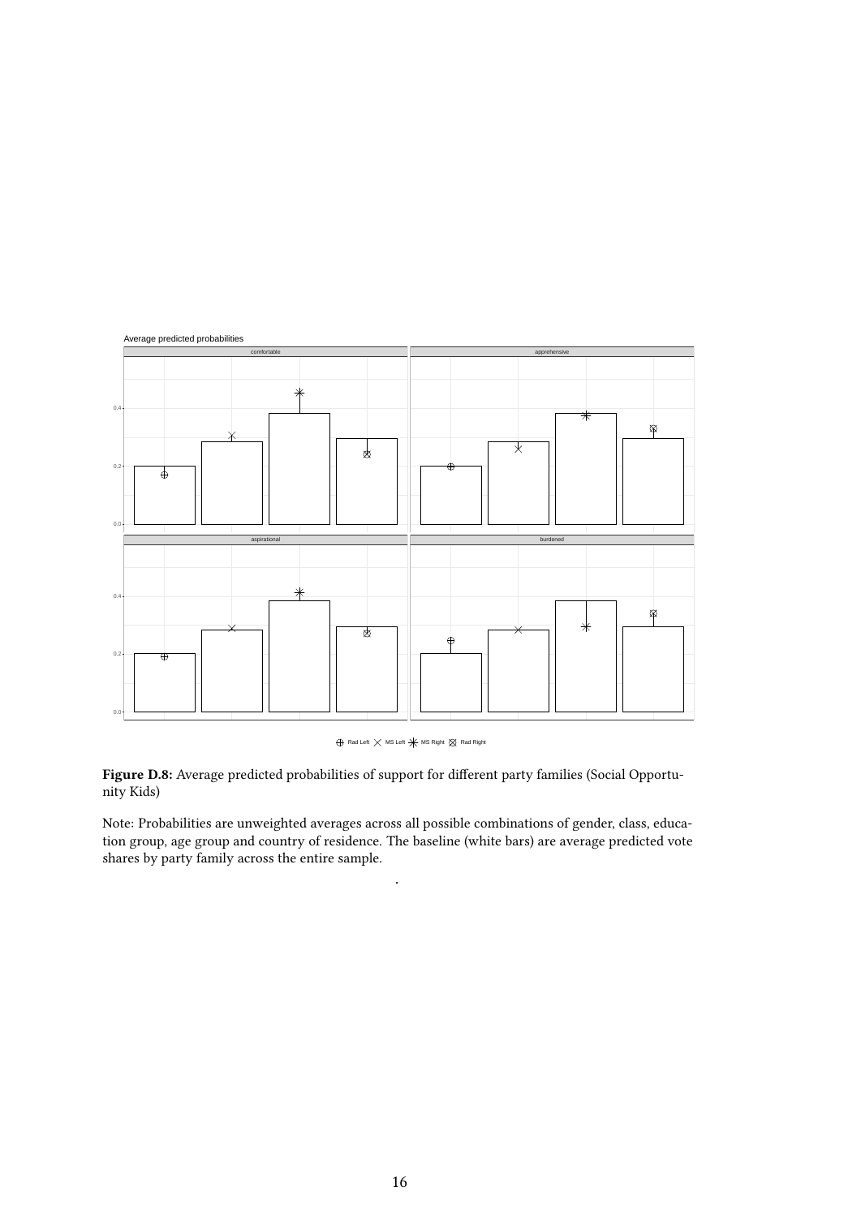**Figure D.8:** Average predicted probabilities of support for different party families (Social Opportunity Kids)

Note: Probabilities are unweighted averages across all possible combinations of gender, class, education group, age group and country of residence. The baseline (white bars) are average predicted vote shares by party family across the entire sample.

.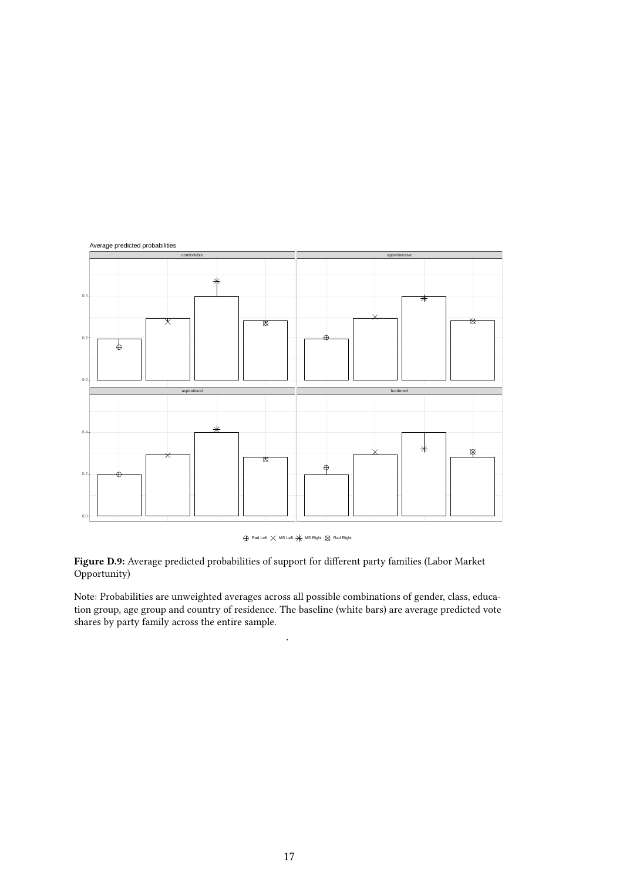**Figure D.9:** Average predicted probabilities of support for different party families (Labor Market Opportunity)

Note: Probabilities are unweighted averages across all possible combinations of gender, class, education group, age group and country of residence. The baseline (white bars) are average predicted vote shares by party family across the entire sample.

.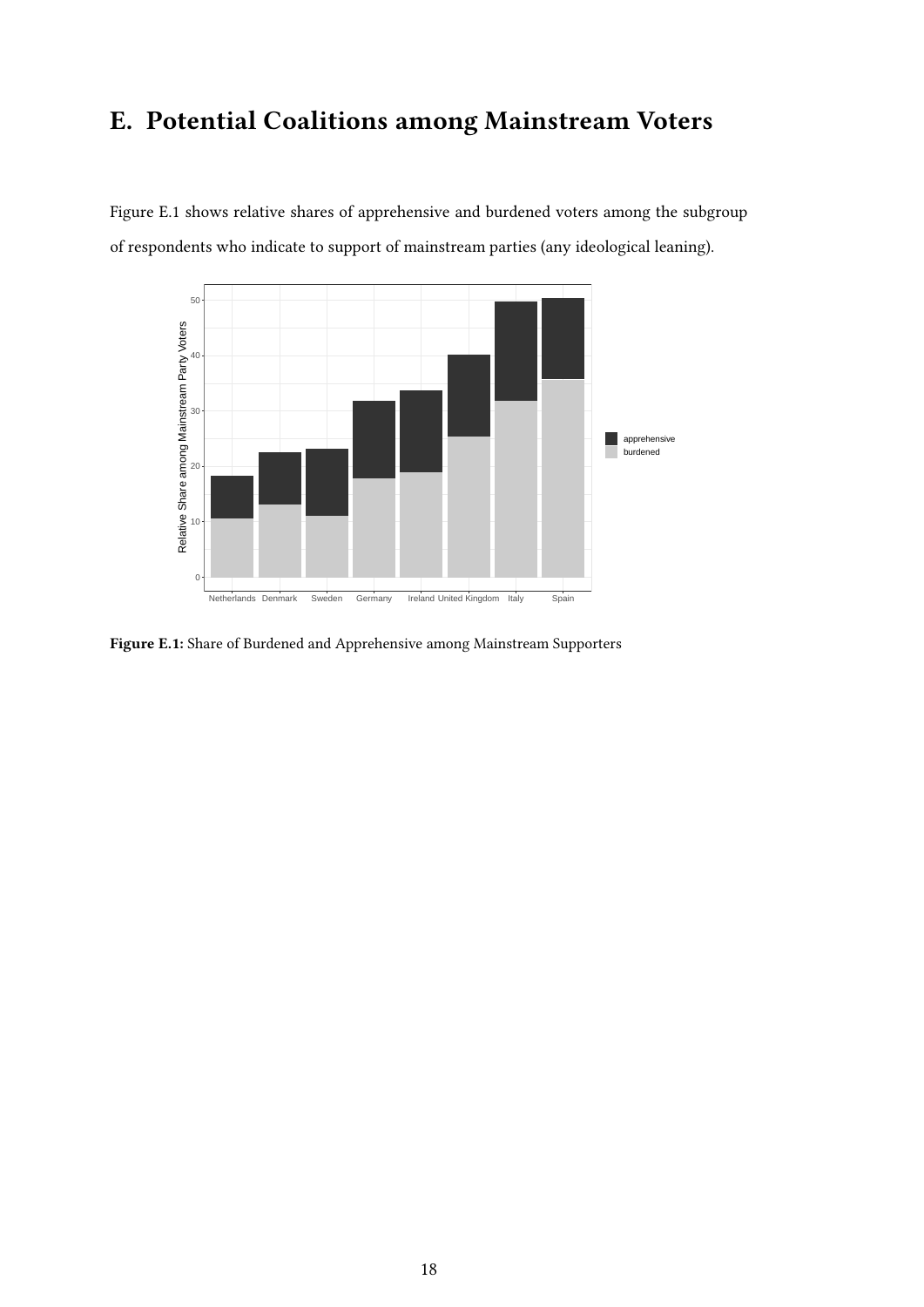# E. Potential Coalitions among Mainstream Voters

Figure E.1 shows relative shares of apprehensive and burdened voters among the subgroup of respondents who indicate to support of mainstream parties (any ideological leaning).

**Figure E.1:** Share of Burdened and Apprehensive among Mainstream Supporters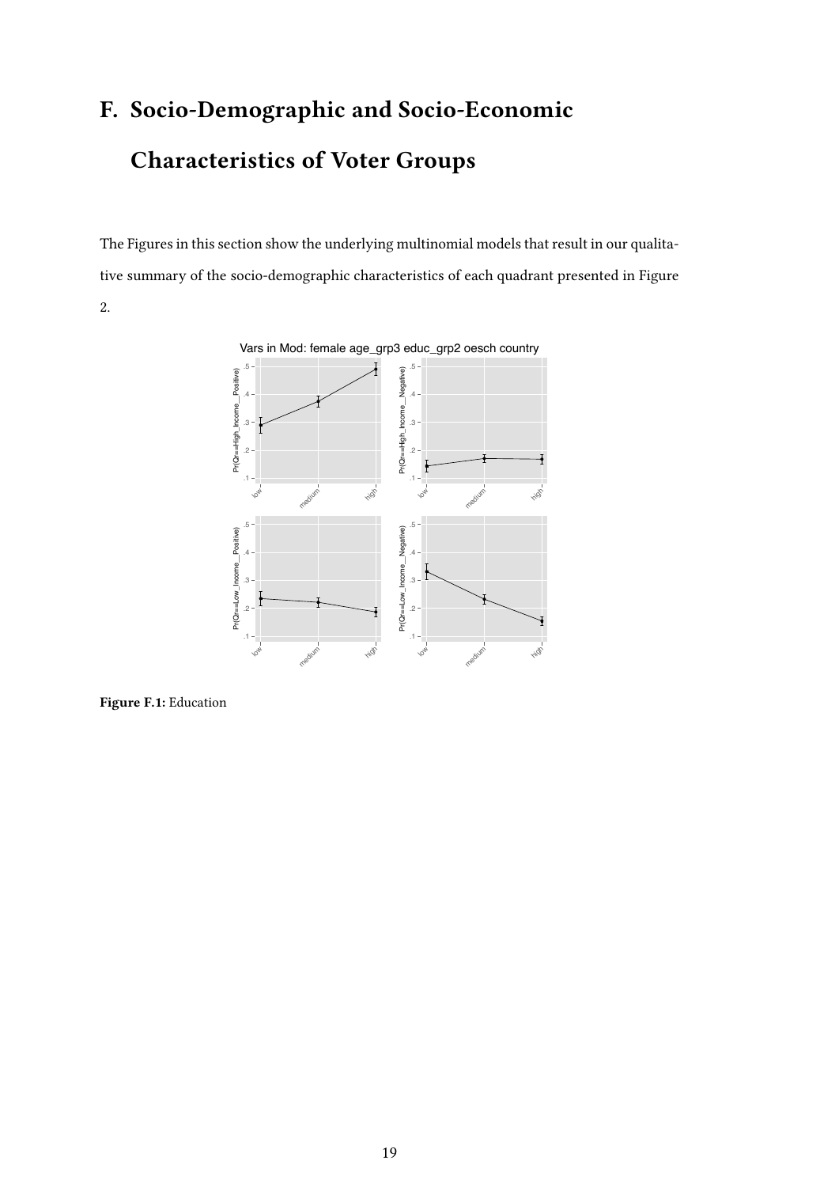# F. Socio-Demographic and Socio-Economic Characteristics of Voter Groups

The Figures in this section show the underlying multinomial models that result in our qualitative summary of the socio-demographic characteristics of each quadrant presented in Figure 2.

**Figure F.1:** Education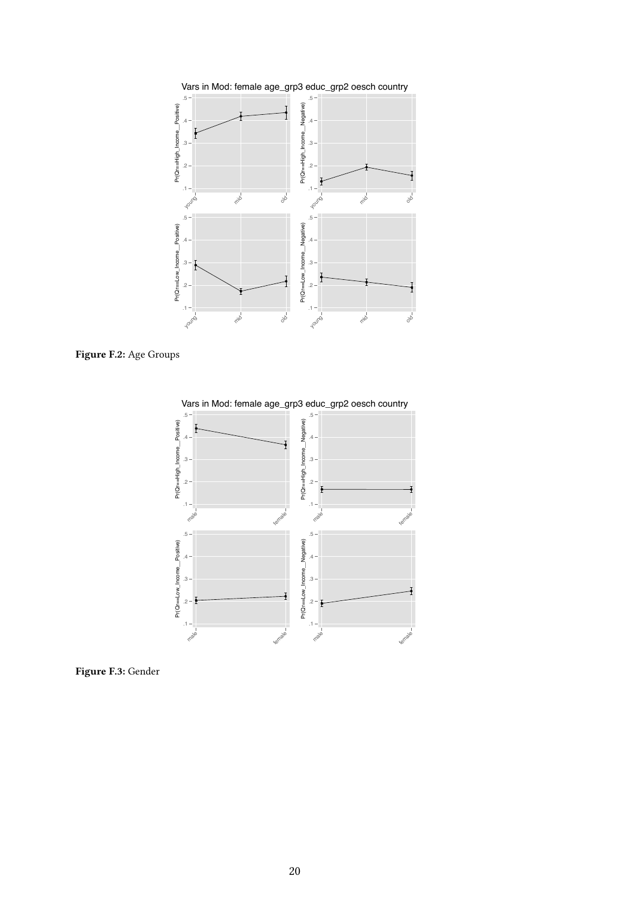Vars in Mod: female age_grp3 educ_grp2 oesch country

**Figure F.2:** Age Groups

Vars in Mod: female age_grp3 educ_grp2 oesch country

**Figure F.3:** Gender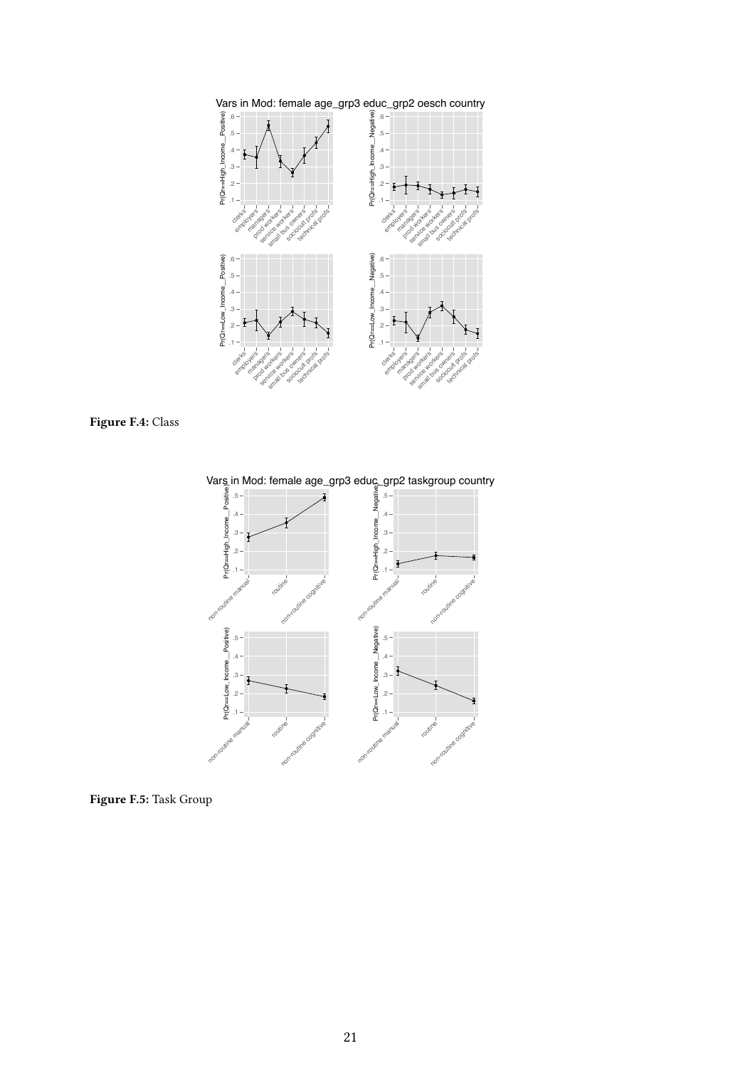Vars in Mod: female age_grp3 educ_grp2 oesch country

**Figure F.4:** Class

Vars in Mod: female age_grp3 educ_grp2 taskgroup country

**Figure F.5:** Task Group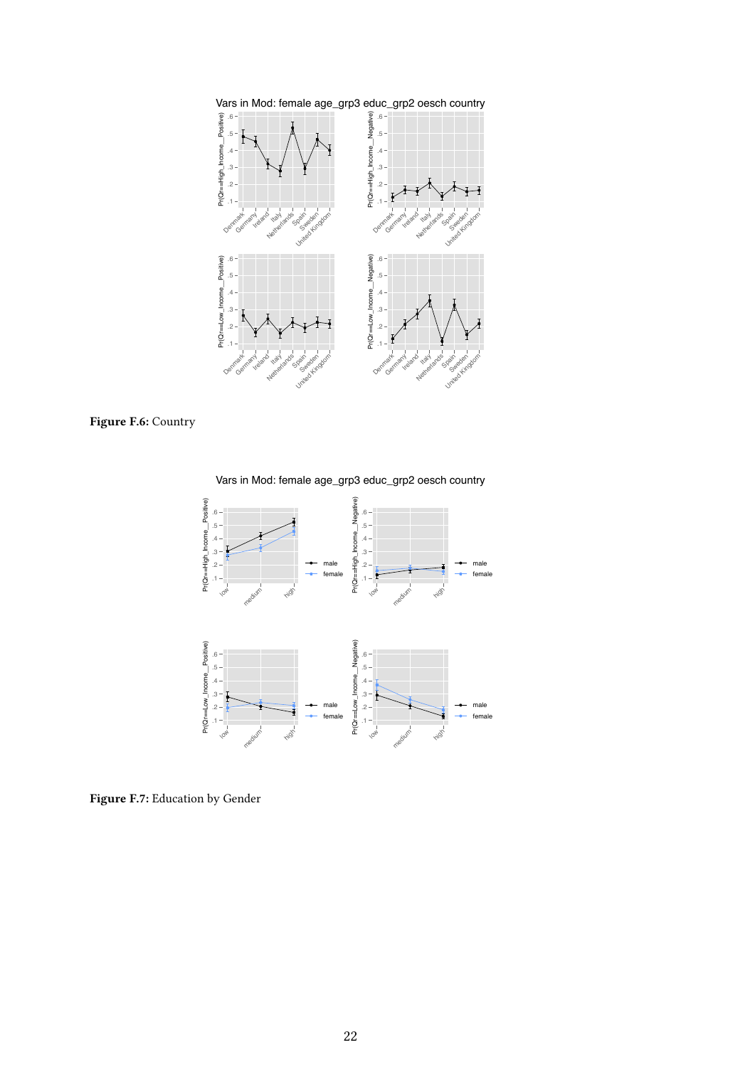Figure F.6: Country

Figure F.7: Education by Gender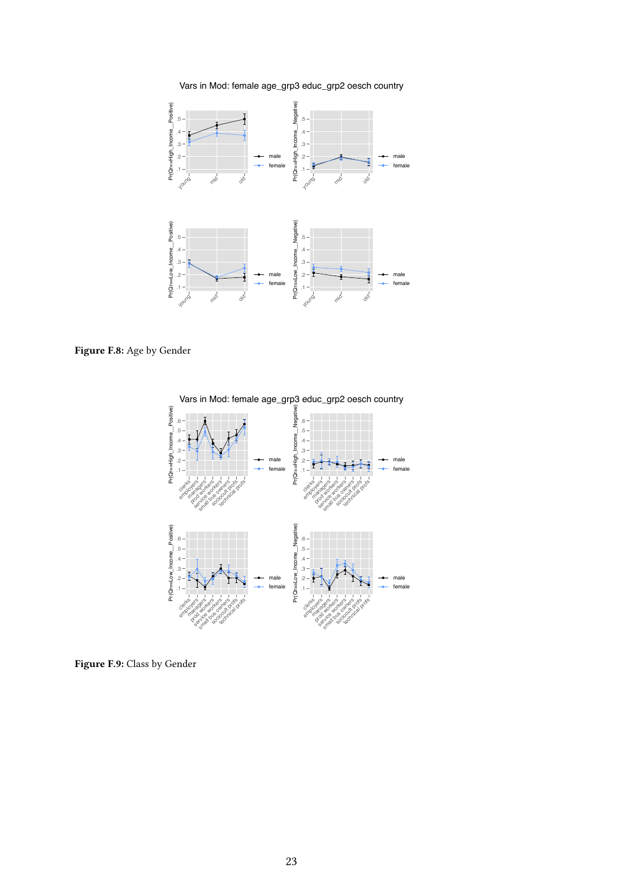Vars in Mod: female age_grp3 educ_grp2 oesch country

**Figure F.8:** Age by Gender

Vars in Mod: female age_grp3 educ_grp2 oesch country

**Figure F.9:** Class by Gender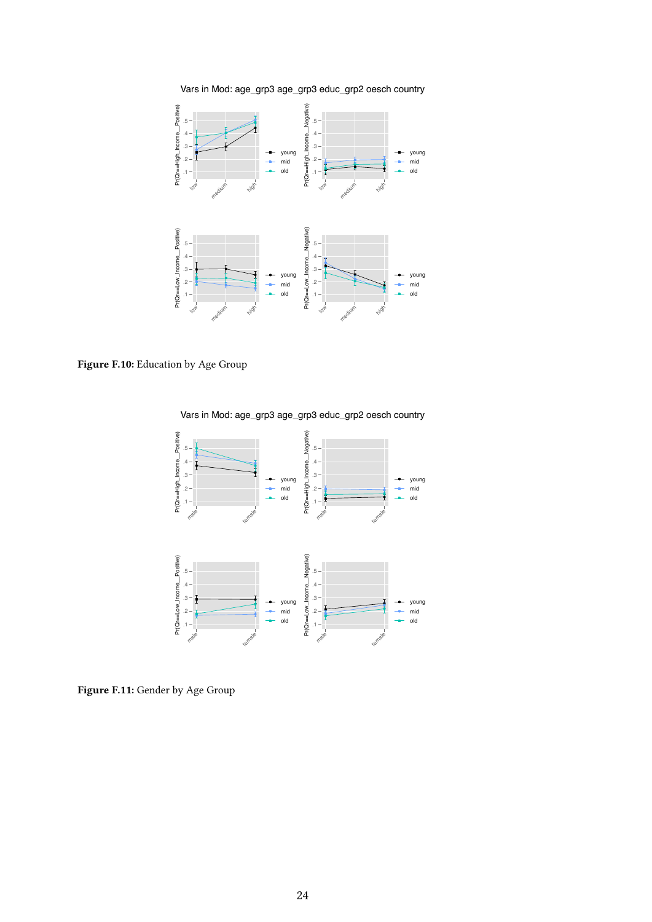Vars in Mod: age_grp3 age_grp3 educ_grp2 oesch country

**Figure F.10:** Education by Age Group

Vars in Mod: age_grp3 age_grp3 educ_grp2 oesch country

**Figure F.11:** Gender by Age Group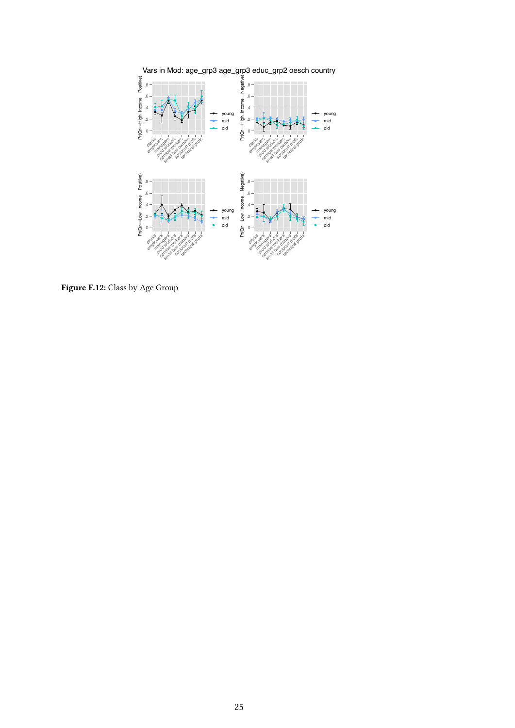Vars in Mod: age_grp3 age_grp3 educ_grp2 oesch country

Pr(Qr==High_Income__Positive)

.8
.6
.4
.2
0

clerks
employers
managers
prod workers
service workers
small bus owners
sociocult profs
technical profs

young
mid
old

Pr(Qr==High_Income__Negative)

.8
.6
.4
.2
0

clerks
employers
managers
prod workers
service workers
small bus owners
sociocult profs
technical profs

young
mid
old

Pr(Qr==Low_Income__Positive)

.8
.6
.4
.2
0

clerks
employers
managers
prod workers
service workers
small bus owners
sociocult profs
technical profs

young
mid
old

Pr(Qr==Low_Income__Negative)

.8
.6
.4
.2
0

clerks
employers
managers
prod workers
service workers
small bus owners
sociocult profs
technical profs

young
mid
old

**Figure F.12:** Class by Age Group